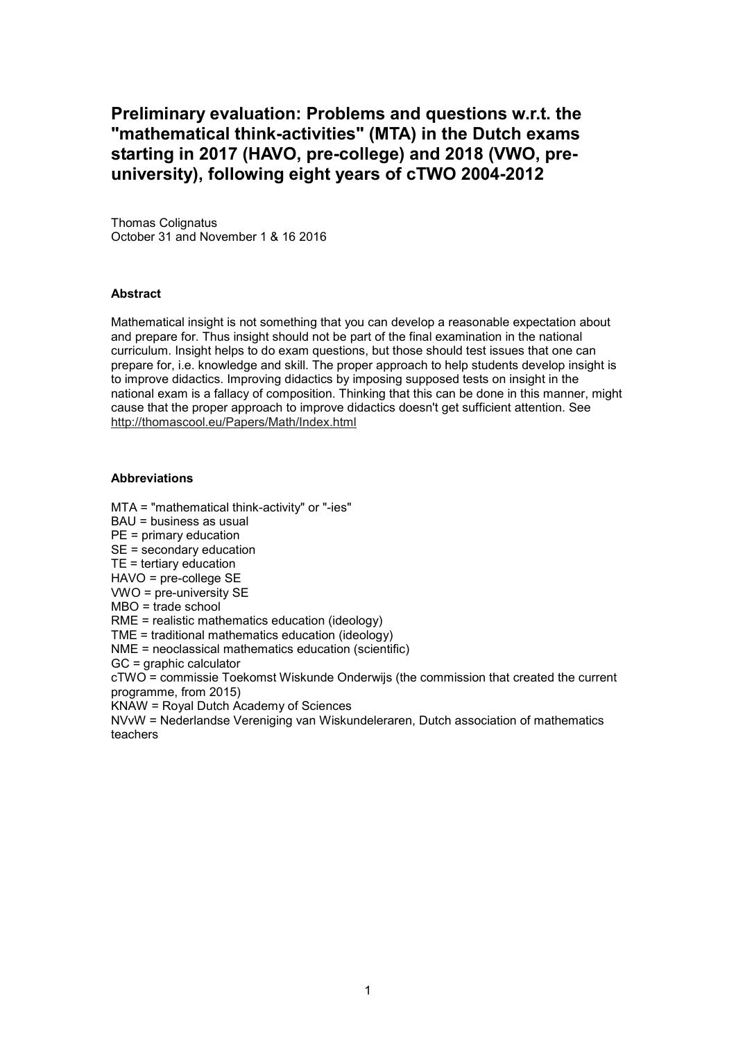# Preliminary evaluation: Problems and questions w.r.t. the "mathematical think-activities" (MTA) in the Dutch exams starting in 2017 (HAVO, pre-college) and 2018 (VWO, pre-university), following eight years of cTWO 2004-2012

Thomas Colignatus
October 31 and November 1 & 16 2016

**Abstract**

Mathematical insight is not something that you can develop a reasonable expectation about and prepare for. Thus insight should not be part of the final examination in the national curriculum. Insight helps to do exam questions, but those should test issues that one can prepare for, i.e. knowledge and skill. The proper approach to help students develop insight is to improve didactics. Improving didactics by imposing supposed tests on insight in the national exam is a fallacy of composition. Thinking that this can be done in this manner, might cause that the proper approach to improve didactics doesn't get sufficient attention. See http://thomascool.eu/Papers/Math/Index.html

**Abbreviations**

MTA = "mathematical think-activity" or "-ies"
BAU = business as usual
PE = primary education
SE = secondary education
TE = tertiary education
HAVO = pre-college SE
VWO = pre-university SE
MBO = trade school
RME = realistic mathematics education (ideology)
TME = traditional mathematics education (ideology)
NME = neoclassical mathematics education (scientific)
GC = graphic calculator
cTWO = commissie Toekomst Wiskunde Onderwijs (the commission that created the current programme, from 2015)
KNAW = Royal Dutch Academy of Sciences
NVvW = Nederlandse Vereniging van Wiskundeleraren, Dutch association of mathematics teachers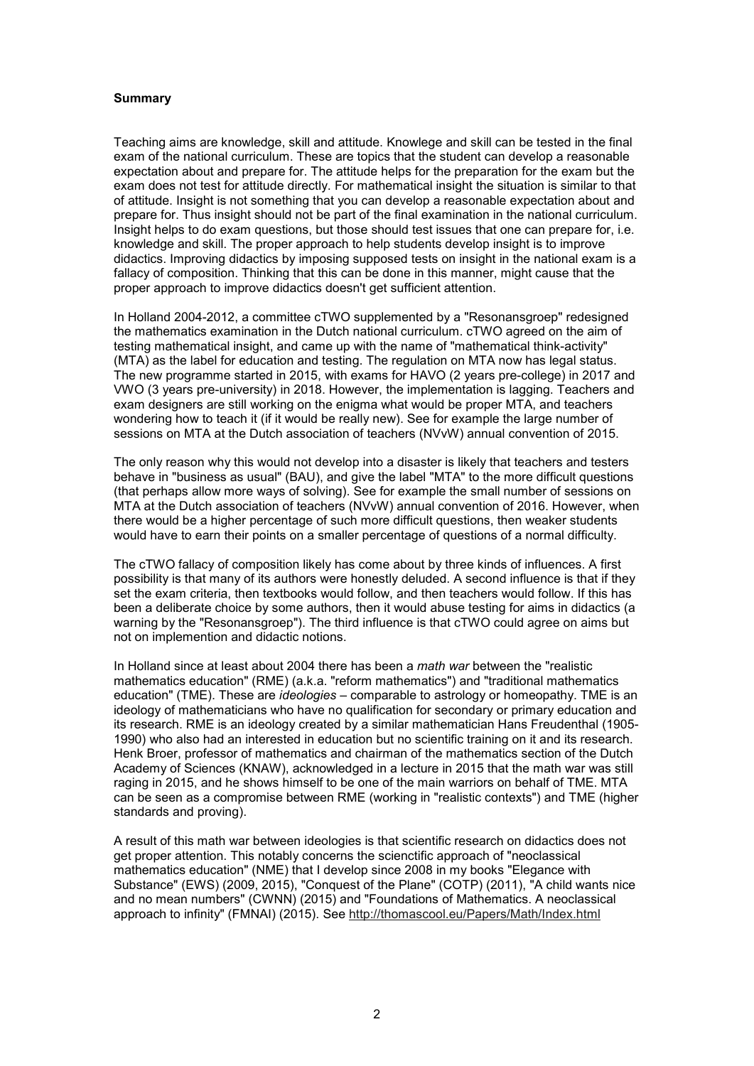**Summary**

Teaching aims are knowledge, skill and attitude. Knowlege and skill can be tested in the final exam of the national curriculum. These are topics that the student can develop a reasonable expectation about and prepare for. The attitude helps for the preparation for the exam but the exam does not test for attitude directly. For mathematical insight the situation is similar to that of attitude. Insight is not something that you can develop a reasonable expectation about and prepare for. Thus insight should not be part of the final examination in the national curriculum. Insight helps to do exam questions, but those should test issues that one can prepare for, i.e. knowledge and skill. The proper approach to help students develop insight is to improve didactics. Improving didactics by imposing supposed tests on insight in the national exam is a fallacy of composition. Thinking that this can be done in this manner, might cause that the proper approach to improve didactics doesn't get sufficient attention.

In Holland 2004-2012, a committee cTWO supplemented by a "Resonansgroep" redesigned the mathematics examination in the Dutch national curriculum. cTWO agreed on the aim of testing mathematical insight, and came up with the name of "mathematical think-activity" (MTA) as the label for education and testing. The regulation on MTA now has legal status. The new programme started in 2015, with exams for HAVO (2 years pre-college) in 2017 and VWO (3 years pre-university) in 2018. However, the implementation is lagging. Teachers and exam designers are still working on the enigma what would be proper MTA, and teachers wondering how to teach it (if it would be really new). See for example the large number of sessions on MTA at the Dutch association of teachers (NVvW) annual convention of 2015.

The only reason why this would not develop into a disaster is likely that teachers and testers behave in "business as usual" (BAU), and give the label "MTA" to the more difficult questions (that perhaps allow more ways of solving). See for example the small number of sessions on MTA at the Dutch association of teachers (NVvW) annual convention of 2016. However, when there would be a higher percentage of such more difficult questions, then weaker students would have to earn their points on a smaller percentage of questions of a normal difficulty.

The cTWO fallacy of composition likely has come about by three kinds of influences. A first possibility is that many of its authors were honestly deluded. A second influence is that if they set the exam criteria, then textbooks would follow, and then teachers would follow. If this has been a deliberate choice by some authors, then it would abuse testing for aims in didactics (a warning by the "Resonansgroep"). The third influence is that cTWO could agree on aims but not on implemention and didactic notions.

In Holland since at least about 2004 there has been a *math war* between the "realistic mathematics education" (RME) (a.k.a. "reform mathematics") and "traditional mathematics education" (TME). These are *ideologies* – comparable to astrology or homeopathy. TME is an ideology of mathematicians who have no qualification for secondary or primary education and its research. RME is an ideology created by a similar mathematician Hans Freudenthal (1905-1990) who also had an interested in education but no scientific training on it and its research. Henk Broer, professor of mathematics and chairman of the mathematics section of the Dutch Academy of Sciences (KNAW), acknowledged in a lecture in 2015 that the math war was still raging in 2015, and he shows himself to be one of the main warriors on behalf of TME. MTA can be seen as a compromise between RME (working in "realistic contexts") and TME (higher standards and proving).

A result of this math war between ideologies is that scientific research on didactics does not get proper attention. This notably concerns the scienctific approach of "neoclassical mathematics education" (NME) that I develop since 2008 in my books "Elegance with Substance" (EWS) (2009, 2015), "Conquest of the Plane" (COTP) (2011), "A child wants nice and no mean numbers" (CWNN) (2015) and "Foundations of Mathematics. A neoclassical approach to infinity" (FMNAI) (2015). See http://thomascool.eu/Papers/Math/Index.html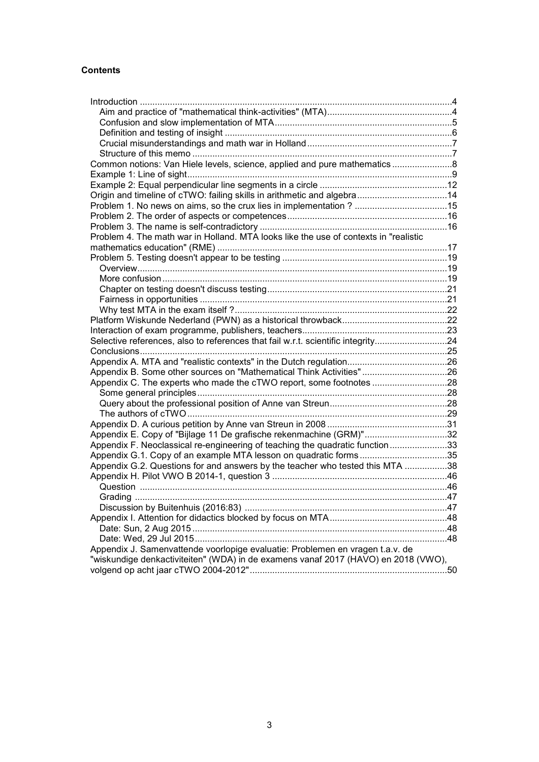**Contents**

- Introduction ....4
  - Aim and practice of "mathematical think-activities" (MTA) ....4
  - Confusion and slow implementation of MTA ....5
  - Definition and testing of insight ....6
  - Crucial misunderstandings and math war in Holland ....7
  - Structure of this memo ....7
- Common notions: Van Hiele levels, science, applied and pure mathematics ....8
- Example 1: Line of sight ....9
- Example 2: Equal perpendicular line segments in a circle ....12
- Origin and timeline of cTWO: failing skills in arithmetic and algebra ....14
- Problem 1. No news on aims, so the crux lies in implementation ? ....15
- Problem 2. The order of aspects or competences ....16
- Problem 3. The name is self-contradictory ....16
- Problem 4. The math war in Holland. MTA looks like the use of contexts in "realistic mathematics education" (RME) ....17
- Problem 5. Testing doesn't appear to be testing ....19
  - Overview ....19
  - More confusion ....19
  - Chapter on testing doesn't discuss testing ....21
  - Fairness in opportunities ....21
  - Why test MTA in the exam itself ? ....22
- Platform Wiskunde Nederland (PWN) as a historical throwback ....22
- Interaction of exam programme, publishers, teachers ....23
- Selective references, also to references that fail w.r.t. scientific integrity ....24
- Conclusions ....25
- Appendix A. MTA and "realistic contexts" in the Dutch regulation ....26
- Appendix B. Some other sources on "Mathematical Think Activities" ....26
- Appendix C. The experts who made the cTWO report, some footnotes ....28
  - Some general principles ....28
  - Query about the professional position of Anne van Streun ....28
  - The authors of cTWO ....29
- Appendix D. A curious petition by Anne van Streun in 2008 ....31
- Appendix E. Copy of "Bijlage 11 De grafische rekenmachine (GRM)" ....32
- Appendix F. Neoclassical re-engineering of teaching the quadratic function ....33
- Appendix G.1. Copy of an example MTA lesson on quadratic forms ....35
- Appendix G.2. Questions for and answers by the teacher who tested this MTA ....38
- Appendix H. Pilot VWO B 2014-1, question 3 ....46
  - Question ....46
  - Grading ....47
  - Discussion by Buitenhuis (2016:83) ....47
- Appendix I. Attention for didactics blocked by focus on MTA ....48
  - Date: Sun, 2 Aug 2015 ....48
  - Date: Wed, 29 Jul 2015 ....48
- Appendix J. Samenvattende voorlopige evaluatie: Problemen en vragen t.a.v. de "wiskundige denkactiviteiten" (WDA) in de examens vanaf 2017 (HAVO) en 2018 (VWO), volgend op acht jaar cTWO 2004-2012" ....50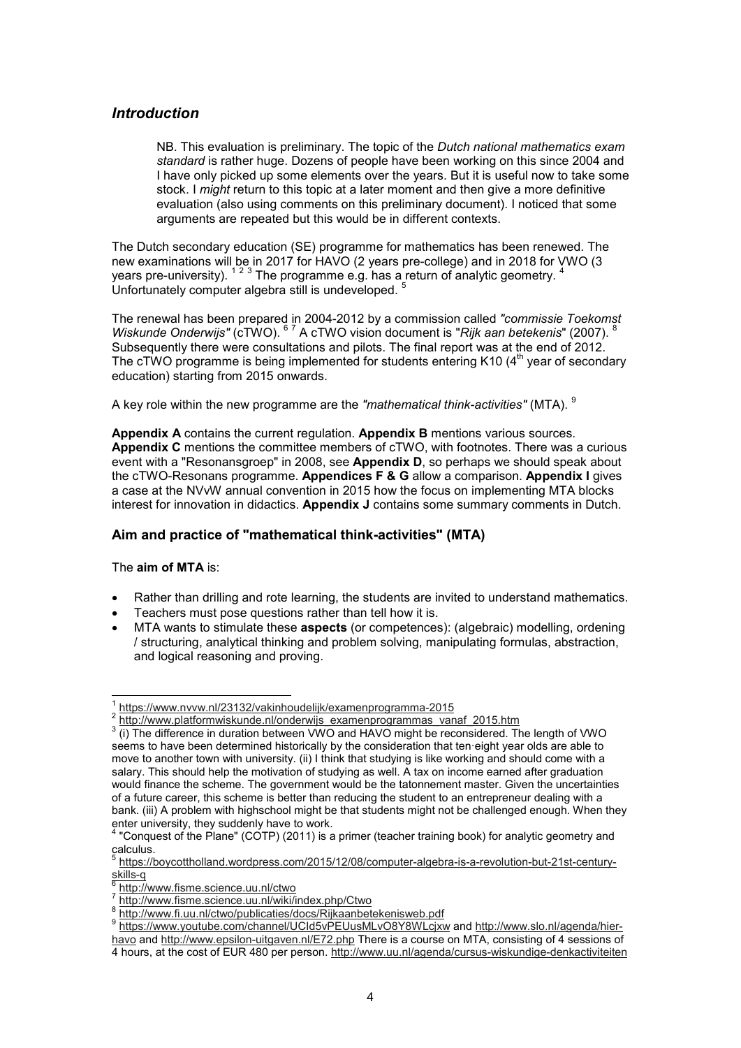## *Introduction*

> NB. This evaluation is preliminary. The topic of the *Dutch national mathematics exam standard* is rather huge. Dozens of people have been working on this since 2004 and I have only picked up some elements over the years. But it is useful now to take some stock. I *might* return to this topic at a later moment and then give a more definitive evaluation (also using comments on this preliminary document). I noticed that some arguments are repeated but this would be in different contexts.

The Dutch secondary education (SE) programme for mathematics has been renewed. The new examinations will be in 2017 for HAVO (2 years pre-college) and in 2018 for VWO (3 years pre-university). [1] [2] [3] The programme e.g. has a return of analytic geometry. [4] Unfortunately computer algebra still is undeveloped. [5]

The renewal has been prepared in 2004-2012 by a commission called *"commissie Toekomst Wiskunde Onderwijs"* (cTWO). [6] [7] A cTWO vision document is "*Rijk aan betekenis*" (2007). [8] Subsequently there were consultations and pilots. The final report was at the end of 2012. The cTWO programme is being implemented for students entering K10 (4th year of secondary education) starting from 2015 onwards.

A key role within the new programme are the *"mathematical think-activities"* (MTA). [9]

**Appendix A** contains the current regulation. **Appendix B** mentions various sources. **Appendix C** mentions the committee members of cTWO, with footnotes. There was a curious event with a "Resonansgroep" in 2008, see **Appendix D**, so perhaps we should speak about the cTWO-Resonans programme. **Appendices F & G** allow a comparison. **Appendix I** gives a case at the NVvW annual convention in 2015 how the focus on implementing MTA blocks interest for innovation in didactics. **Appendix J** contains some summary comments in Dutch.

### Aim and practice of "mathematical think-activities" (MTA)

The **aim of MTA** is:

- Rather than drilling and rote learning, the students are invited to understand mathematics.
- Teachers must pose questions rather than tell how it is.
- MTA wants to stimulate these **aspects** (or competences): (algebraic) modelling, ordering / structuring, analytical thinking and problem solving, manipulating formulas, abstraction, and logical reasoning and proving.

---

[1] https://www.nvvw.nl/23132/vakinhoudelijk/examenprogramma-2015

[2] http://www.platformwiskunde.nl/onderwijs_examenprogrammas_vanaf_2015.htm

[3] (i) The difference in duration between VWO and HAVO might be reconsidered. The length of VWO seems to have been determined historically by the consideration that ten·eight year olds are able to move to another town with university. (ii) I think that studying is like working and should come with a salary. This should help the motivation of studying as well. A tax on income earned after graduation would finance the scheme. The government would be the tatonnement master. Given the uncertainties of a future career, this scheme is better than reducing the student to an entrepreneur dealing with a bank. (iii) A problem with highschool might be that students might not be challenged enough. When they enter university, they suddenly have to work.

[4] "Conquest of the Plane" (COTP) (2011) is a primer (teacher training book) for analytic geometry and calculus.

[5] https://boycottholland.wordpress.com/2015/12/08/computer-algebra-is-a-revolution-but-21st-century-skills-q

[6] http://www.fisme.science.uu.nl/ctwo

[7] http://www.fisme.science.uu.nl/wiki/index.php/Ctwo

[8] http://www.fi.uu.nl/ctwo/publicaties/docs/Rijkaanbetekenisweb.pdf

[9] https://www.youtube.com/channel/UCId5vPEUusMLvO8Y8WLcjxw and http://www.slo.nl/agenda/hier-havo and http://www.epsilon-uitgaven.nl/E72.php There is a course on MTA, consisting of 4 sessions of 4 hours, at the cost of EUR 480 per person. http://www.uu.nl/agenda/cursus-wiskundige-denkactiviteiten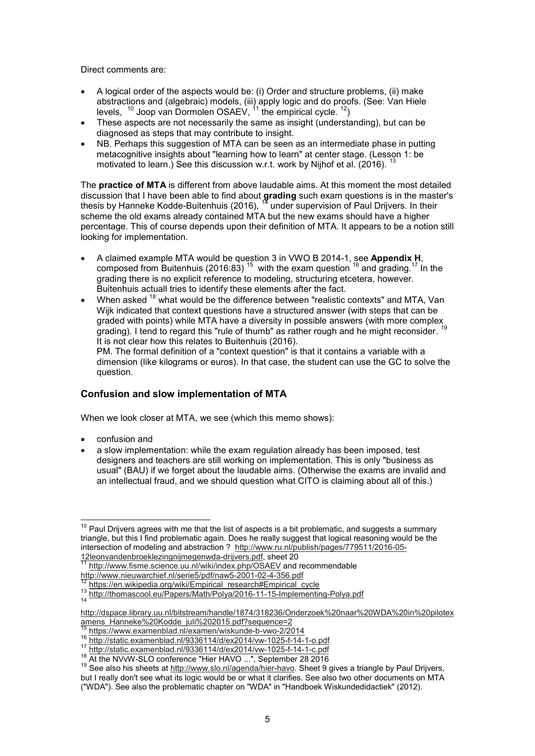Direct comments are:

- A logical order of the aspects would be: (i) Order and structure problems, (ii) make abstractions and (algebraic) models, (iii) apply logic and do proofs. (See: Van Hiele levels, [10] Joop van Dormolen OSAEV, [11] the empirical cycle. [12])
- These aspects are not necessarily the same as insight (understanding), but can be diagnosed as steps that may contribute to insight.
- NB. Perhaps this suggestion of MTA can be seen as an intermediate phase in putting metacognitive insights about "learning how to learn" at center stage. (Lesson 1: be motivated to learn.) See this discussion w.r.t. work by Nijhof et al. (2016). [13]

The **practice of MTA** is different from above laudable aims. At this moment the most detailed discussion that I have been able to find about **grading** such exam questions is in the master's thesis by Hanneke Kodde-Buitenhuis (2016), [14] under supervision of Paul Drijvers. In their scheme the old exams already contained MTA but the new exams should have a higher percentage. This of course depends upon their definition of MTA. It appears to be a notion still looking for implementation.

- A claimed example MTA would be question 3 in VWO B 2014-1, see **Appendix H**, composed from Buitenhuis (2016:83) [15] with the exam question [16] and grading. [17] In the grading there is no explicit reference to modeling, structuring etcetera, however. Buitenhuis actuall tries to identify these elements after the fact.
- When asked [18] what would be the difference between "realistic contexts" and MTA, Van Wijk indicated that context questions have a structured answer (with steps that can be graded with points) while MTA have a diversity in possible answers (with more complex grading). I tend to regard this "rule of thumb" as rather rough and he might reconsider. [19] It is not clear how this relates to Buitenhuis (2016).
  PM. The formal definition of a "context question" is that it contains a variable with a dimension (like kilograms or euros). In that case, the student can use the GC to solve the question.

## Confusion and slow implementation of MTA

When we look closer at MTA, we see (which this memo shows):

- confusion and
- a slow implementation: while the exam regulation already has been imposed, test designers and teachers are still working on implementation. This is only "business as usual" (BAU) if we forget about the laudable aims. (Otherwise the exams are invalid and an intellectual fraud, and we should question what CITO is claiming about all of this.)

---

[10] Paul Drijvers agrees with me that the list of aspects is a bit problematic, and suggests a summary triangle, but this I find problematic again. Does he really suggest that logical reasoning would be the intersection of modeling and abstraction ? http://www.ru.nl/publish/pages/779511/2016-05-12leonvandenbroeklezingnijmegenwda-drijvers.pdf, sheet 20

[11] http://www.fisme.science.uu.nl/wiki/index.php/OSAEV and recommendable http://www.nieuwarchief.nl/serie5/pdf/naw5-2001-02-4-356.pdf

[12] https://en.wikipedia.org/wiki/Empirical_research#Empirical_cycle

[13] http://thomascool.eu/Papers/Math/Polya/2016-11-15-Implementing-Polya.pdf

[14] http://dspace.library.uu.nl/bitstream/handle/1874/318236/Onderzoek%20naar%20WDA%20in%20pilotexamens_Hanneke%20Kodde_juli%202015.pdf?sequence=2

[15] https://www.examenblad.nl/examen/wiskunde-b-vwo-2/2014

[16] http://static.examenblad.nl/9336114/d/ex2014/vw-1025-f-14-1-o.pdf

[17] http://static.examenblad.nl/9336114/d/ex2014/vw-1025-f-14-1-c.pdf

[18] At the NVvW-SLO conference "Hier HAVO ...", September 28 2016

[19] See also his sheets at http://www.slo.nl/agenda/hier-havo. Sheet 9 gives a triangle by Paul Drijvers, but I really don't see what its logic would be or what it clarifies. See also two other documents on MTA ("WDA"). See also the problematic chapter on "WDA" in "Handboek Wiskundedidactiek" (2012).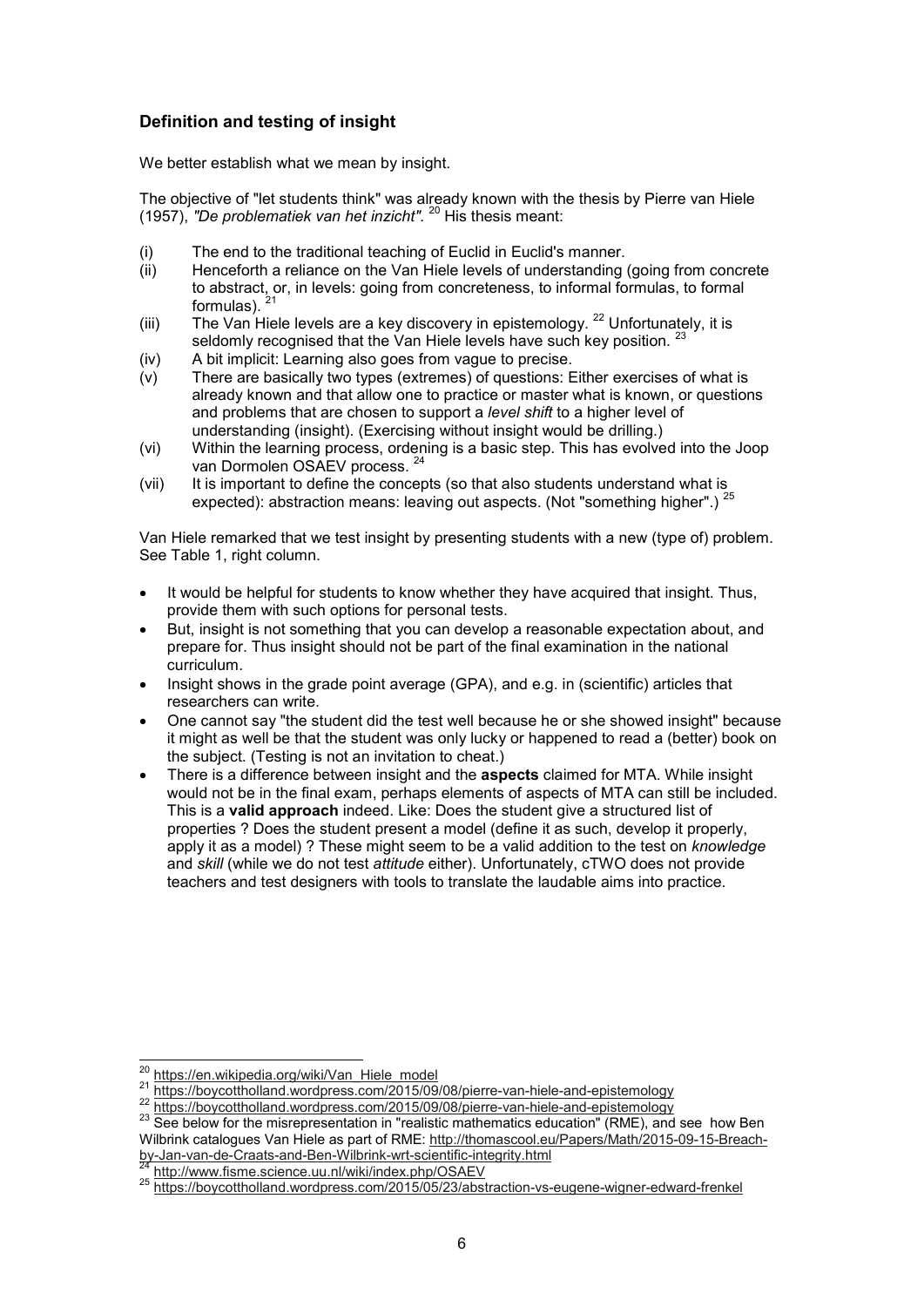### Definition and testing of insight

We better establish what we mean by insight.

The objective of "let students think" was already known with the thesis by Pierre van Hiele (1957), *"De problematiek van het inzicht"*. [20] His thesis meant:

- (i) The end to the traditional teaching of Euclid in Euclid's manner.
- (ii) Henceforth a reliance on the Van Hiele levels of understanding (going from concrete to abstract, or, in levels: going from concreteness, to informal formulas, to formal formulas). [21]
- (iii) The Van Hiele levels are a key discovery in epistemology. [22] Unfortunately, it is seldomly recognised that the Van Hiele levels have such key position. [23]
- (iv) A bit implicit: Learning also goes from vague to precise.
- (v) There are basically two types (extremes) of questions: Either exercises of what is already known and that allow one to practice or master what is known, or questions and problems that are chosen to support a *level shift* to a higher level of understanding (insight). (Exercising without insight would be drilling.)
- (vi) Within the learning process, ordening is a basic step. This has evolved into the Joop van Dormolen OSAEV process. [24]
- (vii) It is important to define the concepts (so that also students understand what is expected): abstraction means: leaving out aspects. (Not "something higher".) [25]

Van Hiele remarked that we test insight by presenting students with a new (type of) problem. See Table 1, right column.

- It would be helpful for students to know whether they have acquired that insight. Thus, provide them with such options for personal tests.
- But, insight is not something that you can develop a reasonable expectation about, and prepare for. Thus insight should not be part of the final examination in the national curriculum.
- Insight shows in the grade point average (GPA), and e.g. in (scientific) articles that researchers can write.
- One cannot say "the student did the test well because he or she showed insight" because it might as well be that the student was only lucky or happened to read a (better) book on the subject. (Testing is not an invitation to cheat.)
- There is a difference between insight and the **aspects** claimed for MTA. While insight would not be in the final exam, perhaps elements of aspects of MTA can still be included. This is a **valid approach** indeed. Like: Does the student give a structured list of properties ? Does the student present a model (define it as such, develop it properly, apply it as a model) ? These might seem to be a valid addition to the test on *knowledge* and *skill* (while we do not test *attitude* either). Unfortunately, cTWO does not provide teachers and test designers with tools to translate the laudable aims into practice.

---

[20] https://en.wikipedia.org/wiki/Van_Hiele_model

[21] https://boycottholland.wordpress.com/2015/09/08/pierre-van-hiele-and-epistemology

[22] https://boycottholland.wordpress.com/2015/09/08/pierre-van-hiele-and-epistemology

[23] See below for the misrepresentation in "realistic mathematics education" (RME), and see how Ben Wilbrink catalogues Van Hiele as part of RME: http://thomascool.eu/Papers/Math/2015-09-15-Breach-by-Jan-van-de-Craats-and-Ben-Wilbrink-wrt-scientific-integrity.html

[24] http://www.fisme.science.uu.nl/wiki/index.php/OSAEV

[25] https://boycottholland.wordpress.com/2015/05/23/abstraction-vs-eugene-wigner-edward-frenkel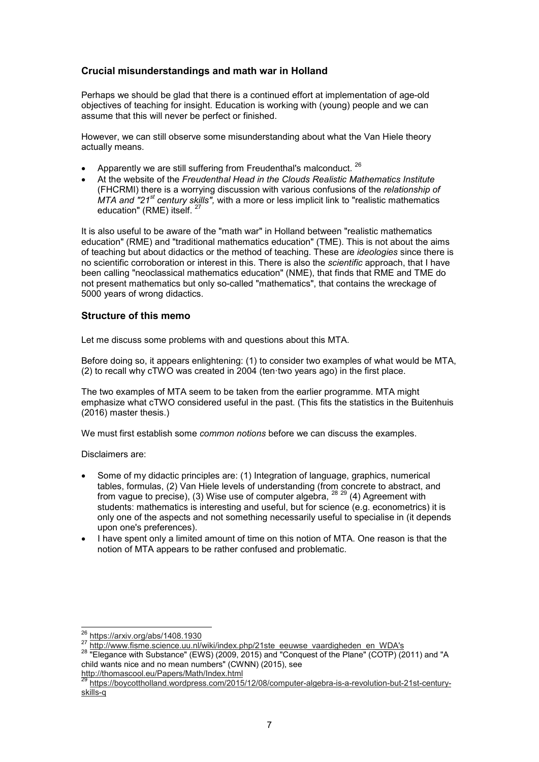## Crucial misunderstandings and math war in Holland

Perhaps we should be glad that there is a continued effort at implementation of age-old objectives of teaching for insight. Education is working with (young) people and we can assume that this will never be perfect or finished.

However, we can still observe some misunderstanding about what the Van Hiele theory actually means.

- Apparently we are still suffering from Freudenthal's malconduct. [26]
- At the website of the *Freudenthal Head in the Clouds Realistic Mathematics Institute* (FHCRMI) there is a worrying discussion with various confusions of the *relationship of MTA and "21st century skills",* with a more or less implicit link to "realistic mathematics education" (RME) itself. [27]

It is also useful to be aware of the "math war" in Holland between "realistic mathematics education" (RME) and "traditional mathematics education" (TME). This is not about the aims of teaching but about didactics or the method of teaching. These are *ideologies* since there is no scientific corroboration or interest in this. There is also the *scientific* approach, that I have been calling "neoclassical mathematics education" (NME), that finds that RME and TME do not present mathematics but only so-called "mathematics", that contains the wreckage of 5000 years of wrong didactics.

## Structure of this memo

Let me discuss some problems with and questions about this MTA.

Before doing so, it appears enlightening: (1) to consider two examples of what would be MTA, (2) to recall why cTWO was created in 2004 (ten·two years ago) in the first place.

The two examples of MTA seem to be taken from the earlier programme. MTA might emphasize what cTWO considered useful in the past. (This fits the statistics in the Buitenhuis (2016) master thesis.)

We must first establish some *common notions* before we can discuss the examples.

Disclaimers are:

- Some of my didactic principles are: (1) Integration of language, graphics, numerical tables, formulas, (2) Van Hiele levels of understanding (from concrete to abstract, and from vague to precise), (3) Wise use of computer algebra, [28] [29] (4) Agreement with students: mathematics is interesting and useful, but for science (e.g. econometrics) it is only one of the aspects and not something necessarily useful to specialise in (it depends upon one's preferences).
- I have spent only a limited amount of time on this notion of MTA. One reason is that the notion of MTA appears to be rather confused and problematic.

---

[26] https://arxiv.org/abs/1408.1930

[27] http://www.fisme.science.uu.nl/wiki/index.php/21ste_eeuwse_vaardigheden_en_WDA's

[28] "Elegance with Substance" (EWS) (2009, 2015) and "Conquest of the Plane" (COTP) (2011) and "A child wants nice and no mean numbers" (CWNN) (2015), see http://thomascool.eu/Papers/Math/Index.html

[29] https://boycottholland.wordpress.com/2015/12/08/computer-algebra-is-a-revolution-but-21st-century-skills-q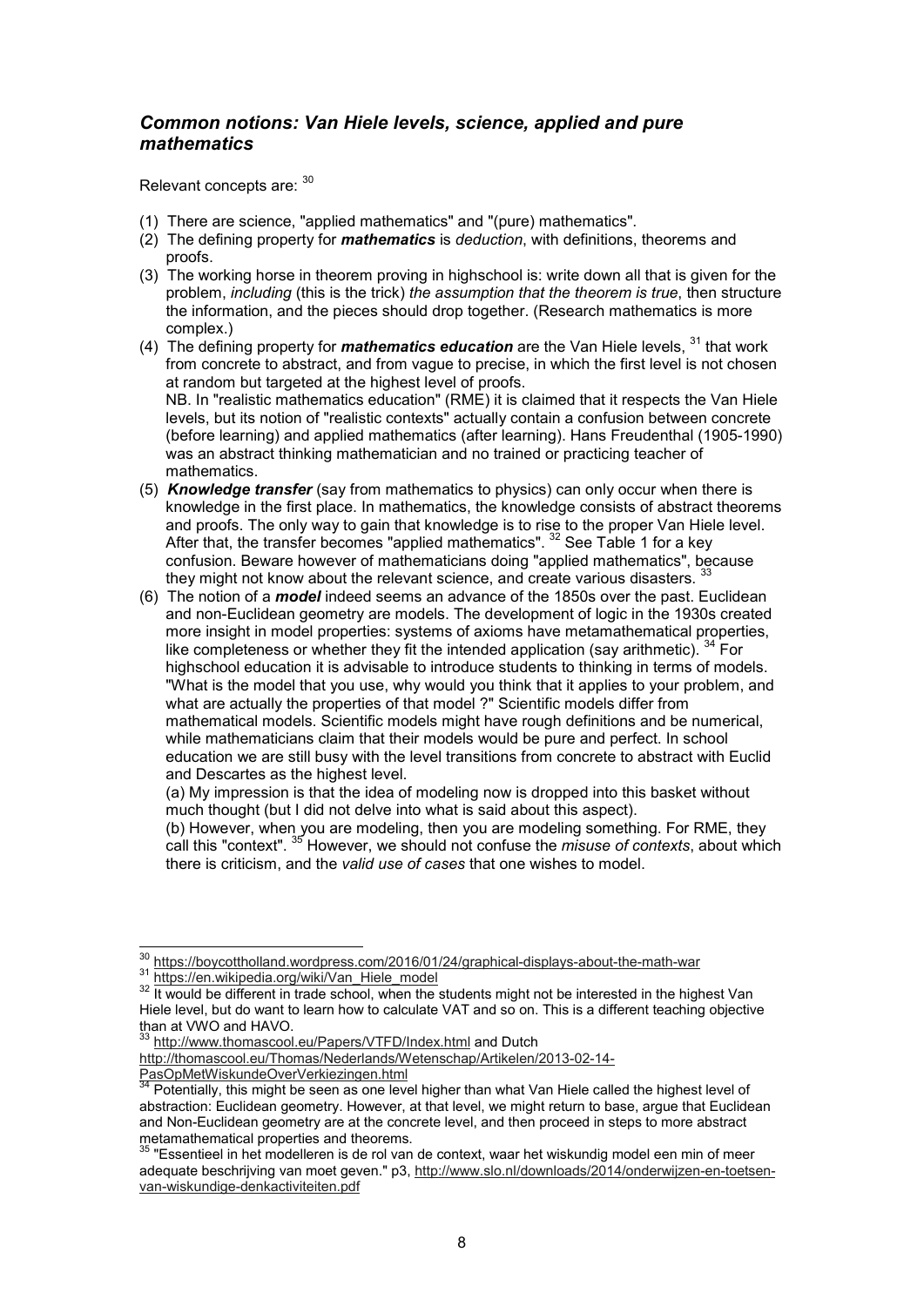## *Common notions: Van Hiele levels, science, applied and pure mathematics*

Relevant concepts are: [30]

(1) There are science, "applied mathematics" and "(pure) mathematics".

(2) The defining property for ***mathematics*** is *deduction*, with definitions, theorems and proofs.

(3) The working horse in theorem proving in highschool is: write down all that is given for the problem, *including* (this is the trick) *the assumption that the theorem is true*, then structure the information, and the pieces should drop together. (Research mathematics is more complex.)

(4) The defining property for ***mathematics education*** are the Van Hiele levels, [31] that work from concrete to abstract, and from vague to precise, in which the first level is not chosen at random but targeted at the highest level of proofs.
NB. In "realistic mathematics education" (RME) it is claimed that it respects the Van Hiele levels, but its notion of "realistic contexts" actually contain a confusion between concrete (before learning) and applied mathematics (after learning). Hans Freudenthal (1905-1990) was an abstract thinking mathematician and no trained or practicing teacher of mathematics.

(5) ***Knowledge transfer*** (say from mathematics to physics) can only occur when there is knowledge in the first place. In mathematics, the knowledge consists of abstract theorems and proofs. The only way to gain that knowledge is to rise to the proper Van Hiele level. After that, the transfer becomes "applied mathematics". [32] See Table 1 for a key confusion. Beware however of mathematicians doing "applied mathematics", because they might not know about the relevant science, and create various disasters. [33]

(6) The notion of a ***model*** indeed seems an advance of the 1850s over the past. Euclidean and non-Euclidean geometry are models. The development of logic in the 1930s created more insight in model properties: systems of axioms have metamathematical properties, like completeness or whether they fit the intended application (say arithmetic). [34] For highschool education it is advisable to introduce students to thinking in terms of models. "What is the model that you use, why would you think that it applies to your problem, and what are actually the properties of that model ?" Scientific models differ from mathematical models. Scientific models might have rough definitions and be numerical, while mathematicians claim that their models would be pure and perfect. In school education we are still busy with the level transitions from concrete to abstract with Euclid and Descartes as the highest level.
(a) My impression is that the idea of modeling now is dropped into this basket without much thought (but I did not delve into what is said about this aspect).
(b) However, when you are modeling, then you are modeling something. For RME, they call this "context". [35] However, we should not confuse the *misuse of contexts*, about which there is criticism, and the *valid use of cases* that one wishes to model.

---

[30] https://boycottholland.wordpress.com/2016/01/24/graphical-displays-about-the-math-war

[31] https://en.wikipedia.org/wiki/Van_Hiele_model

[32] It would be different in trade school, when the students might not be interested in the highest Van Hiele level, but do want to learn how to calculate VAT and so on. This is a different teaching objective than at VWO and HAVO.

[33] http://www.thomascool.eu/Papers/VTFD/Index.html and Dutch http://thomascool.eu/Thomas/Nederlands/Wetenschap/Artikelen/2013-02-14-PasOpMetWiskundeOverVerkiezingen.html

[34] Potentially, this might be seen as one level higher than what Van Hiele called the highest level of abstraction: Euclidean geometry. However, at that level, we might return to base, argue that Euclidean and Non-Euclidean geometry are at the concrete level, and then proceed in steps to more abstract metamathematical properties and theorems.

[35] "Essentieel in het modelleren is de rol van de context, waar het wiskundig model een min of meer adequate beschrijving van moet geven." p3, http://www.slo.nl/downloads/2014/onderwijzen-en-toetsen-van-wiskundige-denkactiviteiten.pdf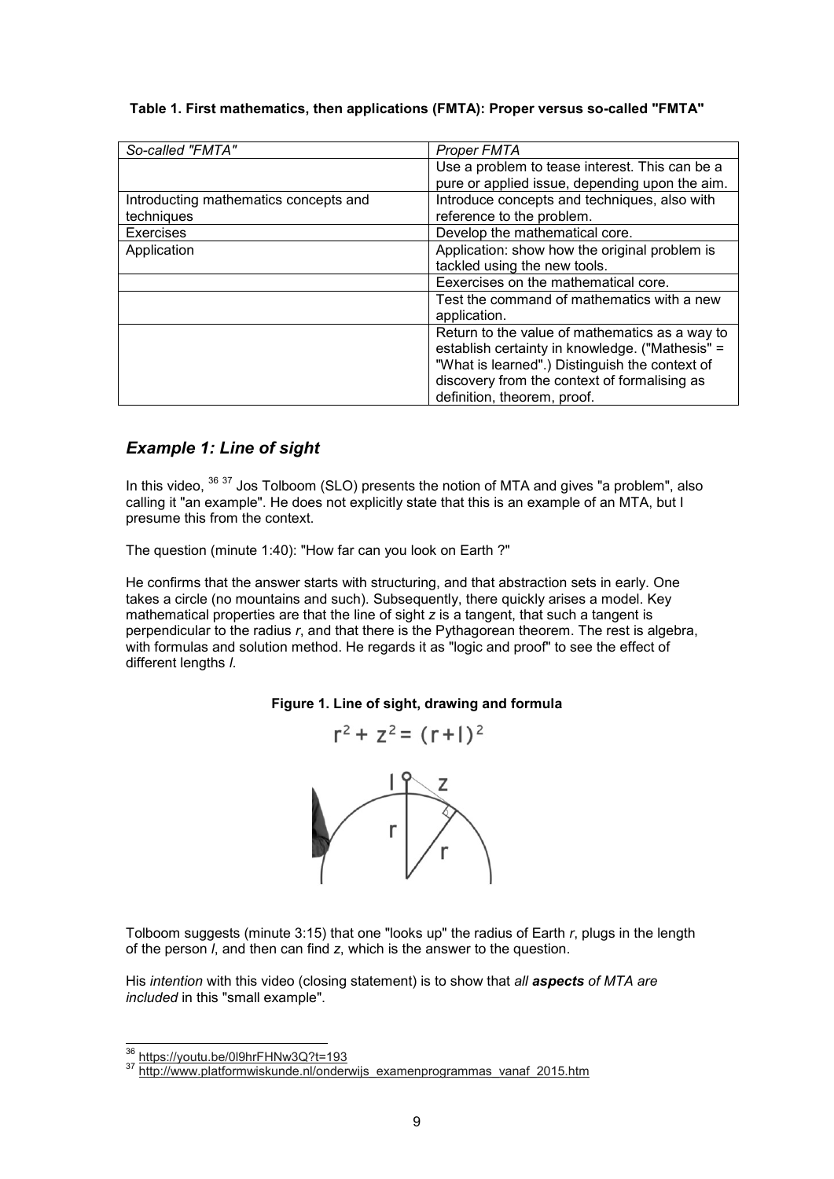**Table 1. First mathematics, then applications (FMTA): Proper versus so-called "FMTA"**

| *So-called "FMTA"* | *Proper FMTA* |
|---|---|
| | Use a problem to tease interest. This can be a pure or applied issue, depending upon the aim. |
| Introducting mathematics concepts and techniques | Introduce concepts and techniques, also with reference to the problem. |
| Exercises | Develop the mathematical core. |
| Application | Application: show how the original problem is tackled using the new tools. |
| | Eexercises on the mathematical core. |
| | Test the command of mathematics with a new application. |
| | Return to the value of mathematics as a way to establish certainty in knowledge. ("Mathesis" = "What is learned".) Distinguish the context of discovery from the context of formalising as definition, theorem, proof. |

## *Example 1: Line of sight*

In this video, [36] [37] Jos Tolboom (SLO) presents the notion of MTA and gives "a problem", also calling it "an example". He does not explicitly state that this is an example of an MTA, but I presume this from the context.

The question (minute 1:40): "How far can you look on Earth ?"

He confirms that the answer starts with structuring, and that abstraction sets in early. One takes a circle (no mountains and such). Subsequently, there quickly arises a model. Key mathematical properties are that the line of sight $z$ is a tangent, that such a tangent is perpendicular to the radius $r$, and that there is the Pythagorean theorem. The rest is algebra, with formulas and solution method. He regards it as "logic and proof" to see the effect of different lengths $l$.

**Figure 1. Line of sight, drawing and formula**

$$r^2 + z^2 = (r + l)^2$$

Tolboom suggests (minute 3:15) that one "looks up" the radius of Earth $r$, plugs in the length of the person $l$, and then can find $z$, which is the answer to the question.

His *intention* with this video (closing statement) is to show that *all **aspects** of MTA are included* in this "small example".

---

[36] https://youtu.be/0l9hrFHNw3Q?t=193
[37] http://www.platformwiskunde.nl/onderwijs_examenprogrammas_vanaf_2015.htm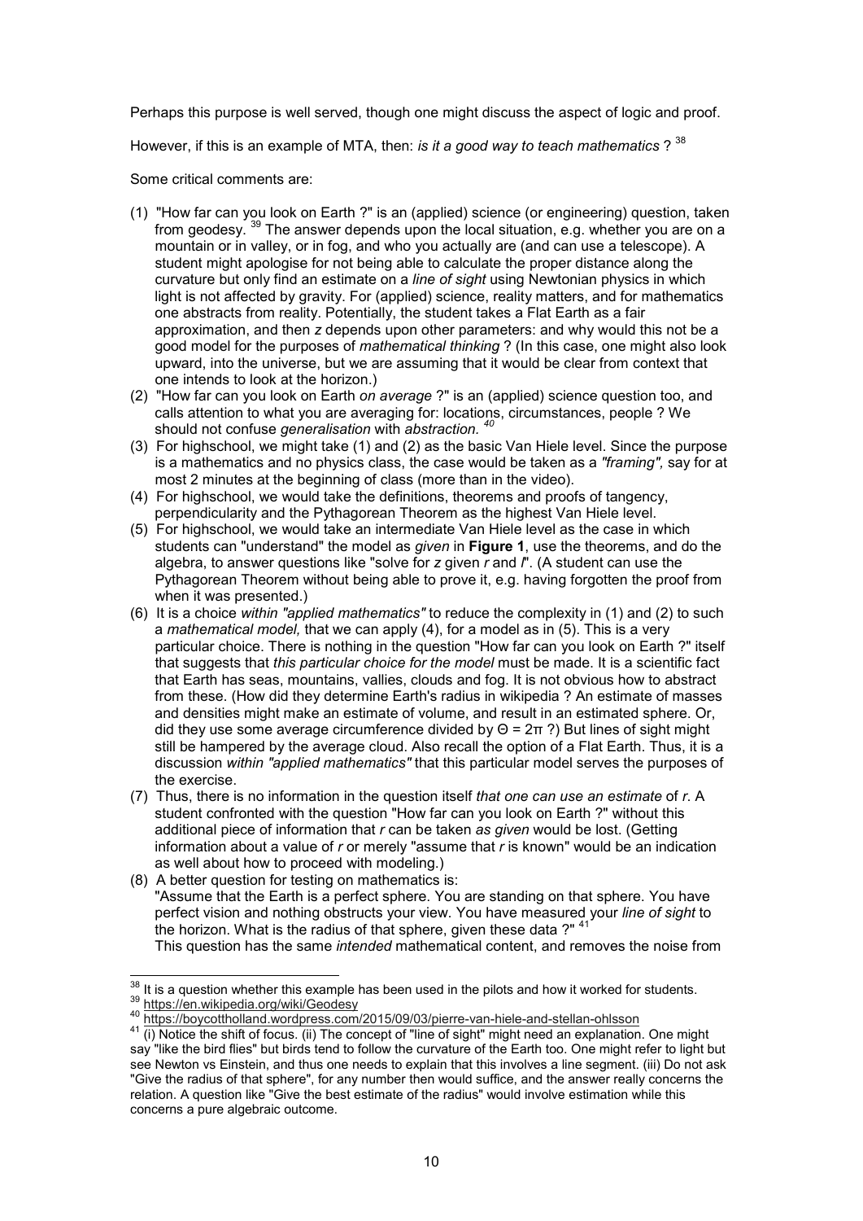Perhaps this purpose is well served, though one might discuss the aspect of logic and proof.

However, if this is an example of MTA, then: *is it a good way to teach mathematics* ? [38]

Some critical comments are:

(1) "How far can you look on Earth ?" is an (applied) science (or engineering) question, taken from geodesy. [39] The answer depends upon the local situation, e.g. whether you are on a mountain or in valley, or in fog, and who you actually are (and can use a telescope). A student might apologise for not being able to calculate the proper distance along the curvature but only find an estimate on a *line of sight* using Newtonian physics in which light is not affected by gravity. For (applied) science, reality matters, and for mathematics one abstracts from reality. Potentially, the student takes a Flat Earth as a fair approximation, and then $z$ depends upon other parameters: and why would this not be a good model for the purposes of *mathematical thinking* ? (In this case, one might also look upward, into the universe, but we are assuming that it would be clear from context that one intends to look at the horizon.)
(2) "How far can you look on Earth *on average* ?" is an (applied) science question too, and calls attention to what you are averaging for: locations, circumstances, people ? We should not confuse *generalisation* with *abstraction*. [40]
(3) For highschool, we might take (1) and (2) as the basic Van Hiele level. Since the purpose is a mathematics and no physics class, the case would be taken as a *"framing"*, say for at most 2 minutes at the beginning of class (more than in the video).
(4) For highschool, we would take the definitions, theorems and proofs of tangency, perpendicularity and the Pythagorean Theorem as the highest Van Hiele level.
(5) For highschool, we would take an intermediate Van Hiele level as the case in which students can "understand" the model as *given* in **Figure 1**, use the theorems, and do the algebra, to answer questions like "solve for $z$ given $r$ and $l$". (A student can use the Pythagorean Theorem without being able to prove it, e.g. having forgotten the proof from when it was presented.)
(6) It is a choice *within "applied mathematics"* to reduce the complexity in (1) and (2) to such a *mathematical model,* that we can apply (4), for a model as in (5). This is a very particular choice. There is nothing in the question "How far can you look on Earth ?" itself that suggests that *this particular choice for the model* must be made. It is a scientific fact that Earth has seas, mountains, vallies, clouds and fog. It is not obvious how to abstract from these. (How did they determine Earth's radius in wikipedia ? An estimate of masses and densities might make an estimate of volume, and result in an estimated sphere. Or, did they use some average circumference divided by $\Theta = 2\pi$ ?) But lines of sight might still be hampered by the average cloud. Also recall the option of a Flat Earth. Thus, it is a discussion *within "applied mathematics"* that this particular model serves the purposes of the exercise.
(7) Thus, there is no information in the question itself *that one can use an estimate* of $r$. A student confronted with the question "How far can you look on Earth ?" without this additional piece of information that $r$ can be taken *as given* would be lost. (Getting information about a value of $r$ or merely "assume that $r$ is known" would be an indication as well about how to proceed with modeling.)
(8) A better question for testing on mathematics is:
"Assume that the Earth is a perfect sphere. You are standing on that sphere. You have perfect vision and nothing obstructs your view. You have measured your *line of sight* to the horizon. What is the radius of that sphere, given these data ?" [41]
This question has the same *intended* mathematical content, and removes the noise from

---

[38] It is a question whether this example has been used in the pilots and how it worked for students.

[39] https://en.wikipedia.org/wiki/Geodesy

[40] https://boycottholland.wordpress.com/2015/09/03/pierre-van-hiele-and-stellan-ohlsson

[41] (i) Notice the shift of focus. (ii) The concept of "line of sight" might need an explanation. One might say "like the bird flies" but birds tend to follow the curvature of the Earth too. One might refer to light but see Newton vs Einstein, and thus one needs to explain that this involves a line segment. (iii) Do not ask "Give the radius of that sphere", for any number then would suffice, and the answer really concerns the relation. A question like "Give the best estimate of the radius" would involve estimation while this concerns a pure algebraic outcome.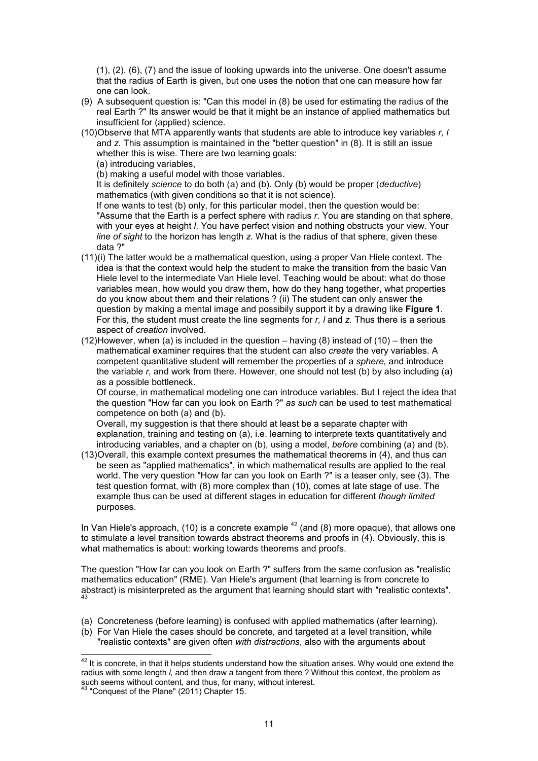(1), (2), (6), (7) and the issue of looking upwards into the universe. One doesn't assume that the radius of Earth is given, but one uses the notion that one can measure how far one can look.

(9) A subsequent question is: "Can this model in (8) be used for estimating the radius of the real Earth ?" Its answer would be that it might be an instance of applied mathematics but insufficient for (applied) science.

(10) Observe that MTA apparently wants that students are able to introduce key variables $r$, $l$ and $z$. This assumption is maintained in the "better question" in (8). It is still an issue whether this is wise. There are two learning goals:
(a) introducing variables,
(b) making a useful model with those variables.
It is definitely *science* to do both (a) and (b). Only (b) would be proper (*deductive*) mathematics (with given conditions so that it is not science).
If one wants to test (b) only, for this particular model, then the question would be: "Assume that the Earth is a perfect sphere with radius $r$. You are standing on that sphere, with your eyes at height $l$. You have perfect vision and nothing obstructs your view. Your *line of sight* to the horizon has length $z$. What is the radius of that sphere, given these data ?"

(11) (i) The latter would be a mathematical question, using a proper Van Hiele context. The idea is that the context would help the student to make the transition from the basic Van Hiele level to the intermediate Van Hiele level. Teaching would be about: what do those variables mean, how would you draw them, how do they hang together, what properties do you know about them and their relations ? (ii) The student can only answer the question by making a mental image and possibily support it by a drawing like **Figure 1**. For this, the student must create the line segments for $r$, $l$ and $z$. Thus there is a serious aspect of *creation* involved.

(12) However, when (a) is included in the question – having (8) instead of (10) – then the mathematical examiner requires that the student can also *create* the very variables. A competent quantitative student will remember the properties of a *sphere,* and introduce the variable $r$, and work from there. However, one should not test (b) by also including (a) as a possible bottleneck.
Of course, in mathematical modeling one can introduce variables. But I reject the idea that the question "How far can you look on Earth ?" *as such* can be used to test mathematical competence on both (a) and (b).
Overall, my suggestion is that there should at least be a separate chapter with explanation, training and testing on (a), i.e. learning to interprete texts quantitatively and introducing variables, and a chapter on (b), using a model, *before* combining (a) and (b).

(13) Overall, this example context presumes the mathematical theorems in (4), and thus can be seen as "applied mathematics", in which mathematical results are applied to the real world. The very question "How far can you look on Earth ?" is a teaser only, see (3). The test question format, with (8) more complex than (10), comes at late stage of use. The example thus can be used at different stages in education for different *though limited* purposes.

In Van Hiele's approach, (10) is a concrete example [42] (and (8) more opaque), that allows one to stimulate a level transition towards abstract theorems and proofs in (4). Obviously, this is what mathematics is about: working towards theorems and proofs.

The question "How far can you look on Earth ?" suffers from the same confusion as "realistic mathematics education" (RME). Van Hiele's argument (that learning is from concrete to abstract) is misinterpreted as the argument that learning should start with "realistic contexts". [43]

(a) Concreteness (before learning) is confused with applied mathematics (after learning).
(b) For Van Hiele the cases should be concrete, and targeted at a level transition, while "realistic contexts" are given often *with distractions*, also with the arguments about

---

[42] It is concrete, in that it helps students understand how the situation arises. Why would one extend the radius with some length $l$, and then draw a tangent from there ? Without this context, the problem as such seems without content, and thus, for many, without interest.

[43] "Conquest of the Plane" (2011) Chapter 15.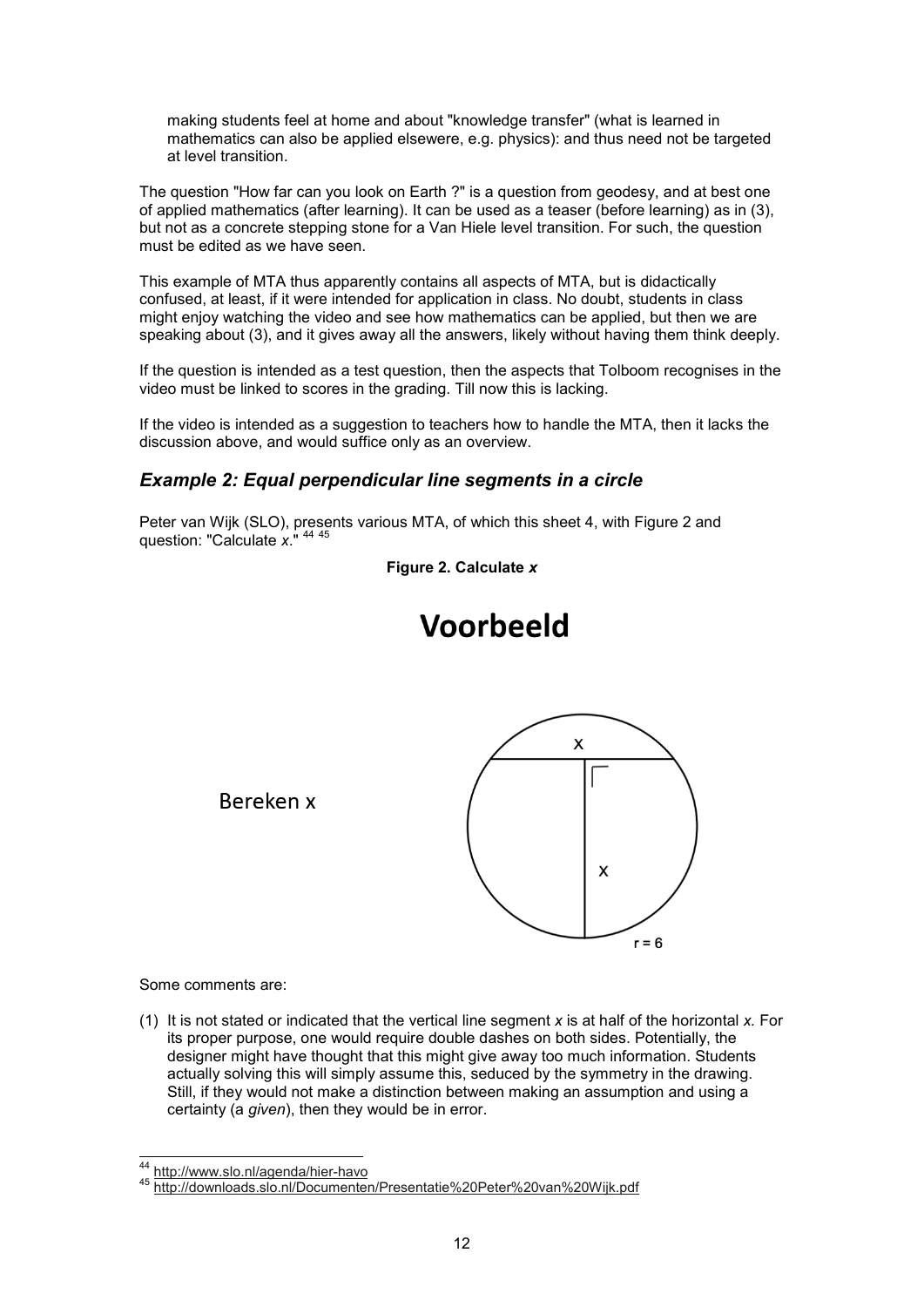making students feel at home and about "knowledge transfer" (what is learned in mathematics can also be applied elsewere, e.g. physics): and thus need not be targeted at level transition.

The question "How far can you look on Earth ?" is a question from geodesy, and at best one of applied mathematics (after learning). It can be used as a teaser (before learning) as in (3), but not as a concrete stepping stone for a Van Hiele level transition. For such, the question must be edited as we have seen.

This example of MTA thus apparently contains all aspects of MTA, but is didactically confused, at least, if it were intended for application in class. No doubt, students in class might enjoy watching the video and see how mathematics can be applied, but then we are speaking about (3), and it gives away all the answers, likely without having them think deeply.

If the question is intended as a test question, then the aspects that Tolboom recognises in the video must be linked to scores in the grading. Till now this is lacking.

If the video is intended as a suggestion to teachers how to handle the MTA, then it lacks the discussion above, and would suffice only as an overview.

### *Example 2: Equal perpendicular line segments in a circle*

Peter van Wijk (SLO), presents various MTA, of which this sheet 4, with Figure 2 and question: "Calculate *x*." [44] [45]

**Figure 2. Calculate *x***

**Voorbeeld**

Bereken x

x

x

r = 6

Some comments are:

(1) It is not stated or indicated that the vertical line segment *x* is at half of the horizontal *x.* For its proper purpose, one would require double dashes on both sides. Potentially, the designer might have thought that this might give away too much information. Students actually solving this will simply assume this, seduced by the symmetry in the drawing. Still, if they would not make a distinction between making an assumption and using a certainty (a *given*), then they would be in error.

[44] http://www.slo.nl/agenda/hier-havo
[45] http://downloads.slo.nl/Documenten/Presentatie%20Peter%20van%20Wijk.pdf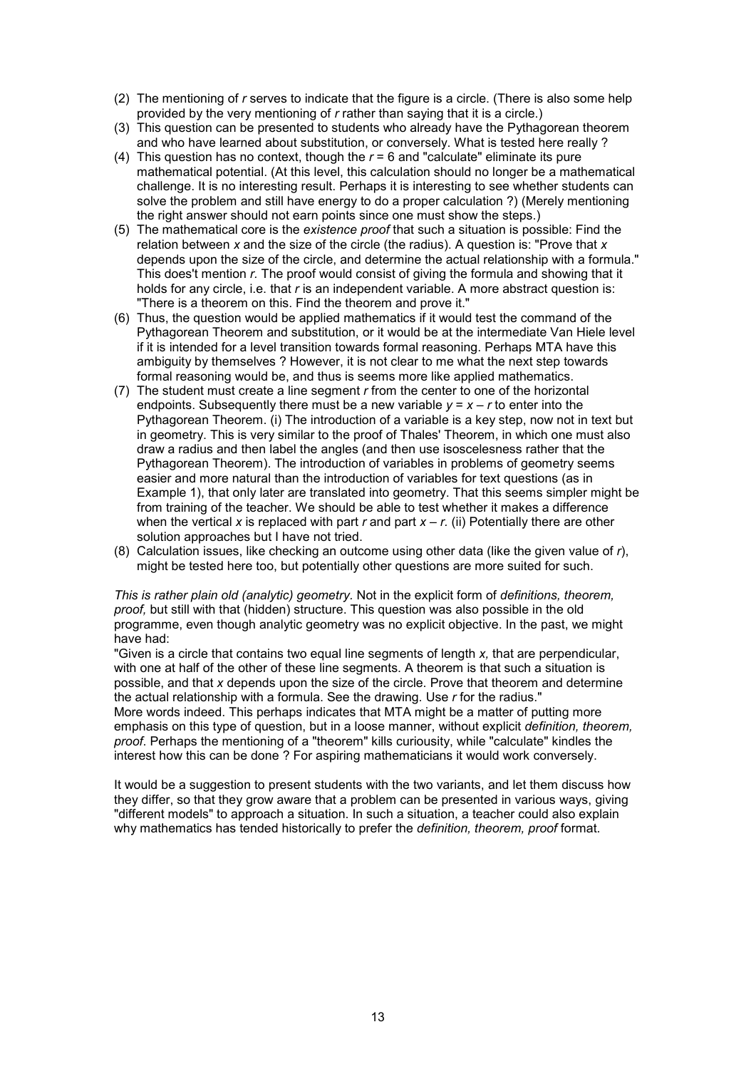(2) The mentioning of $r$ serves to indicate that the figure is a circle. (There is also some help provided by the very mentioning of $r$ rather than saying that it is a circle.)
(3) This question can be presented to students who already have the Pythagorean theorem and who have learned about substitution, or conversely. What is tested here really ?
(4) This question has no context, though the $r = 6$ and "calculate" eliminate its pure mathematical potential. (At this level, this calculation should no longer be a mathematical challenge. It is no interesting result. Perhaps it is interesting to see whether students can solve the problem and still have energy to do a proper calculation ?) (Merely mentioning the right answer should not earn points since one must show the steps.)
(5) The mathematical core is the *existence proof* that such a situation is possible: Find the relation between $x$ and the size of the circle (the radius). A question is: "Prove that $x$ depends upon the size of the circle, and determine the actual relationship with a formula." This does't mention $r$. The proof would consist of giving the formula and showing that it holds for any circle, i.e. that $r$ is an independent variable. A more abstract question is: "There is a theorem on this. Find the theorem and prove it."
(6) Thus, the question would be applied mathematics if it would test the command of the Pythagorean Theorem and substitution, or it would be at the intermediate Van Hiele level if it is intended for a level transition towards formal reasoning. Perhaps MTA have this ambiguity by themselves ? However, it is not clear to me what the next step towards formal reasoning would be, and thus is seems more like applied mathematics.
(7) The student must create a line segment $r$ from the center to one of the horizontal endpoints. Subsequently there must be a new variable $y = x - r$ to enter into the Pythagorean Theorem. (i) The introduction of a variable is a key step, now not in text but in geometry. This is very similar to the proof of Thales' Theorem, in which one must also draw a radius and then label the angles (and then use isoscelesness rather that the Pythagorean Theorem). The introduction of variables in problems of geometry seems easier and more natural than the introduction of variables for text questions (as in Example 1), that only later are translated into geometry. That this seems simpler might be from training of the teacher. We should be able to test whether it makes a difference when the vertical $x$ is replaced with part $r$ and part $x - r$. (ii) Potentially there are other solution approaches but I have not tried.
(8) Calculation issues, like checking an outcome using other data (like the given value of $r$), might be tested here too, but potentially other questions are more suited for such.

*This is rather plain old (analytic) geometry.* Not in the explicit form of *definitions, theorem, proof,* but still with that (hidden) structure. This question was also possible in the old programme, even though analytic geometry was no explicit objective. In the past, we might have had:
"Given is a circle that contains two equal line segments of length $x$, that are perpendicular, with one at half of the other of these line segments. A theorem is that such a situation is possible, and that $x$ depends upon the size of the circle. Prove that theorem and determine the actual relationship with a formula. See the drawing. Use $r$ for the radius."
More words indeed. This perhaps indicates that MTA might be a matter of putting more emphasis on this type of question, but in a loose manner, without explicit *definition, theorem, proof*. Perhaps the mentioning of a "theorem" kills curiousity, while "calculate" kindles the interest how this can be done ? For aspiring mathematicians it would work conversely.

It would be a suggestion to present students with the two variants, and let them discuss how they differ, so that they grow aware that a problem can be presented in various ways, giving "different models" to approach a situation. In such a situation, a teacher could also explain why mathematics has tended historically to prefer the *definition, theorem, proof* format.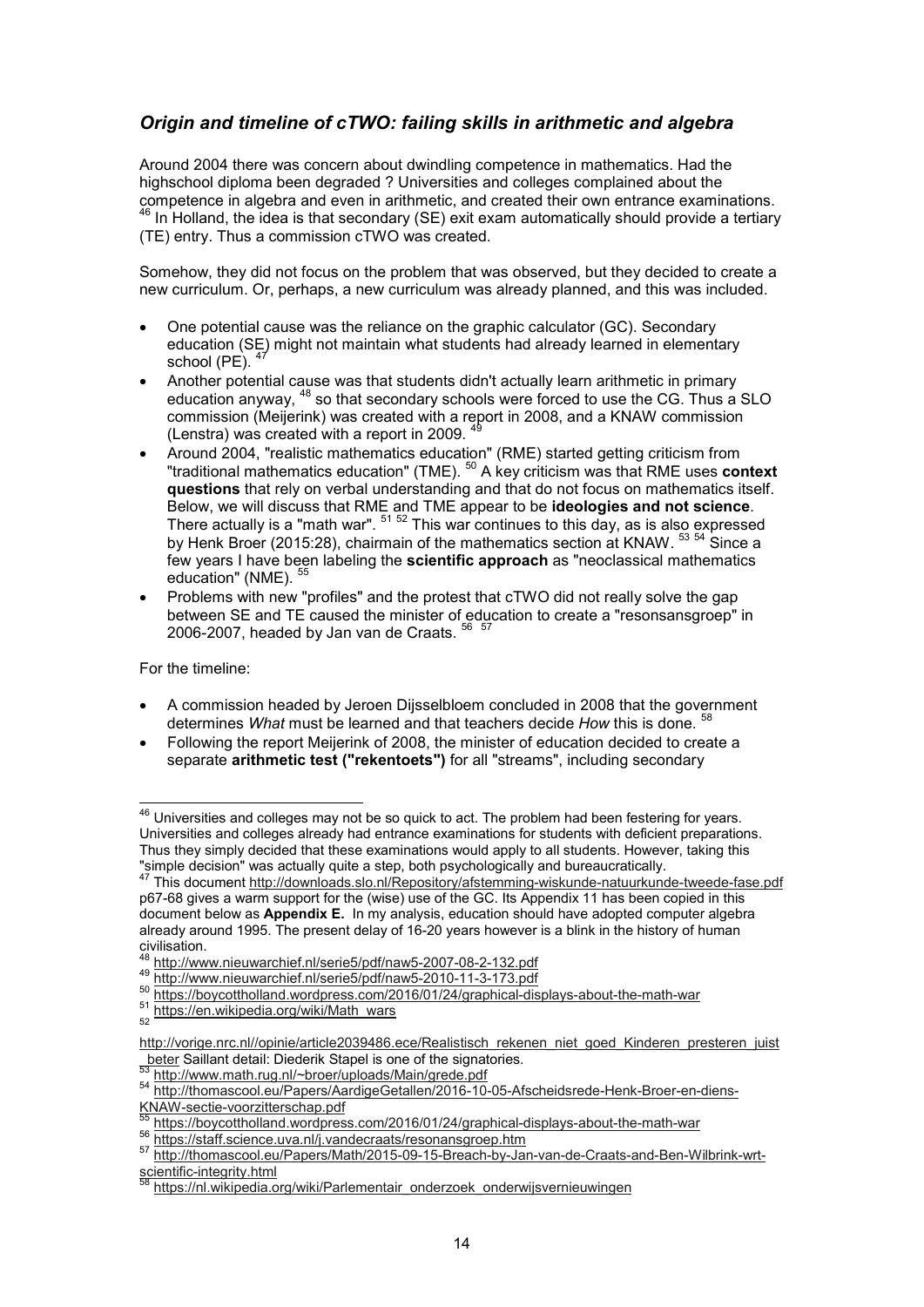## *Origin and timeline of cTWO: failing skills in arithmetic and algebra*

Around 2004 there was concern about dwindling competence in mathematics. Had the highschool diploma been degraded ? Universities and colleges complained about the competence in algebra and even in arithmetic, and created their own entrance examinations. [46] In Holland, the idea is that secondary (SE) exit exam automatically should provide a tertiary (TE) entry. Thus a commission cTWO was created.

Somehow, they did not focus on the problem that was observed, but they decided to create a new curriculum. Or, perhaps, a new curriculum was already planned, and this was included.

- One potential cause was the reliance on the graphic calculator (GC). Secondary education (SE) might not maintain what students had already learned in elementary school (PE). [47]
- Another potential cause was that students didn't actually learn arithmetic in primary education anyway, [48] so that secondary schools were forced to use the CG. Thus a SLO commission (Meijerink) was created with a report in 2008, and a KNAW commission (Lenstra) was created with a report in 2009. [49]
- Around 2004, "realistic mathematics education" (RME) started getting criticism from "traditional mathematics education" (TME). [50] A key criticism was that RME uses **context questions** that rely on verbal understanding and that do not focus on mathematics itself. Below, we will discuss that RME and TME appear to be **ideologies and not science**. There actually is a "math war". [51] [52] This war continues to this day, as is also expressed by Henk Broer (2015:28), chairmain of the mathematics section at KNAW. [53] [54] Since a few years I have been labeling the **scientific approach** as "neoclassical mathematics education" (NME). [55]
- Problems with new "profiles" and the protest that cTWO did not really solve the gap between SE and TE caused the minister of education to create a "resonsansgroep" in 2006-2007, headed by Jan van de Craats. [56] [57]

For the timeline:

- A commission headed by Jeroen Dijsselbloem concluded in 2008 that the government determines *What* must be learned and that teachers decide *How* this is done. [58]
- Following the report Meijerink of 2008, the minister of education decided to create a separate **arithmetic test ("rekentoets")** for all "streams", including secondary

---

[46] Universities and colleges may not be so quick to act. The problem had been festering for years. Universities and colleges already had entrance examinations for students with deficient preparations. Thus they simply decided that these examinations would apply to all students. However, taking this "simple decision" was actually quite a step, both psychologically and bureaucratically.

[47] This document http://downloads.slo.nl/Repository/afstemming-wiskunde-natuurkunde-tweede-fase.pdf p67-68 gives a warm support for the (wise) use of the GC. Its Appendix 11 has been copied in this document below as **Appendix E.** In my analysis, education should have adopted computer algebra already around 1995. The present delay of 16-20 years however is a blink in the history of human civilisation.

[48] http://www.nieuwarchief.nl/serie5/pdf/naw5-2007-08-2-132.pdf

[49] http://www.nieuwarchief.nl/serie5/pdf/naw5-2010-11-3-173.pdf

[50] https://boycottholland.wordpress.com/2016/01/24/graphical-displays-about-the-math-war

[51] https://en.wikipedia.org/wiki/Math_wars

[52] http://vorige.nrc.nl//opinie/article2039486.ece/Realistisch_rekenen_niet_goed_Kinderen_presteren_juist_beter Saillant detail: Diederik Stapel is one of the signatories.

[53] http://www.math.rug.nl/~broer/uploads/Main/grede.pdf

[54] http://thomascool.eu/Papers/AardigeGetallen/2016-10-05-Afscheidsrede-Henk-Broer-en-diens-KNAW-sectie-voorzitterschap.pdf

[55] https://boycottholland.wordpress.com/2016/01/24/graphical-displays-about-the-math-war

[56] https://staff.science.uva.nl/j.vandecraats/resonansgroep.htm

[57] http://thomascool.eu/Papers/Math/2015-09-15-Breach-by-Jan-van-de-Craats-and-Ben-Wilbrink-wrt-scientific-integrity.html

[58] https://nl.wikipedia.org/wiki/Parlementair_onderzoek_onderwijsvernieuwingen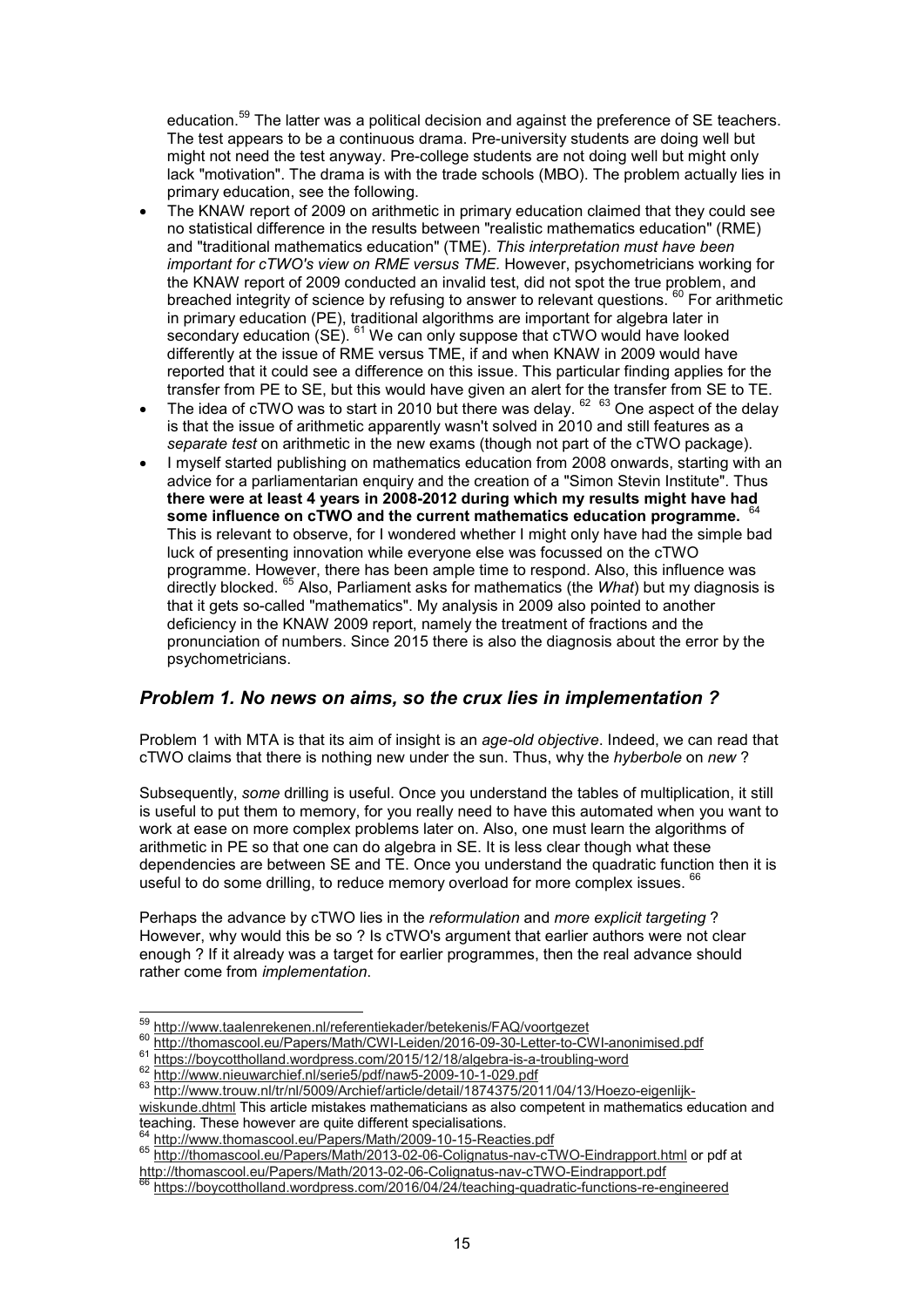education.[59] The latter was a political decision and against the preference of SE teachers. The test appears to be a continuous drama. Pre-university students are doing well but might not need the test anyway. Pre-college students are not doing well but might only lack "motivation". The drama is with the trade schools (MBO). The problem actually lies in primary education, see the following.

- The KNAW report of 2009 on arithmetic in primary education claimed that they could see no statistical difference in the results between "realistic mathematics education" (RME) and "traditional mathematics education" (TME). *This interpretation must have been important for cTWO's view on RME versus TME.* However, psychometricians working for the KNAW report of 2009 conducted an invalid test, did not spot the true problem, and breached integrity of science by refusing to answer to relevant questions. [60] For arithmetic in primary education (PE), traditional algorithms are important for algebra later in secondary education (SE). [61] We can only suppose that cTWO would have looked differently at the issue of RME versus TME, if and when KNAW in 2009 would have reported that it could see a difference on this issue. This particular finding applies for the transfer from PE to SE, but this would have given an alert for the transfer from SE to TE.
- The idea of cTWO was to start in 2010 but there was delay. [62] [63] One aspect of the delay is that the issue of arithmetic apparently wasn't solved in 2010 and still features as a *separate test* on arithmetic in the new exams (though not part of the cTWO package).
- I myself started publishing on mathematics education from 2008 onwards, starting with an advice for a parliamentarian enquiry and the creation of a "Simon Stevin Institute". Thus **there were at least 4 years in 2008-2012 during which my results might have had some influence on cTWO and the current mathematics education programme.** [64] This is relevant to observe, for I wondered whether I might only have had the simple bad luck of presenting innovation while everyone else was focussed on the cTWO programme. However, there has been ample time to respond. Also, this influence was directly blocked. [65] Also, Parliament asks for mathematics (the *What*) but my diagnosis is that it gets so-called "mathematics". My analysis in 2009 also pointed to another deficiency in the KNAW 2009 report, namely the treatment of fractions and the pronunciation of numbers. Since 2015 there is also the diagnosis about the error by the psychometricians.

## *Problem 1. No news on aims, so the crux lies in implementation ?*

Problem 1 with MTA is that its aim of insight is an *age-old objective*. Indeed, we can read that cTWO claims that there is nothing new under the sun. Thus, why the *hyberbole* on *new* ?

Subsequently, *some* drilling is useful. Once you understand the tables of multiplication, it still is useful to put them to memory, for you really need to have this automated when you want to work at ease on more complex problems later on. Also, one must learn the algorithms of arithmetic in PE so that one can do algebra in SE. It is less clear though what these dependencies are between SE and TE. Once you understand the quadratic function then it is useful to do some drilling, to reduce memory overload for more complex issues. [66]

Perhaps the advance by cTWO lies in the *reformulation* and *more explicit targeting* ? However, why would this be so ? Is cTWO's argument that earlier authors were not clear enough ? If it already was a target for earlier programmes, then the real advance should rather come from *implementation*.

---

[59] http://www.taalenrekenen.nl/referentiekader/betekenis/FAQ/voortgezet

[60] http://thomascool.eu/Papers/Math/CWI-Leiden/2016-09-30-Letter-to-CWI-anonimised.pdf

[61] https://boycottholland.wordpress.com/2015/12/18/algebra-is-a-troubling-word

[62] http://www.nieuwarchief.nl/serie5/pdf/naw5-2009-10-1-029.pdf

[63] http://www.trouw.nl/tr/nl/5009/Archief/article/detail/1874375/2011/04/13/Hoezo-eigenlijk-wiskunde.dhtml This article mistakes mathematicians as also competent in mathematics education and teaching. These however are quite different specialisations.

[64] http://www.thomascool.eu/Papers/Math/2009-10-15-Reacties.pdf

[65] http://thomascool.eu/Papers/Math/2013-02-06-Colignatus-nav-cTWO-Eindrapport.html or pdf at http://thomascool.eu/Papers/Math/2013-02-06-Colignatus-nav-cTWO-Eindrapport.pdf

[66] https://boycottholland.wordpress.com/2016/04/24/teaching-quadratic-functions-re-engineered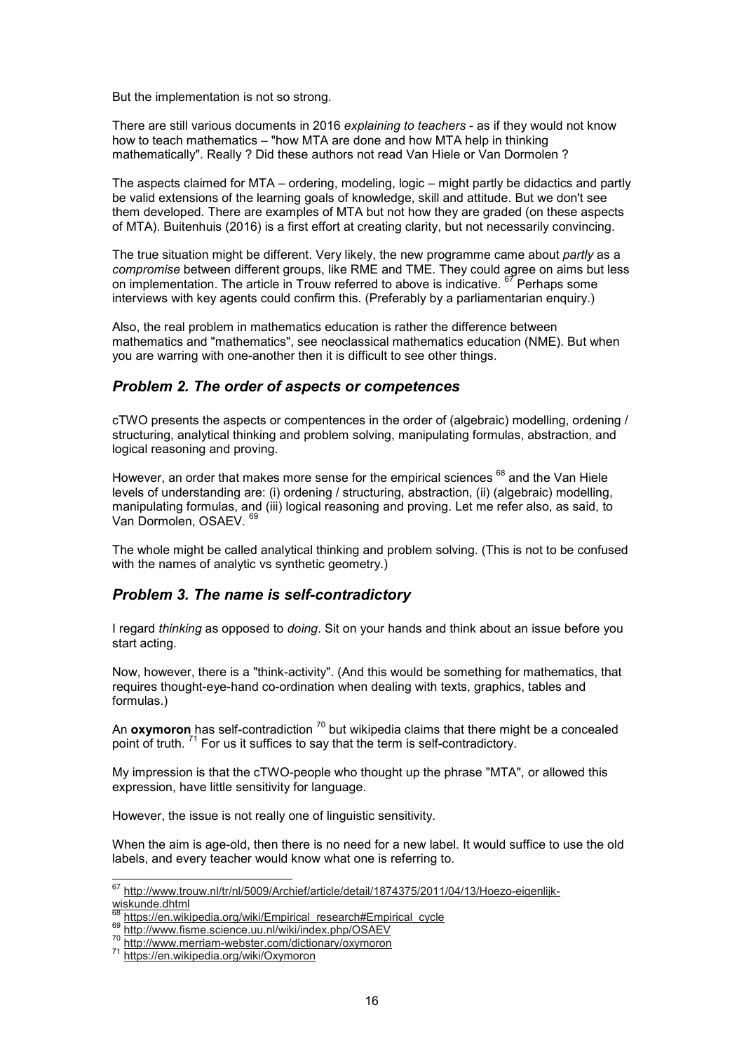But the implementation is not so strong.

There are still various documents in 2016 *explaining to teachers* - as if they would not know how to teach mathematics – "how MTA are done and how MTA help in thinking mathematically". Really ? Did these authors not read Van Hiele or Van Dormolen ?

The aspects claimed for MTA – ordering, modeling, logic – might partly be didactics and partly be valid extensions of the learning goals of knowledge, skill and attitude. But we don't see them developed. There are examples of MTA but not how they are graded (on these aspects of MTA). Buitenhuis (2016) is a first effort at creating clarity, but not necessarily convincing.

The true situation might be different. Very likely, the new programme came about *partly* as a *compromise* between different groups, like RME and TME. They could agree on aims but less on implementation. The article in Trouw referred to above is indicative. [67] Perhaps some interviews with key agents could confirm this. (Preferably by a parliamentarian enquiry.)

Also, the real problem in mathematics education is rather the difference between mathematics and "mathematics", see neoclassical mathematics education (NME). But when you are warring with one-another then it is difficult to see other things.

## *Problem 2. The order of aspects or competences*

cTWO presents the aspects or compentences in the order of (algebraic) modelling, ordening / structuring, analytical thinking and problem solving, manipulating formulas, abstraction, and logical reasoning and proving.

However, an order that makes more sense for the empirical sciences [68] and the Van Hiele levels of understanding are: (i) ordening / structuring, abstraction, (ii) (algebraic) modelling, manipulating formulas, and (iii) logical reasoning and proving. Let me refer also, as said, to Van Dormolen, OSAEV. [69]

The whole might be called analytical thinking and problem solving. (This is not to be confused with the names of analytic vs synthetic geometry.)

## *Problem 3. The name is self-contradictory*

I regard *thinking* as opposed to *doing*. Sit on your hands and think about an issue before you start acting.

Now, however, there is a "think-activity". (And this would be something for mathematics, that requires thought-eye-hand co-ordination when dealing with texts, graphics, tables and formulas.)

An **oxymoron** has self-contradiction [70] but wikipedia claims that there might be a concealed point of truth. [71] For us it suffices to say that the term is self-contradictory.

My impression is that the cTWO-people who thought up the phrase "MTA", or allowed this expression, have little sensitivity for language.

However, the issue is not really one of linguistic sensitivity.

When the aim is age-old, then there is no need for a new label. It would suffice to use the old labels, and every teacher would know what one is referring to.

---

[67] http://www.trouw.nl/tr/nl/5009/Archief/article/detail/1874375/2011/04/13/Hoezo-eigenlijk-wiskunde.dhtml

[68] https://en.wikipedia.org/wiki/Empirical_research#Empirical_cycle

[69] http://www.fisme.science.uu.nl/wiki/index.php/OSAEV

[70] http://www.merriam-webster.com/dictionary/oxymoron

[71] https://en.wikipedia.org/wiki/Oxymoron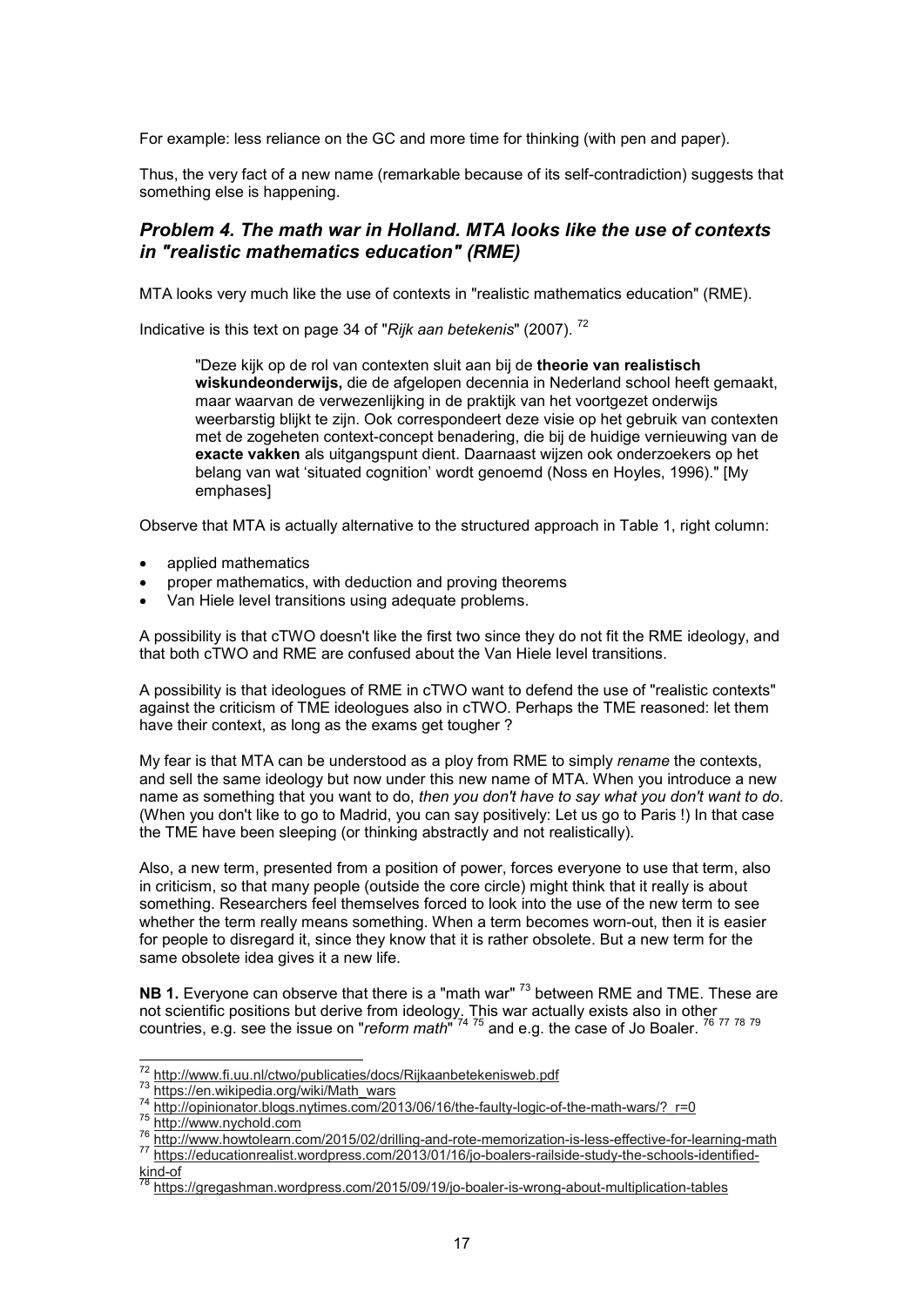For example: less reliance on the GC and more time for thinking (with pen and paper).

Thus, the very fact of a new name (remarkable because of its self-contradiction) suggests that something else is happening.

## *Problem 4. The math war in Holland. MTA looks like the use of contexts in "realistic mathematics education" (RME)*

MTA looks very much like the use of contexts in "realistic mathematics education" (RME).

Indicative is this text on page 34 of "*Rijk aan betekenis*" (2007). [72]

> "Deze kijk op de rol van contexten sluit aan bij de **theorie van realistisch wiskundeonderwijs,** die de afgelopen decennia in Nederland school heeft gemaakt, maar waarvan de verwezenlijking in de praktijk van het voortgezet onderwijs weerbarstig blijkt te zijn. Ook correspondeert deze visie op het gebruik van contexten met de zogeheten context-concept benadering, die bij de huidige vernieuwing van de **exacte vakken** als uitgangspunt dient. Daarnaast wijzen ook onderzoekers op het belang van wat 'situated cognition' wordt genoemd (Noss en Hoyles, 1996)." [My emphases]

Observe that MTA is actually alternative to the structured approach in Table 1, right column:

- applied mathematics
- proper mathematics, with deduction and proving theorems
- Van Hiele level transitions using adequate problems.

A possibility is that cTWO doesn't like the first two since they do not fit the RME ideology, and that both cTWO and RME are confused about the Van Hiele level transitions.

A possibility is that ideologues of RME in cTWO want to defend the use of "realistic contexts" against the criticism of TME ideologues also in cTWO. Perhaps the TME reasoned: let them have their context, as long as the exams get tougher ?

My fear is that MTA can be understood as a ploy from RME to simply *rename* the contexts, and sell the same ideology but now under this new name of MTA. When you introduce a new name as something that you want to do, *then you don't have to say what you don't want to do*. (When you don't like to go to Madrid, you can say positively: Let us go to Paris !) In that case the TME have been sleeping (or thinking abstractly and not realistically).

Also, a new term, presented from a position of power, forces everyone to use that term, also in criticism, so that many people (outside the core circle) might think that it really is about something. Researchers feel themselves forced to look into the use of the new term to see whether the term really means something. When a term becomes worn-out, then it is easier for people to disregard it, since they know that it is rather obsolete. But a new term for the same obsolete idea gives it a new life.

**NB 1.** Everyone can observe that there is a "math war" [73] between RME and TME. These are not scientific positions but derive from ideology. This war actually exists also in other countries, e.g. see the issue on "*reform math*" [74] [75] and e.g. the case of Jo Boaler. [76] [77] [78] [79]

---

[72] http://www.fi.uu.nl/ctwo/publicaties/docs/Rijkaanbetekenisweb.pdf
[73] https://en.wikipedia.org/wiki/Math_wars
[74] http://opinionator.blogs.nytimes.com/2013/06/16/the-faulty-logic-of-the-math-wars/?_r=0
[75] http://www.nychold.com
[76] http://www.howtolearn.com/2015/02/drilling-and-rote-memorization-is-less-effective-for-learning-math
[77] https://educationrealist.wordpress.com/2013/01/16/jo-boalers-railside-study-the-schools-identified-kind-of
[78] https://gregashman.wordpress.com/2015/09/19/jo-boaler-is-wrong-about-multiplication-tables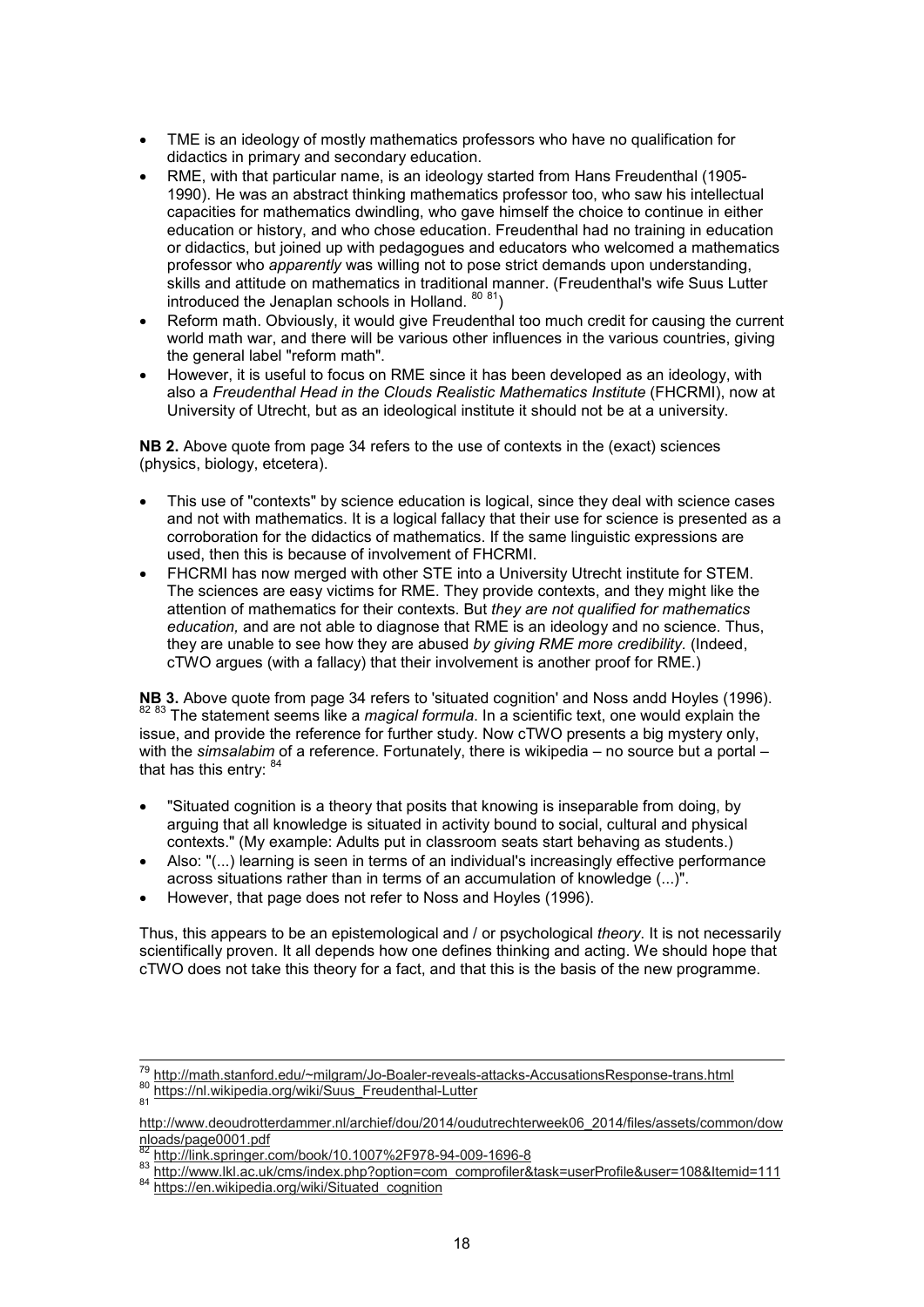- TME is an ideology of mostly mathematics professors who have no qualification for didactics in primary and secondary education.
- RME, with that particular name, is an ideology started from Hans Freudenthal (1905-1990). He was an abstract thinking mathematics professor too, who saw his intellectual capacities for mathematics dwindling, who gave himself the choice to continue in either education or history, and who chose education. Freudenthal had no training in education or didactics, but joined up with pedagogues and educators who welcomed a mathematics professor who *apparently* was willing not to pose strict demands upon understanding, skills and attitude on mathematics in traditional manner. (Freudenthal's wife Suus Lutter introduced the Jenaplan schools in Holland. [80] [81])
- Reform math. Obviously, it would give Freudenthal too much credit for causing the current world math war, and there will be various other influences in the various countries, giving the general label "reform math".
- However, it is useful to focus on RME since it has been developed as an ideology, with also a *Freudenthal Head in the Clouds Realistic Mathematics Institute* (FHCRMI), now at University of Utrecht, but as an ideological institute it should not be at a university.

**NB 2.** Above quote from page 34 refers to the use of contexts in the (exact) sciences (physics, biology, etcetera).

- This use of "contexts" by science education is logical, since they deal with science cases and not with mathematics. It is a logical fallacy that their use for science is presented as a corroboration for the didactics of mathematics. If the same linguistic expressions are used, then this is because of involvement of FHCRMI.
- FHCRMI has now merged with other STE into a University Utrecht institute for STEM. The sciences are easy victims for RME. They provide contexts, and they might like the attention of mathematics for their contexts. But *they are not qualified for mathematics education,* and are not able to diagnose that RME is an ideology and no science. Thus, they are unable to see how they are abused *by giving RME more credibility.* (Indeed, cTWO argues (with a fallacy) that their involvement is another proof for RME.)

**NB 3.** Above quote from page 34 refers to 'situated cognition' and Noss andd Hoyles (1996). [82] [83] The statement seems like a *magical formula*. In a scientific text, one would explain the issue, and provide the reference for further study. Now cTWO presents a big mystery only, with the *simsalabim* of a reference. Fortunately, there is wikipedia – no source but a portal – that has this entry: [84]

- "Situated cognition is a theory that posits that knowing is inseparable from doing, by arguing that all knowledge is situated in activity bound to social, cultural and physical contexts." (My example: Adults put in classroom seats start behaving as students.)
- Also: "(...) learning is seen in terms of an individual's increasingly effective performance across situations rather than in terms of an accumulation of knowledge (...)".
- However, that page does not refer to Noss and Hoyles (1996).

Thus, this appears to be an epistemological and / or psychological *theory*. It is not necessarily scientifically proven. It all depends how one defines thinking and acting. We should hope that cTWO does not take this theory for a fact, and that this is the basis of the new programme.

---

[79] http://math.stanford.edu/~milgram/Jo-Boaler-reveals-attacks-AccusationsResponse-trans.html
[80] https://nl.wikipedia.org/wiki/Suus_Freudenthal-Lutter
[81] http://www.deoudrotterdammer.nl/archief/dou/2014/oudutrechterweek06_2014/files/assets/common/downloads/page0001.pdf
[82] http://link.springer.com/book/10.1007%2F978-94-009-1696-8
[83] http://www.lkl.ac.uk/cms/index.php?option=com_comprofiler&task=userProfile&user=108&Itemid=111
[84] https://en.wikipedia.org/wiki/Situated_cognition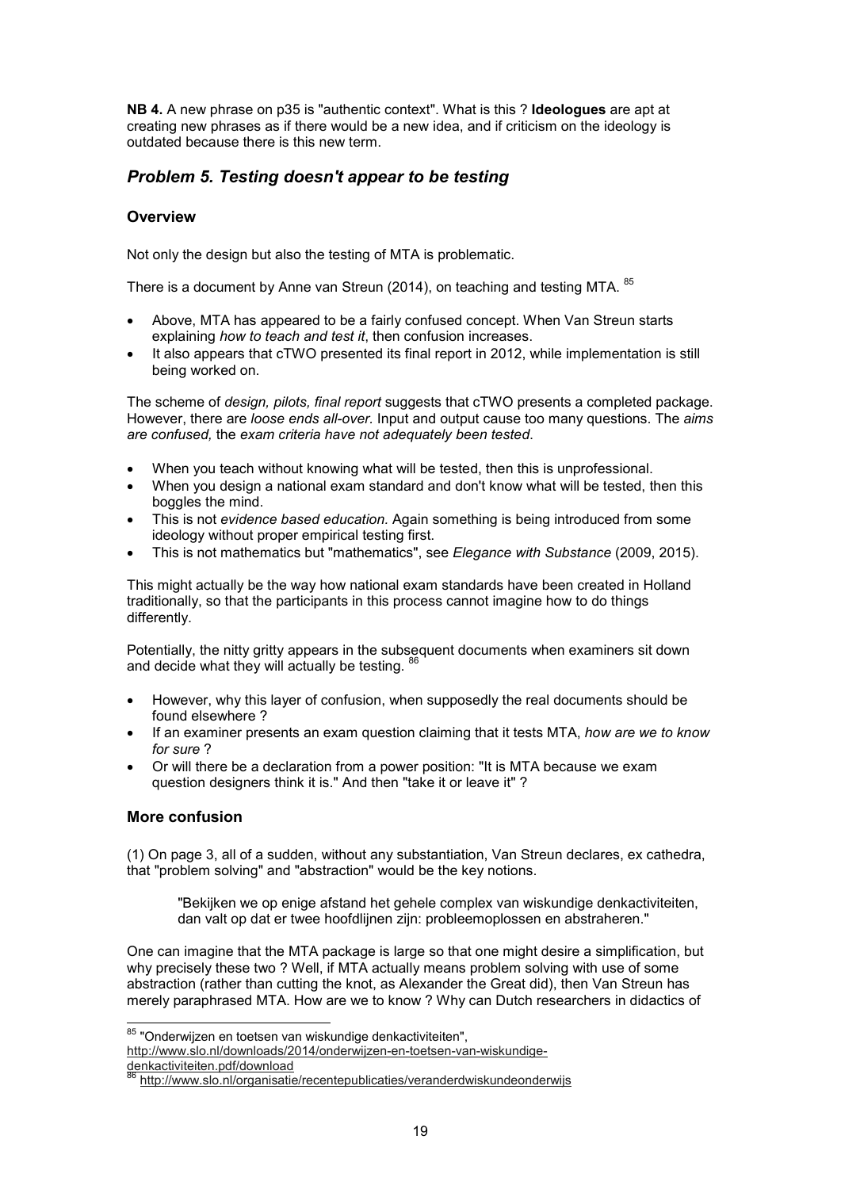**NB 4.** A new phrase on p35 is "authentic context". What is this ? **Ideologues** are apt at creating new phrases as if there would be a new idea, and if criticism on the ideology is outdated because there is this new term.

## *Problem 5. Testing doesn't appear to be testing*

### Overview

Not only the design but also the testing of MTA is problematic.

There is a document by Anne van Streun (2014), on teaching and testing MTA. [85]

- Above, MTA has appeared to be a fairly confused concept. When Van Streun starts explaining *how to teach and test it*, then confusion increases.
- It also appears that cTWO presented its final report in 2012, while implementation is still being worked on.

The scheme of *design, pilots, final report* suggests that cTWO presents a completed package. However, there are *loose ends all-over*. Input and output cause too many questions. The *aims are confused,* the *exam criteria have not adequately been tested*.

- When you teach without knowing what will be tested, then this is unprofessional.
- When you design a national exam standard and don't know what will be tested, then this boggles the mind.
- This is not *evidence based education.* Again something is being introduced from some ideology without proper empirical testing first.
- This is not mathematics but "mathematics", see *Elegance with Substance* (2009, 2015).

This might actually be the way how national exam standards have been created in Holland traditionally, so that the participants in this process cannot imagine how to do things differently.

Potentially, the nitty gritty appears in the subsequent documents when examiners sit down and decide what they will actually be testing. [86]

- However, why this layer of confusion, when supposedly the real documents should be found elsewhere ?
- If an examiner presents an exam question claiming that it tests MTA, *how are we to know for sure* ?
- Or will there be a declaration from a power position: "It is MTA because we exam question designers think it is." And then "take it or leave it" ?

### More confusion

(1) On page 3, all of a sudden, without any substantiation, Van Streun declares, ex cathedra, that "problem solving" and "abstraction" would be the key notions.

> "Bekijken we op enige afstand het gehele complex van wiskundige denkactiviteiten, dan valt op dat er twee hoofdlijnen zijn: probleemoplossen en abstraheren."

One can imagine that the MTA package is large so that one might desire a simplification, but why precisely these two ? Well, if MTA actually means problem solving with use of some abstraction (rather than cutting the knot, as Alexander the Great did), then Van Streun has merely paraphrased MTA. How are we to know ? Why can Dutch researchers in didactics of

---

[85] "Onderwijzen en toetsen van wiskundige denkactiviteiten", http://www.slo.nl/downloads/2014/onderwijzen-en-toetsen-van-wiskundige-denkactiviteiten.pdf/download

[86] http://www.slo.nl/organisatie/recentepublicaties/veranderdwiskundeonderwijs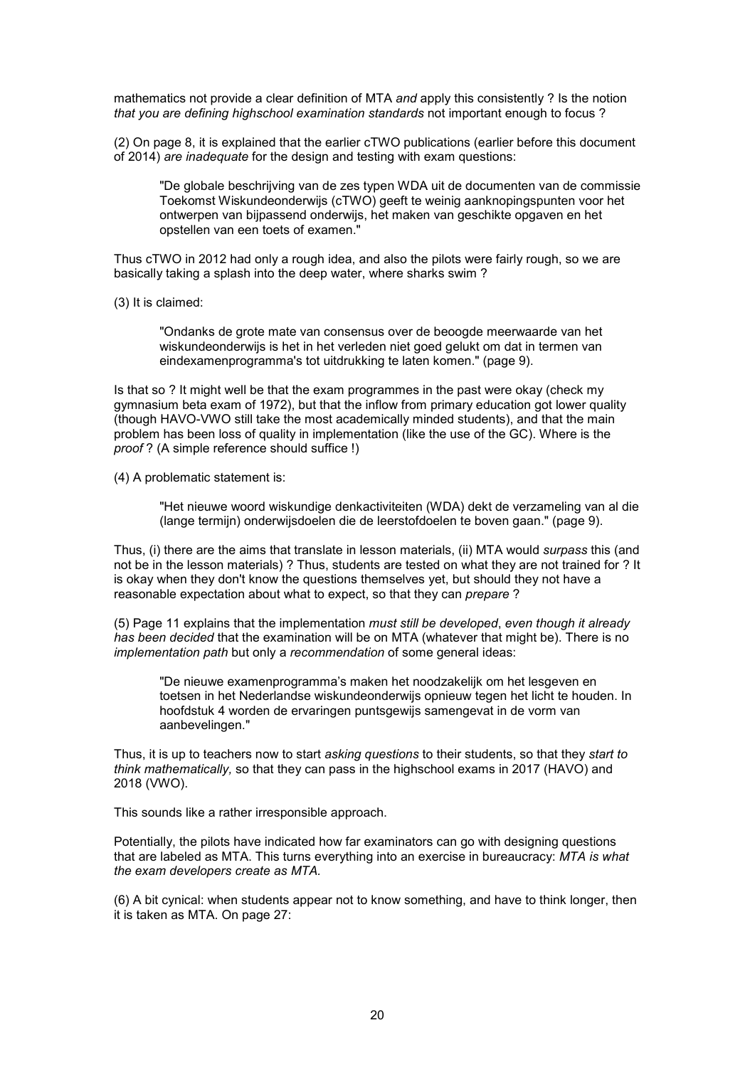mathematics not provide a clear definition of MTA *and* apply this consistently ? Is the notion *that you are defining highschool examination standards* not important enough to focus ?

(2) On page 8, it is explained that the earlier cTWO publications (earlier before this document of 2014) *are inadequate* for the design and testing with exam questions:

> "De globale beschrijving van de zes typen WDA uit de documenten van de commissie Toekomst Wiskundeonderwijs (cTWO) geeft te weinig aanknopingspunten voor het ontwerpen van bijpassend onderwijs, het maken van geschikte opgaven en het opstellen van een toets of examen."

Thus cTWO in 2012 had only a rough idea, and also the pilots were fairly rough, so we are basically taking a splash into the deep water, where sharks swim ?

(3) It is claimed:

> "Ondanks de grote mate van consensus over de beoogde meerwaarde van het wiskundeonderwijs is het in het verleden niet goed gelukt om dat in termen van eindexamenprogramma's tot uitdrukking te laten komen." (page 9).

Is that so ? It might well be that the exam programmes in the past were okay (check my gymnasium beta exam of 1972), but that the inflow from primary education got lower quality (though HAVO-VWO still take the most academically minded students), and that the main problem has been loss of quality in implementation (like the use of the GC). Where is the *proof* ? (A simple reference should suffice !)

(4) A problematic statement is:

> "Het nieuwe woord wiskundige denkactiviteiten (WDA) dekt de verzameling van al die (lange termijn) onderwijsdoelen die de leerstofdoelen te boven gaan." (page 9).

Thus, (i) there are the aims that translate in lesson materials, (ii) MTA would *surpass* this (and not be in the lesson materials) ? Thus, students are tested on what they are not trained for ? It is okay when they don't know the questions themselves yet, but should they not have a reasonable expectation about what to expect, so that they can *prepare* ?

(5) Page 11 explains that the implementation *must still be developed*, *even though it already has been decided* that the examination will be on MTA (whatever that might be). There is no *implementation path* but only a *recommendation* of some general ideas:

> "De nieuwe examenprogramma's maken het noodzakelijk om het lesgeven en toetsen in het Nederlandse wiskundeonderwijs opnieuw tegen het licht te houden. In hoofdstuk 4 worden de ervaringen puntsgewijs samengevat in de vorm van aanbevelingen."

Thus, it is up to teachers now to start *asking questions* to their students, so that they *start to think mathematically,* so that they can pass in the highschool exams in 2017 (HAVO) and 2018 (VWO).

This sounds like a rather irresponsible approach.

Potentially, the pilots have indicated how far examinators can go with designing questions that are labeled as MTA. This turns everything into an exercise in bureaucracy: *MTA is what the exam developers create as MTA.*

(6) A bit cynical: when students appear not to know something, and have to think longer, then it is taken as MTA. On page 27: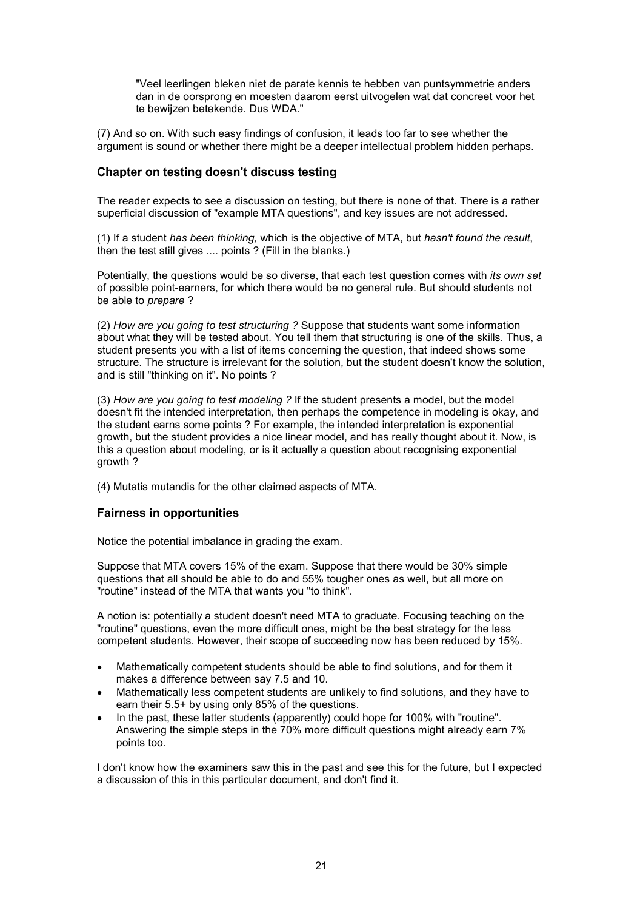"Veel leerlingen bleken niet de parate kennis te hebben van puntsymmetrie anders dan in de oorsprong en moesten daarom eerst uitvogelen wat dat concreet voor het te bewijzen betekende. Dus WDA."

(7) And so on. With such easy findings of confusion, it leads too far to see whether the argument is sound or whether there might be a deeper intellectual problem hidden perhaps.

### Chapter on testing doesn't discuss testing

The reader expects to see a discussion on testing, but there is none of that. There is a rather superficial discussion of "example MTA questions", and key issues are not addressed.

(1) If a student *has been thinking,* which is the objective of MTA, but *hasn't found the result*, then the test still gives .... points ? (Fill in the blanks.)

Potentially, the questions would be so diverse, that each test question comes with *its own set* of possible point-earners, for which there would be no general rule. But should students not be able to *prepare* ?

(2) *How are you going to test structuring ?* Suppose that students want some information about what they will be tested about. You tell them that structuring is one of the skills. Thus, a student presents you with a list of items concerning the question, that indeed shows some structure. The structure is irrelevant for the solution, but the student doesn't know the solution, and is still "thinking on it". No points ?

(3) *How are you going to test modeling ?* If the student presents a model, but the model doesn't fit the intended interpretation, then perhaps the competence in modeling is okay, and the student earns some points ? For example, the intended interpretation is exponential growth, but the student provides a nice linear model, and has really thought about it. Now, is this a question about modeling, or is it actually a question about recognising exponential growth ?

(4) Mutatis mutandis for the other claimed aspects of MTA.

### Fairness in opportunities

Notice the potential imbalance in grading the exam.

Suppose that MTA covers 15% of the exam. Suppose that there would be 30% simple questions that all should be able to do and 55% tougher ones as well, but all more on "routine" instead of the MTA that wants you "to think".

A notion is: potentially a student doesn't need MTA to graduate. Focusing teaching on the "routine" questions, even the more difficult ones, might be the best strategy for the less competent students. However, their scope of succeeding now has been reduced by 15%.

- Mathematically competent students should be able to find solutions, and for them it makes a difference between say 7.5 and 10.
- Mathematically less competent students are unlikely to find solutions, and they have to earn their 5.5+ by using only 85% of the questions.
- In the past, these latter students (apparently) could hope for 100% with "routine". Answering the simple steps in the 70% more difficult questions might already earn 7% points too.

I don't know how the examiners saw this in the past and see this for the future, but I expected a discussion of this in this particular document, and don't find it.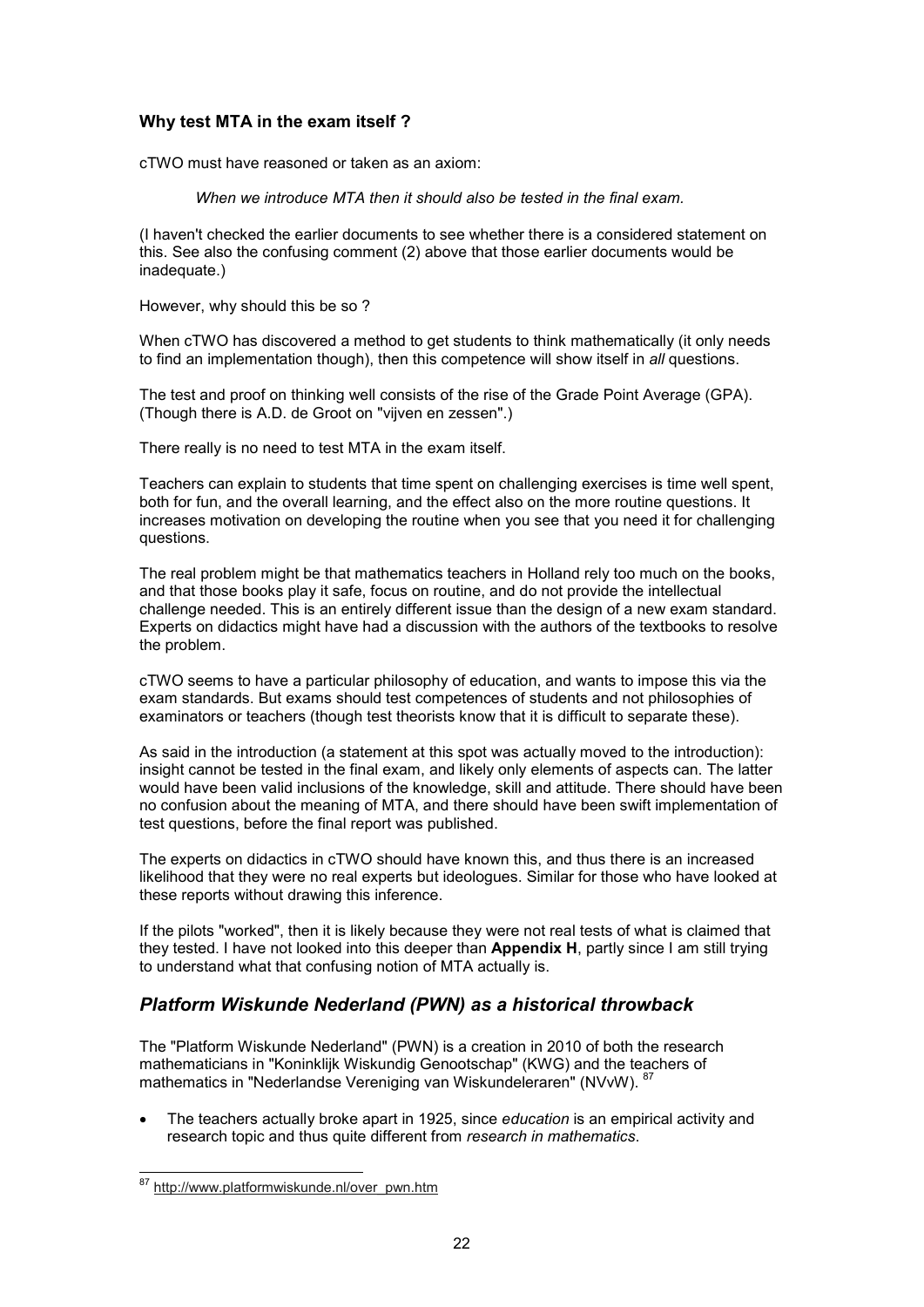### Why test MTA in the exam itself ?

cTWO must have reasoned or taken as an axiom:

> *When we introduce MTA then it should also be tested in the final exam.*

(I haven't checked the earlier documents to see whether there is a considered statement on this. See also the confusing comment (2) above that those earlier documents would be inadequate.)

However, why should this be so ?

When cTWO has discovered a method to get students to think mathematically (it only needs to find an implementation though), then this competence will show itself in *all* questions.

The test and proof on thinking well consists of the rise of the Grade Point Average (GPA). (Though there is A.D. de Groot on "vijven en zessen".)

There really is no need to test MTA in the exam itself.

Teachers can explain to students that time spent on challenging exercises is time well spent, both for fun, and the overall learning, and the effect also on the more routine questions. It increases motivation on developing the routine when you see that you need it for challenging questions.

The real problem might be that mathematics teachers in Holland rely too much on the books, and that those books play it safe, focus on routine, and do not provide the intellectual challenge needed. This is an entirely different issue than the design of a new exam standard. Experts on didactics might have had a discussion with the authors of the textbooks to resolve the problem.

cTWO seems to have a particular philosophy of education, and wants to impose this via the exam standards. But exams should test competences of students and not philosophies of examinators or teachers (though test theorists know that it is difficult to separate these).

As said in the introduction (a statement at this spot was actually moved to the introduction): insight cannot be tested in the final exam, and likely only elements of aspects can. The latter would have been valid inclusions of the knowledge, skill and attitude. There should have been no confusion about the meaning of MTA, and there should have been swift implementation of test questions, before the final report was published.

The experts on didactics in cTWO should have known this, and thus there is an increased likelihood that they were no real experts but ideologues. Similar for those who have looked at these reports without drawing this inference.

If the pilots "worked", then it is likely because they were not real tests of what is claimed that they tested. I have not looked into this deeper than **Appendix H**, partly since I am still trying to understand what that confusing notion of MTA actually is.

## *Platform Wiskunde Nederland (PWN) as a historical throwback*

The "Platform Wiskunde Nederland" (PWN) is a creation in 2010 of both the research mathematicians in "Koninklijk Wiskundig Genootschap" (KWG) and the teachers of mathematics in "Nederlandse Vereniging van Wiskundeleraren" (NVvW). [87]

- The teachers actually broke apart in 1925, since *education* is an empirical activity and research topic and thus quite different from *research in mathematics*.

[87] http://www.platformwiskunde.nl/over_pwn.htm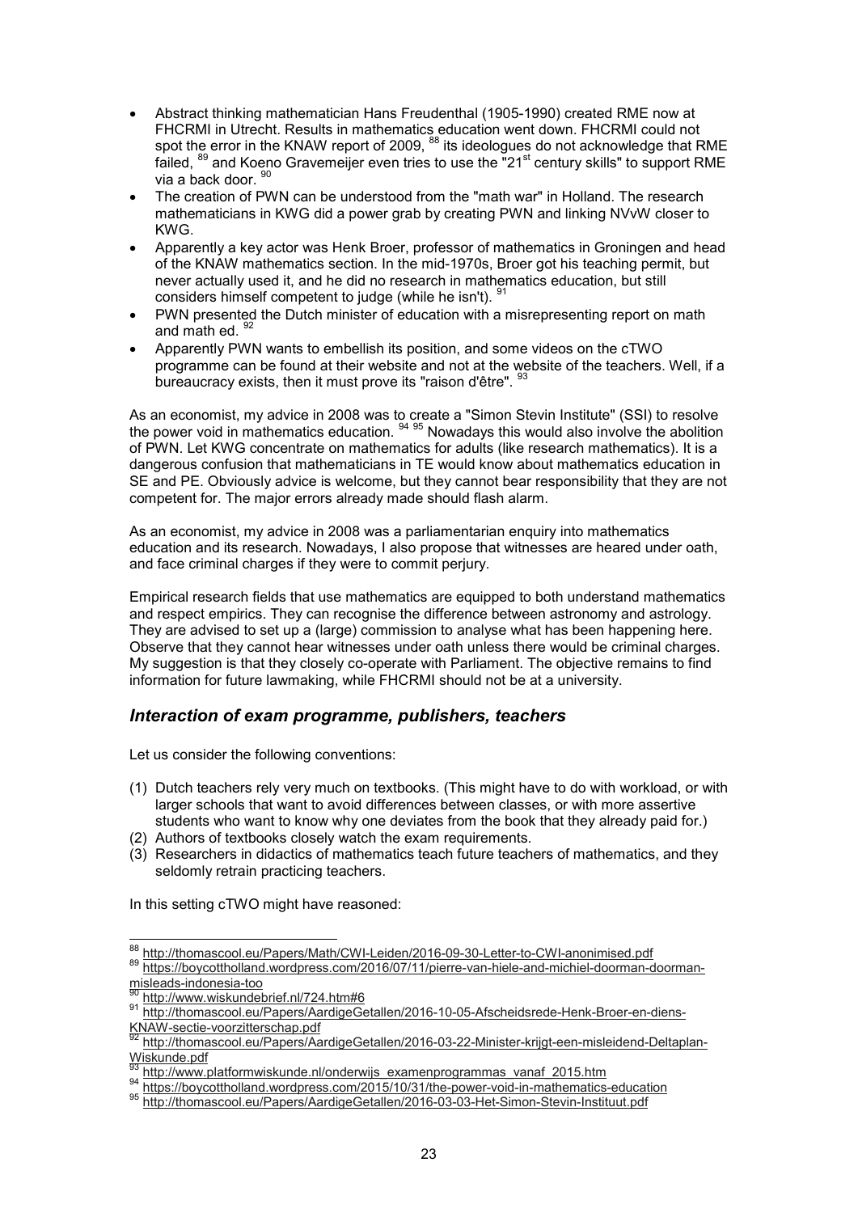- Abstract thinking mathematician Hans Freudenthal (1905-1990) created RME now at FHCRMI in Utrecht. Results in mathematics education went down. FHCRMI could not spot the error in the KNAW report of 2009, [88] its ideologues do not acknowledge that RME failed, [89] and Koeno Gravemeijer even tries to use the "21st century skills" to support RME via a back door. [90]
- The creation of PWN can be understood from the "math war" in Holland. The research mathematicians in KWG did a power grab by creating PWN and linking NVvW closer to KWG.
- Apparently a key actor was Henk Broer, professor of mathematics in Groningen and head of the KNAW mathematics section. In the mid-1970s, Broer got his teaching permit, but never actually used it, and he did no research in mathematics education, but still considers himself competent to judge (while he isn't). [91]
- PWN presented the Dutch minister of education with a misrepresenting report on math and math ed. [92]
- Apparently PWN wants to embellish its position, and some videos on the cTWO programme can be found at their website and not at the website of the teachers. Well, if a bureaucracy exists, then it must prove its "raison d'être". [93]

As an economist, my advice in 2008 was to create a "Simon Stevin Institute" (SSI) to resolve the power void in mathematics education. [94] [95] Nowadays this would also involve the abolition of PWN. Let KWG concentrate on mathematics for adults (like research mathematics). It is a dangerous confusion that mathematicians in TE would know about mathematics education in SE and PE. Obviously advice is welcome, but they cannot bear responsibility that they are not competent for. The major errors already made should flash alarm.

As an economist, my advice in 2008 was a parliamentarian enquiry into mathematics education and its research. Nowadays, I also propose that witnesses are heared under oath, and face criminal charges if they were to commit perjury.

Empirical research fields that use mathematics are equipped to both understand mathematics and respect empirics. They can recognise the difference between astronomy and astrology. They are advised to set up a (large) commission to analyse what has been happening here. Observe that they cannot hear witnesses under oath unless there would be criminal charges. My suggestion is that they closely co-operate with Parliament. The objective remains to find information for future lawmaking, while FHCRMI should not be at a university.

## *Interaction of exam programme, publishers, teachers*

Let us consider the following conventions:

(1) Dutch teachers rely very much on textbooks. (This might have to do with workload, or with larger schools that want to avoid differences between classes, or with more assertive students who want to know why one deviates from the book that they already paid for.)
(2) Authors of textbooks closely watch the exam requirements.
(3) Researchers in didactics of mathematics teach future teachers of mathematics, and they seldomly retrain practicing teachers.

In this setting cTWO might have reasoned:

[88] http://thomascool.eu/Papers/Math/CWI-Leiden/2016-09-30-Letter-to-CWI-anonimised.pdf
[89] https://boycottholland.wordpress.com/2016/07/11/pierre-van-hiele-and-michiel-doorman-doorman-misleads-indonesia-too
[90] http://www.wiskundebrief.nl/724.htm#6
[91] http://thomascool.eu/Papers/AardigeGetallen/2016-10-05-Afscheidsrede-Henk-Broer-en-diens-KNAW-sectie-voorzitterschap.pdf
[92] http://thomascool.eu/Papers/AardigeGetallen/2016-03-22-Minister-krijgt-een-misleidend-Deltaplan-Wiskunde.pdf
[93] http://www.platformwiskunde.nl/onderwijs_examenprogrammas_vanaf_2015.htm
[94] https://boycottholland.wordpress.com/2015/10/31/the-power-void-in-mathematics-education
[95] http://thomascool.eu/Papers/AardigeGetallen/2016-03-03-Het-Simon-Stevin-Instituut.pdf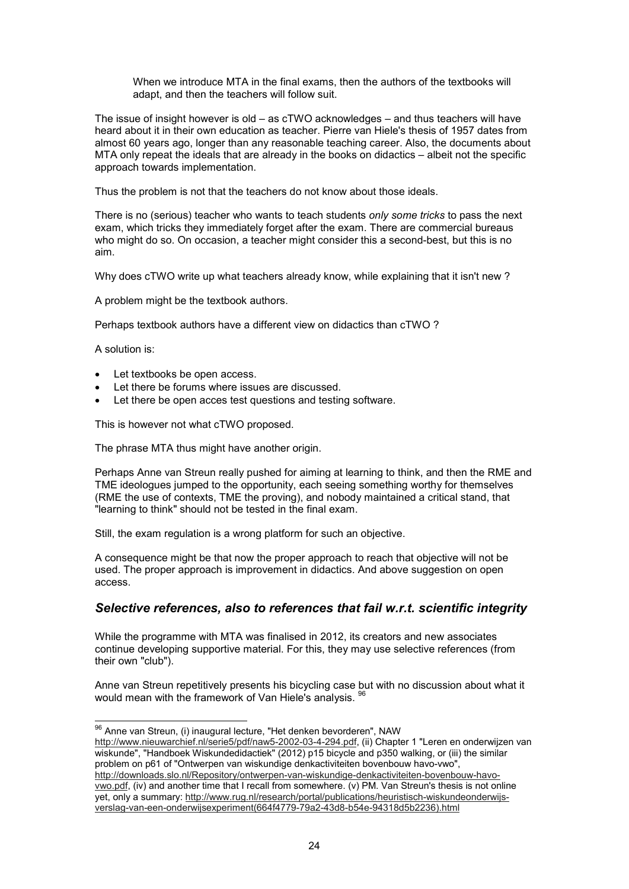> When we introduce MTA in the final exams, then the authors of the textbooks will adapt, and then the teachers will follow suit.

The issue of insight however is old – as cTWO acknowledges – and thus teachers will have heard about it in their own education as teacher. Pierre van Hiele's thesis of 1957 dates from almost 60 years ago, longer than any reasonable teaching career. Also, the documents about MTA only repeat the ideals that are already in the books on didactics – albeit not the specific approach towards implementation.

Thus the problem is not that the teachers do not know about those ideals.

There is no (serious) teacher who wants to teach students *only some tricks* to pass the next exam, which tricks they immediately forget after the exam. There are commercial bureaus who might do so. On occasion, a teacher might consider this a second-best, but this is no aim.

Why does cTWO write up what teachers already know, while explaining that it isn't new ?

A problem might be the textbook authors.

Perhaps textbook authors have a different view on didactics than cTWO ?

A solution is:

- Let textbooks be open access.
- Let there be forums where issues are discussed.
- Let there be open acces test questions and testing software.

This is however not what cTWO proposed.

The phrase MTA thus might have another origin.

Perhaps Anne van Streun really pushed for aiming at learning to think, and then the RME and TME ideologues jumped to the opportunity, each seeing something worthy for themselves (RME the use of contexts, TME the proving), and nobody maintained a critical stand, that "learning to think" should not be tested in the final exam.

Still, the exam regulation is a wrong platform for such an objective.

A consequence might be that now the proper approach to reach that objective will not be used. The proper approach is improvement in didactics. And above suggestion on open access.

## *Selective references, also to references that fail w.r.t. scientific integrity*

While the programme with MTA was finalised in 2012, its creators and new associates continue developing supportive material. For this, they may use selective references (from their own "club").

Anne van Streun repetitively presents his bicycling case but with no discussion about what it would mean with the framework of Van Hiele's analysis. [96]

---

[96] Anne van Streun, (i) inaugural lecture, "Het denken bevorderen", NAW http://www.nieuwarchief.nl/serie5/pdf/naw5-2002-03-4-294.pdf, (ii) Chapter 1 "Leren en onderwijzen van wiskunde", "Handboek Wiskundedidactiek" (2012) p15 bicycle and p350 walking, or (iii) the similar problem on p61 of "Ontwerpen van wiskundige denkactiviteiten bovenbouw havo-vwo", http://downloads.slo.nl/Repository/ontwerpen-van-wiskundige-denkactiviteiten-bovenbouw-havo-vwo.pdf, (iv) and another time that I recall from somewhere. (v) PM. Van Streun's thesis is not online yet, only a summary: http://www.rug.nl/research/portal/publications/heuristisch-wiskundeonderwijs-verslag-van-een-onderwijsexperiment(664f4779-79a2-43d8-b54e-94318d5b2236).html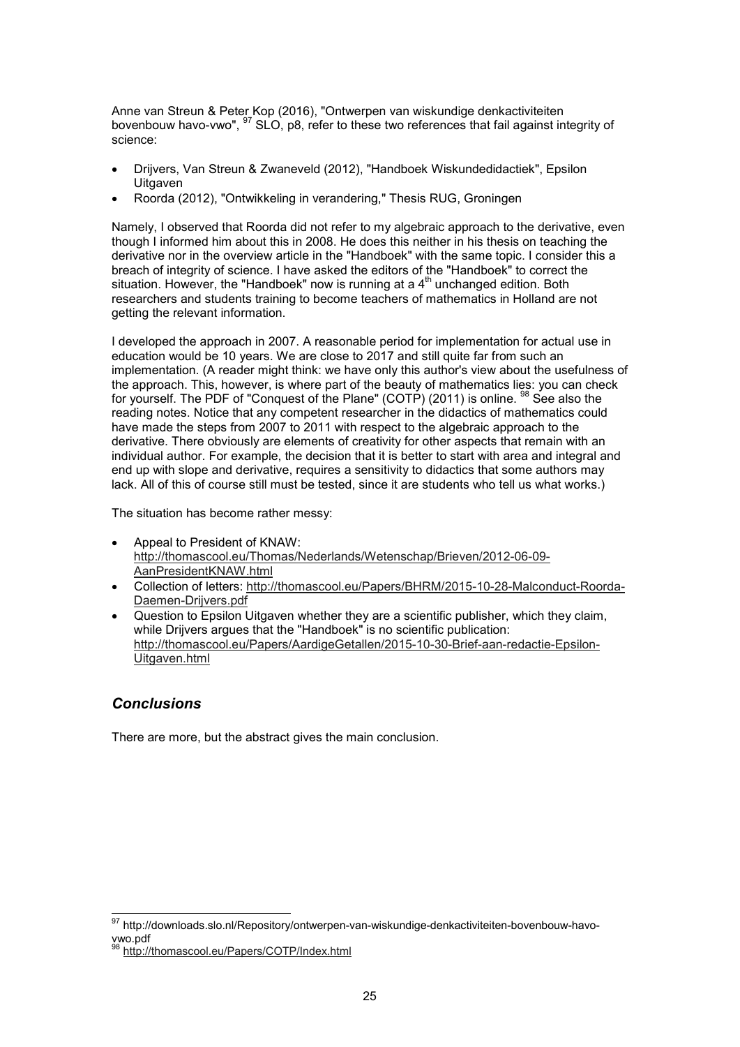Anne van Streun & Peter Kop (2016), "Ontwerpen van wiskundige denkactiviteiten bovenbouw havo-vwo", [97] SLO, p8, refer to these two references that fail against integrity of science:

- Drijvers, Van Streun & Zwaneveld (2012), "Handboek Wiskundedidactiek", Epsilon Uitgaven
- Roorda (2012), "Ontwikkeling in verandering," Thesis RUG, Groningen

Namely, I observed that Roorda did not refer to my algebraic approach to the derivative, even though I informed him about this in 2008. He does this neither in his thesis on teaching the derivative nor in the overview article in the "Handboek" with the same topic. I consider this a breach of integrity of science. I have asked the editors of the "Handboek" to correct the situation. However, the "Handboek" now is running at a 4th unchanged edition. Both researchers and students training to become teachers of mathematics in Holland are not getting the relevant information.

I developed the approach in 2007. A reasonable period for implementation for actual use in education would be 10 years. We are close to 2017 and still quite far from such an implementation. (A reader might think: we have only this author's view about the usefulness of the approach. This, however, is where part of the beauty of mathematics lies: you can check for yourself. The PDF of "Conquest of the Plane" (COTP) (2011) is online. [98] See also the reading notes. Notice that any competent researcher in the didactics of mathematics could have made the steps from 2007 to 2011 with respect to the algebraic approach to the derivative. There obviously are elements of creativity for other aspects that remain with an individual author. For example, the decision that it is better to start with area and integral and end up with slope and derivative, requires a sensitivity to didactics that some authors may lack. All of this of course still must be tested, since it are students who tell us what works.)

The situation has become rather messy:

- Appeal to President of KNAW: http://thomascool.eu/Thomas/Nederlands/Wetenschap/Brieven/2012-06-09-AanPresidentKNAW.html
- Collection of letters: http://thomascool.eu/Papers/BHRM/2015-10-28-Malconduct-Roorda-Daemen-Drijvers.pdf
- Question to Epsilon Uitgaven whether they are a scientific publisher, which they claim, while Drijvers argues that the "Handboek" is no scientific publication: http://thomascool.eu/Papers/AardigeGetallen/2015-10-30-Brief-aan-redactie-Epsilon-Uitgaven.html

## *Conclusions*

There are more, but the abstract gives the main conclusion.

[97] http://downloads.slo.nl/Repository/ontwerpen-van-wiskundige-denkactiviteiten-bovenbouw-havo-vwo.pdf

[98] http://thomascool.eu/Papers/COTP/Index.html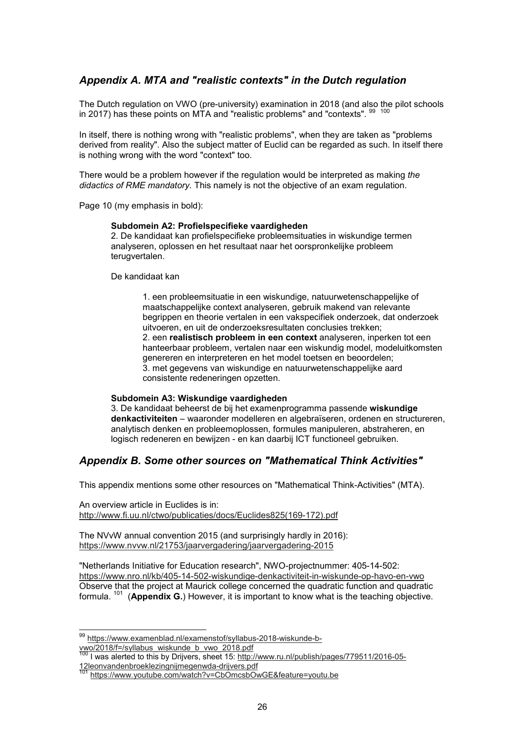## *Appendix A. MTA and "realistic contexts" in the Dutch regulation*

The Dutch regulation on VWO (pre-university) examination in 2018 (and also the pilot schools in 2017) has these points on MTA and "realistic problems" and "contexts". [99] [100]

In itself, there is nothing wrong with "realistic problems", when they are taken as "problems derived from reality". Also the subject matter of Euclid can be regarded as such. In itself there is nothing wrong with the word "context" too.

There would be a problem however if the regulation would be interpreted as making *the didactics of RME mandatory*. This namely is not the objective of an exam regulation.

Page 10 (my emphasis in bold):

> **Subdomein A2: Profielspecifieke vaardigheden**
> 2. De kandidaat kan profielspecifieke probleemsituaties in wiskundige termen analyseren, oplossen en het resultaat naar het oorspronkelijke probleem terugvertalen.
>
> De kandidaat kan
>
> > 1. een probleemsituatie in een wiskundige, natuurwetenschappelijke of maatschappelijke context analyseren, gebruik makend van relevante begrippen en theorie vertalen in een vakspecifiek onderzoek, dat onderzoek uitvoeren, en uit de onderzoeksresultaten conclusies trekken;
> > 2. een **realistisch probleem in een context** analyseren, inperken tot een hanteerbaar probleem, vertalen naar een wiskundig model, modeluitkomsten genereren en interpreteren en het model toetsen en beoordelen;
> > 3. met gegevens van wiskundige en natuurwetenschappelijke aard consistente redeneringen opzetten.
>
> **Subdomein A3: Wiskundige vaardigheden**
> 3. De kandidaat beheerst de bij het examenprogramma passende **wiskundige denkactiviteiten** – waaronder modelleren en algebraïseren, ordenen en structureren, analytisch denken en probleemoplossen, formules manipuleren, abstraheren, en logisch redeneren en bewijzen - en kan daarbij ICT functioneel gebruiken.

## *Appendix B. Some other sources on "Mathematical Think Activities"*

This appendix mentions some other resources on "Mathematical Think-Activities" (MTA).

An overview article in Euclides is in:
http://www.fi.uu.nl/ctwo/publicaties/docs/Euclides825(169-172).pdf

The NVvW annual convention 2015 (and surprisingly hardly in 2016):
https://www.nvvw.nl/21753/jaarvergadering/jaarvergadering-2015

"Netherlands Initiative for Education research", NWO-projectnummer: 405-14-502:
https://www.nro.nl/kb/405-14-502-wiskundige-denkactiviteit-in-wiskunde-op-havo-en-vwo
Observe that the project at Maurick college concerned the quadratic function and quadratic formula. [101] (**Appendix G.**) However, it is important to know what is the teaching objective.

---

[99] https://www.examenblad.nl/examenstof/syllabus-2018-wiskunde-b-vwo/2018/f=/syllabus_wiskunde_b_vwo_2018.pdf

[100] I was alerted to this by Drijvers, sheet 15: http://www.ru.nl/publish/pages/779511/2016-05-12leonvandenbroeklezingnijmegenwda-drijvers.pdf

[101] https://www.youtube.com/watch?v=CbOmcsbOwGE&feature=youtu.be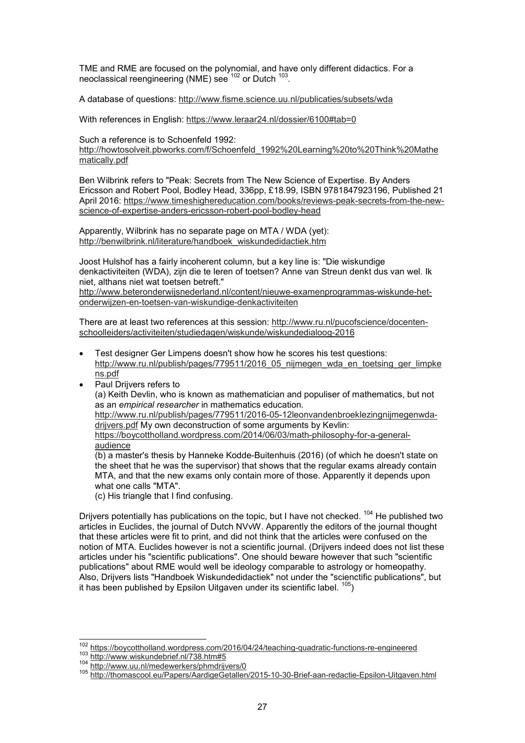TME and RME are focused on the polynomial, and have only different didactics. For a neoclassical reengineering (NME) see [102] or Dutch [103].

A database of questions: http://www.fisme.science.uu.nl/publicaties/subsets/wda

With references in English: https://www.leraar24.nl/dossier/6100#tab=0

Such a reference is to Schoenfeld 1992:
http://howtosolveit.pbworks.com/f/Schoenfeld_1992%20Learning%20to%20Think%20Mathematically.pdf

Ben Wilbrink refers to "Peak: Secrets from The New Science of Expertise. By Anders Ericsson and Robert Pool, Bodley Head, 336pp, £18.99, ISBN 9781847923196, Published 21 April 2016: https://www.timeshighereducation.com/books/reviews-peak-secrets-from-the-new-science-of-expertise-anders-ericsson-robert-pool-bodley-head

Apparently, Wilbrink has no separate page on MTA / WDA (yet):
http://benwilbrink.nl/literature/handboek_wiskundedidactiek.htm

Joost Hulshof has a fairly incoherent column, but a key line is: "Die wiskundige denkactiviteiten (WDA), zijn die te leren of toetsen? Anne van Streun denkt dus van wel. Ik niet, althans niet wat toetsen betreft."
http://www.beteronderwijsnederland.nl/content/nieuwe-examenprogrammas-wiskunde-het-onderwijzen-en-toetsen-van-wiskundige-denkactiviteiten

There are at least two references at this session: http://www.ru.nl/pucofscience/docenten-schoolleiders/activiteiten/studiedagen/wiskunde/wiskundedialoog-2016

- Test designer Ger Limpens doesn't show how he scores his test questions: http://www.ru.nl/publish/pages/779511/2016_05_nijmegen_wda_en_toetsing_ger_limpkens.pdf
- Paul Drijvers refers to
  (a) Keith Devlin, who is known as mathematician and populiser of mathematics, but not as an *empirical researcher* in mathematics education.
  http://www.ru.nl/publish/pages/779511/2016-05-12leonvandenbroeklezingnijmegenwda-drijvers.pdf My own deconstruction of some arguments by Kevlin:
  https://boycottholland.wordpress.com/2014/06/03/math-philosophy-for-a-general-audience
  (b) a master's thesis by Hanneke Kodde-Buitenhuis (2016) (of which he doesn't state on the sheet that he was the supervisor) that shows that the regular exams already contain MTA, and that the new exams only contain more of those. Apparently it depends upon what one calls "MTA".
  (c) His triangle that I find confusing.

Drijvers potentially has publications on the topic, but I have not checked. [104] He published two articles in Euclides, the journal of Dutch NVvW. Apparently the editors of the journal thought that these articles were fit to print, and did not think that the articles were confused on the notion of MTA. Euclides however is not a scientific journal. (Drijvers indeed does not list these articles under his "scientific publications". One should beware however that such "scientific publications" about RME would well be ideology comparable to astrology or homeopathy. Also, Drijvers lists "Handboek Wiskundedidactiek" not under the "scienctific publications", but it has been published by Epsilon Uitgaven under its scientific label. [105])

[102] https://boycottholland.wordpress.com/2016/04/24/teaching-quadratic-functions-re-engineered
[103] http://www.wiskundebrief.nl/738.htm#5
[104] http://www.uu.nl/medewerkers/phmdrijvers/0
[105] http://thomascool.eu/Papers/AardigeGetallen/2015-10-30-Brief-aan-redactie-Epsilon-Uitgaven.html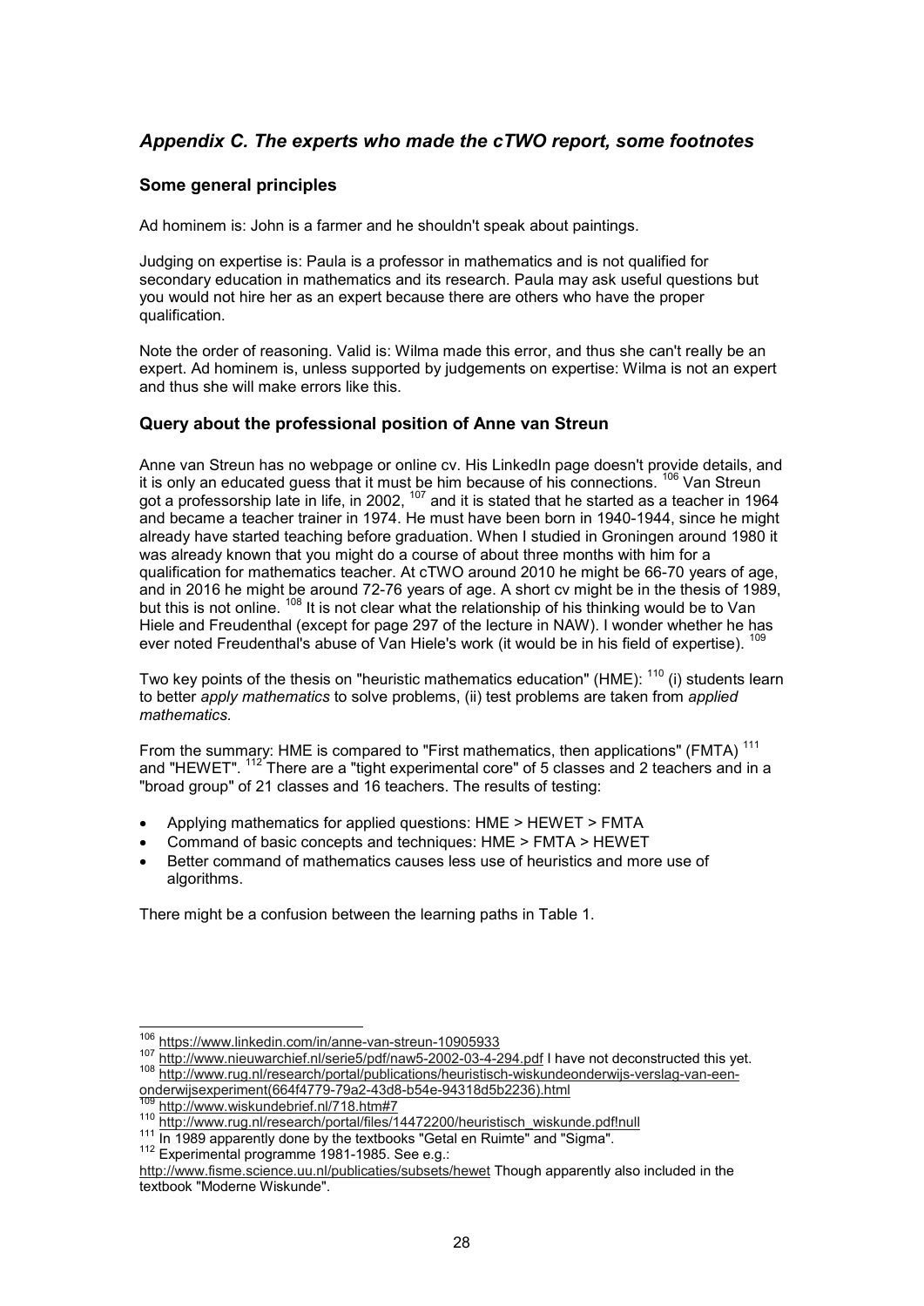## *Appendix C. The experts who made the cTWO report, some footnotes*

### Some general principles

Ad hominem is: John is a farmer and he shouldn't speak about paintings.

Judging on expertise is: Paula is a professor in mathematics and is not qualified for secondary education in mathematics and its research. Paula may ask useful questions but you would not hire her as an expert because there are others who have the proper qualification.

Note the order of reasoning. Valid is: Wilma made this error, and thus she can't really be an expert. Ad hominem is, unless supported by judgements on expertise: Wilma is not an expert and thus she will make errors like this.

### Query about the professional position of Anne van Streun

Anne van Streun has no webpage or online cv. His LinkedIn page doesn't provide details, and it is only an educated guess that it must be him because of his connections. [106] Van Streun got a professorship late in life, in 2002, [107] and it is stated that he started as a teacher in 1964 and became a teacher trainer in 1974. He must have been born in 1940-1944, since he might already have started teaching before graduation. When I studied in Groningen around 1980 it was already known that you might do a course of about three months with him for a qualification for mathematics teacher. At cTWO around 2010 he might be 66-70 years of age, and in 2016 he might be around 72-76 years of age. A short cv might be in the thesis of 1989, but this is not online. [108] It is not clear what the relationship of his thinking would be to Van Hiele and Freudenthal (except for page 297 of the lecture in NAW). I wonder whether he has ever noted Freudenthal's abuse of Van Hiele's work (it would be in his field of expertise). [109]

Two key points of the thesis on "heuristic mathematics education" (HME): [110] (i) students learn to better *apply mathematics* to solve problems, (ii) test problems are taken from *applied mathematics*.

From the summary: HME is compared to "First mathematics, then applications" (FMTA) [111] and "HEWET". [112] There are a "tight experimental core" of 5 classes and 2 teachers and in a "broad group" of 21 classes and 16 teachers. The results of testing:

- Applying mathematics for applied questions: HME > HEWET > FMTA
- Command of basic concepts and techniques: HME > FMTA > HEWET
- Better command of mathematics causes less use of heuristics and more use of algorithms.

There might be a confusion between the learning paths in Table 1.

---

[106] https://www.linkedin.com/in/anne-van-streun-10905933

[107] http://www.nieuwarchief.nl/serie5/pdf/naw5-2002-03-4-294.pdf I have not deconstructed this yet.

[108] http://www.rug.nl/research/portal/publications/heuristisch-wiskundeonderwijs-verslag-van-een-onderwijsexperiment(664f4779-79a2-43d8-b54e-94318d5b2236).html

[109] http://www.wiskundebrief.nl/718.htm#7

[110] http://www.rug.nl/research/portal/files/14472200/heuristisch_wiskunde.pdf!null

[111] In 1989 apparently done by the textbooks "Getal en Ruimte" and "Sigma".

[112] Experimental programme 1981-1985. See e.g.: http://www.fisme.science.uu.nl/publicaties/subsets/hewet Though apparently also included in the textbook "Moderne Wiskunde".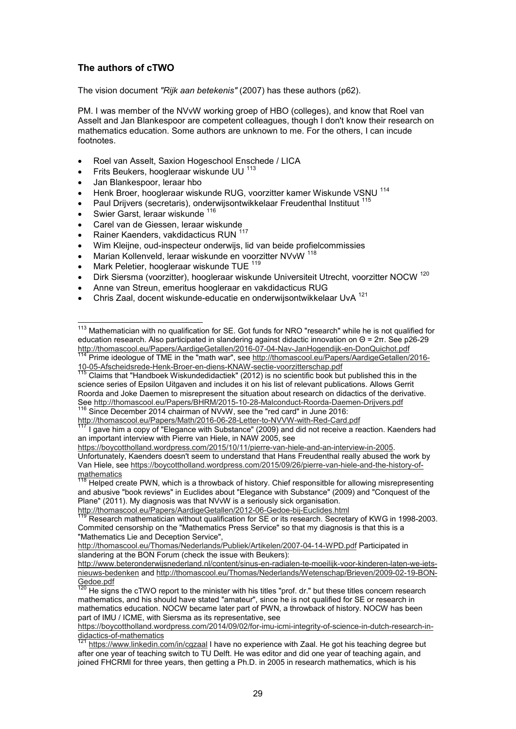## The authors of cTWO

The vision document *"Rijk aan betekenis"* (2007) has these authors (p62).

PM. I was member of the NVvW working groep of HBO (colleges), and know that Roel van Asselt and Jan Blankespoor are competent colleagues, though I don't know their research on mathematics education. Some authors are unknown to me. For the others, I can incude footnotes.

- Roel van Asselt, Saxion Hogeschool Enschede / LICA
- Frits Beukers, hoogleraar wiskunde UU [113]
- Jan Blankespoor, leraar hbo
- Henk Broer, hoogleraar wiskunde RUG, voorzitter kamer Wiskunde VSNU [114]
- Paul Drijvers (secretaris), onderwijsontwikkelaar Freudenthal Instituut [115]
- Swier Garst, leraar wiskunde [116]
- Carel van de Giessen, leraar wiskunde
- Rainer Kaenders, vakdidacticus RUN [117]
- Wim Kleijne, oud-inspecteur onderwijs, lid van beide profielcommissies
- Marian Kollenveld, leraar wiskunde en voorzitter NVvW [118]
- Mark Peletier, hoogleraar wiskunde TUE [119]
- Dirk Siersma (voorzitter), hoogleraar wiskunde Universiteit Utrecht, voorzitter NOCW [120]
- Anne van Streun, emeritus hoogleraar en vakdidacticus RUG
- Chris Zaal, docent wiskunde-educatie en onderwijsontwikkelaar UvA [121]

---

[113] Mathematician with no qualification for SE. Got funds for NRO "research" while he is not qualified for education research. Also participated in slandering against didactic innovation on $Θ = 2π$. See p26-29 http://thomascool.eu/Papers/AardigeGetallen/2016-07-04-Nav-JanHogendijk-en-DonQuichot.pdf

[114] Prime ideologue of TME in the "math war", see http://thomascool.eu/Papers/AardigeGetallen/2016-10-05-Afscheidsrede-Henk-Broer-en-diens-KNAW-sectie-voorzitterschap.pdf

[115] Claims that "Handboek Wiskundedidactiek" (2012) is no scientific book but published this in the science series of Epsilon Uitgaven and includes it on his list of relevant publications. Allows Gerrit Roorda and Joke Daemen to misrepresent the situation about research on didactics of the derivative. See http://thomascool.eu/Papers/BHRM/2015-10-28-Malconduct-Roorda-Daemen-Drijvers.pdf

[116] Since December 2014 chairman of NVvW, see the "red card" in June 2016: http://thomascool.eu/Papers/Math/2016-06-28-Letter-to-NVVW-with-Red-Card.pdf

[117] I gave him a copy of "Elegance with Substance" (2009) and did not receive a reaction. Kaenders had an important interview with Pierre van Hiele, in NAW 2005, see https://boycottholland.wordpress.com/2015/10/11/pierre-van-hiele-and-an-interview-in-2005. Unfortunately, Kaenders doesn't seem to understand that Hans Freudenthal really abused the work by Van Hiele, see https://boycottholland.wordpress.com/2015/09/26/pierre-van-hiele-and-the-history-of-mathematics

[118] Helped create PWN, which is a throwback of history. Chief responsitble for allowing misrepresenting and abusive "book reviews" in Euclides about "Elegance with Substance" (2009) and "Conquest of the Plane" (2011). My diagnosis was that NVvW is a seriously sick organisation. http://thomascool.eu/Papers/AardigeGetallen/2012-06-Gedoe-bij-Euclides.html

[119] Research mathematician without qualification for SE or its research. Secretary of KWG in 1998-2003. Commited censorship on the "Mathematics Press Service" so that my diagnosis is that this is a "Mathematics Lie and Deception Service", http://thomascool.eu/Thomas/Nederlands/Publiek/Artikelen/2007-04-14-WPD.pdf Participated in slandering at the BON Forum (check the issue with Beukers): http://www.beteronderwijsnederland.nl/content/sinus-en-radialen-te-moeilijk-voor-kinderen-laten-we-iets-nieuws-bedenken and http://thomascool.eu/Thomas/Nederlands/Wetenschap/Brieven/2009-02-19-BON-Gedoe.pdf

[120] He signs the cTWO report to the minister with his titles "prof. dr." but these titles concern research mathematics, and his should have stated "amateur", since he is not qualified for SE or research in mathematics education. NOCW became later part of PWN, a throwback of history. NOCW has been part of IMU / ICME, with Siersma as its representative, see https://boycottholland.wordpress.com/2014/09/02/for-imu-icmi-integrity-of-science-in-dutch-research-in-didactics-of-mathematics

[121] https://www.linkedin.com/in/cgzaal I have no experience with Zaal. He got his teaching degree but after one year of teaching switch to TU Delft. He was editor and did one year of teaching again, and joined FHCRMI for three years, then getting a Ph.D. in 2005 in research mathematics, which is his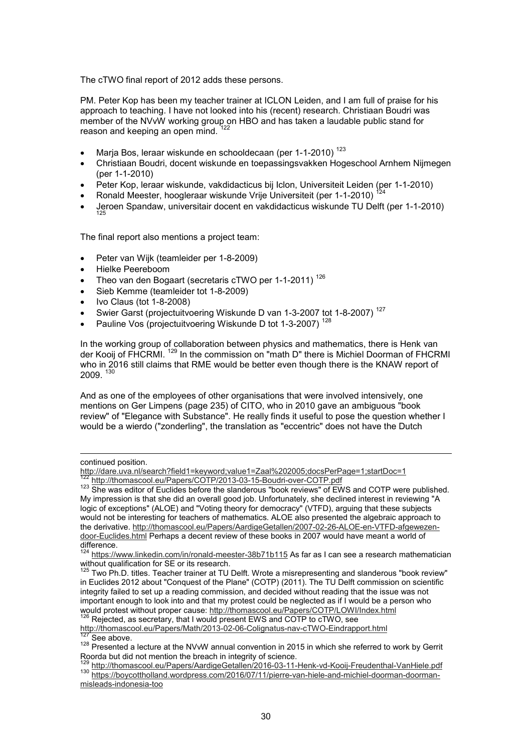The cTWO final report of 2012 adds these persons.

PM. Peter Kop has been my teacher trainer at ICLON Leiden, and I am full of praise for his approach to teaching. I have not looked into his (recent) research. Christiaan Boudri was member of the NVvW working group on HBO and has taken a laudable public stand for reason and keeping an open mind. [122]

- Marja Bos, leraar wiskunde en schooldecaan (per 1-1-2010) [123]
- Christiaan Boudri, docent wiskunde en toepassingsvakken Hogeschool Arnhem Nijmegen (per 1-1-2010)
- Peter Kop, leraar wiskunde, vakdidacticus bij Iclon, Universiteit Leiden (per 1-1-2010)
- Ronald Meester, hoogleraar wiskunde Vrije Universiteit (per 1-1-2010) [124]
- Jeroen Spandaw, universitair docent en vakdidacticus wiskunde TU Delft (per 1-1-2010) [125]

The final report also mentions a project team:

- Peter van Wijk (teamleider per 1-8-2009)
- Hielke Peereboom
- Theo van den Bogaart (secretaris cTWO per 1-1-2011) [126]
- Sieb Kemme (teamleider tot 1-8-2009)
- Ivo Claus (tot 1-8-2008)
- Swier Garst (projectuitvoering Wiskunde D van 1-3-2007 tot 1-8-2007) [127]
- Pauline Vos (projectuitvoering Wiskunde D tot 1-3-2007) [128]

In the working group of collaboration between physics and mathematics, there is Henk van der Kooij of FHCRMI. [129] In the commission on "math D" there is Michiel Doorman of FHCRMI who in 2016 still claims that RME would be better even though there is the KNAW report of 2009. [130]

And as one of the employees of other organisations that were involved intensively, one mentions on Ger Limpens (page 235) of CITO, who in 2010 gave an ambiguous "book review" of "Elegance with Substance". He really finds it useful to pose the question whether I would be a wierdo ("zonderling", the translation as "eccentric" does not have the Dutch

---

continued position.
http://dare.uva.nl/search?field1=keyword;value1=Zaal%202005;docsPerPage=1;startDoc=1

[122] http://thomascool.eu/Papers/COTP/2013-03-15-Boudri-over-COTP.pdf

[123] She was editor of Euclides before the slanderous "book reviews" of EWS and COTP were published. My impression is that she did an overall good job. Unfortunately, she declined interest in reviewing "A logic of exceptions" (ALOE) and "Voting theory for democracy" (VTFD), arguing that these subjects would not be interesting for teachers of mathematics. ALOE also presented the algebraic approach to the derivative. http://thomascool.eu/Papers/AardigeGetallen/2007-02-26-ALOE-en-VTFD-afgewezen-door-Euclides.html Perhaps a decent review of these books in 2007 would have meant a world of difference.

[124] https://www.linkedin.com/in/ronald-meester-38b71b115 As far as I can see a research mathematician without qualification for SE or its research.

[125] Two Ph.D. titles. Teacher trainer at TU Delft. Wrote a misrepresenting and slanderous "book review" in Euclides 2012 about "Conquest of the Plane" (COTP) (2011). The TU Delft commission on scientific integrity failed to set up a reading commission, and decided without reading that the issue was not important enough to look into and that my protest could be neglected as if I would be a person who would protest without proper cause: http://thomascool.eu/Papers/COTP/LOWI/Index.html

[126] Rejected, as secretary, that I would present EWS and COTP to cTWO, see http://thomascool.eu/Papers/Math/2013-02-06-Colignatus-nav-cTWO-Eindrapport.html

[127] See above.

[128] Presented a lecture at the NVvW annual convention in 2015 in which she referred to work by Gerrit Roorda but did not mention the breach in integrity of science.

[129] http://thomascool.eu/Papers/AardigeGetallen/2016-03-11-Henk-vd-Kooij-Freudenthal-VanHiele.pdf

[130] https://boycottholland.wordpress.com/2016/07/11/pierre-van-hiele-and-michiel-doorman-doorman-misleads-indonesia-too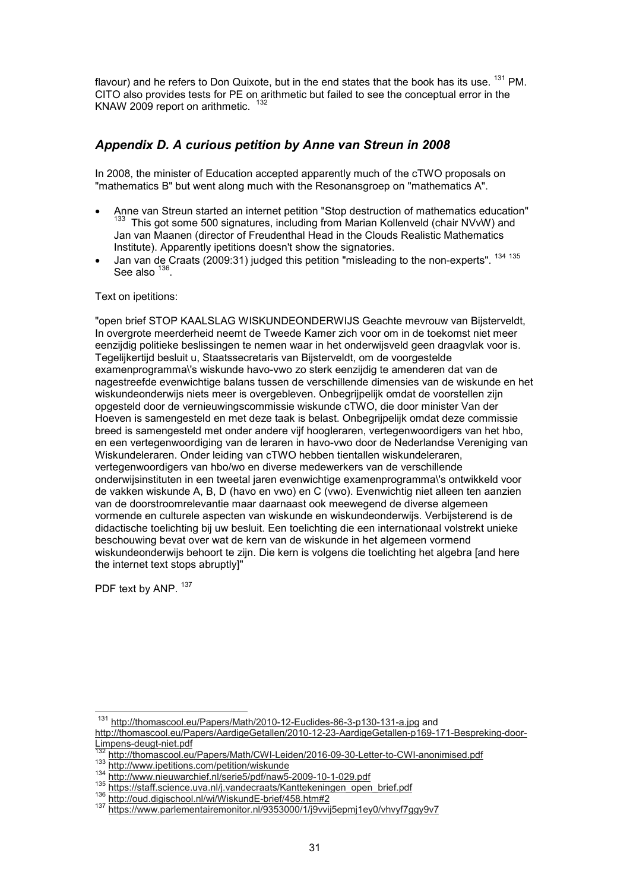flavour) and he refers to Don Quixote, but in the end states that the book has its use. [131] PM. CITO also provides tests for PE on arithmetic but failed to see the conceptual error in the KNAW 2009 report on arithmetic. [132]

## *Appendix D. A curious petition by Anne van Streun in 2008*

In 2008, the minister of Education accepted apparently much of the cTWO proposals on "mathematics B" but went along much with the Resonansgroep on "mathematics A".

- Anne van Streun started an internet petition "Stop destruction of mathematics education" [133] This got some 500 signatures, including from Marian Kollenveld (chair NVvW) and Jan van Maanen (director of Freudenthal Head in the Clouds Realistic Mathematics Institute). Apparently ipetitions doesn't show the signatories.
- Jan van de Craats (2009:31) judged this petition "misleading to the non-experts". [134] [135] See also [136].

Text on ipetitions:

"open brief STOP KAALSLAG WISKUNDEONDERWIJS Geachte mevrouw van Bijsterveldt, In overgrote meerderheid neemt de Tweede Kamer zich voor om in de toekomst niet meer eenzijdig politieke beslissingen te nemen waar in het onderwijsveld geen draagvlak voor is. Tegelijkertijd besluit u, Staatssecretaris van Bijsterveldt, om de voorgestelde examenprogramma\'s wiskunde havo-vwo zo sterk eenzijdig te amenderen dat van de nagestreefde evenwichtige balans tussen de verschillende dimensies van de wiskunde en het wiskundeonderwijs niets meer is overgebleven. Onbegrijpelijk omdat de voorstellen zijn opgesteld door de vernieuwingscommissie wiskunde cTWO, die door minister Van der Hoeven is samengesteld en met deze taak is belast. Onbegrijpelijk omdat deze commissie breed is samengesteld met onder andere vijf hoogleraren, vertegenwoordigers van het hbo, en een vertegenwoordiging van de leraren in havo-vwo door de Nederlandse Vereniging van Wiskundeleraren. Onder leiding van cTWO hebben tientallen wiskundeleraren, vertegenwoordigers van hbo/wo en diverse medewerkers van de verschillende onderwijsinstituten in een tweetal jaren evenwichtige examenprogramma\'s ontwikkeld voor de vakken wiskunde A, B, D (havo en vwo) en C (vwo). Evenwichtig niet alleen ten aanzien van de doorstroomrelevantie maar daarnaast ook meewegend de diverse algemeen vormende en culturele aspecten van wiskunde en wiskundeonderwijs. Verbijsterend is de didactische toelichting bij uw besluit. Een toelichting die een internationaal volstrekt unieke beschouwing bevat over wat de kern van de wiskunde in het algemeen vormend wiskundeonderwijs behoort te zijn. Die kern is volgens die toelichting het algebra [and here the internet text stops abruptly]"

PDF text by ANP. [137]

---

[131] http://thomascool.eu/Papers/Math/2010-12-Euclides-86-3-p130-131-a.jpg and http://thomascool.eu/Papers/AardigeGetallen/2010-12-23-AardigeGetallen-p169-171-Bespreking-door-Limpens-deugt-niet.pdf

[132] http://thomascool.eu/Papers/Math/CWI-Leiden/2016-09-30-Letter-to-CWI-anonimised.pdf

[133] http://www.ipetitions.com/petition/wiskunde

[134] http://www.nieuwarchief.nl/serie5/pdf/naw5-2009-10-1-029.pdf

[135] https://staff.science.uva.nl/j.vandecraats/Kanttekeningen_open_brief.pdf

[136] http://oud.digischool.nl/wi/WiskundE-brief/458.htm#2

[137] https://www.parlementairemonitor.nl/9353000/1/j9vvij5epmj1ey0/vhvyf7ggy9v7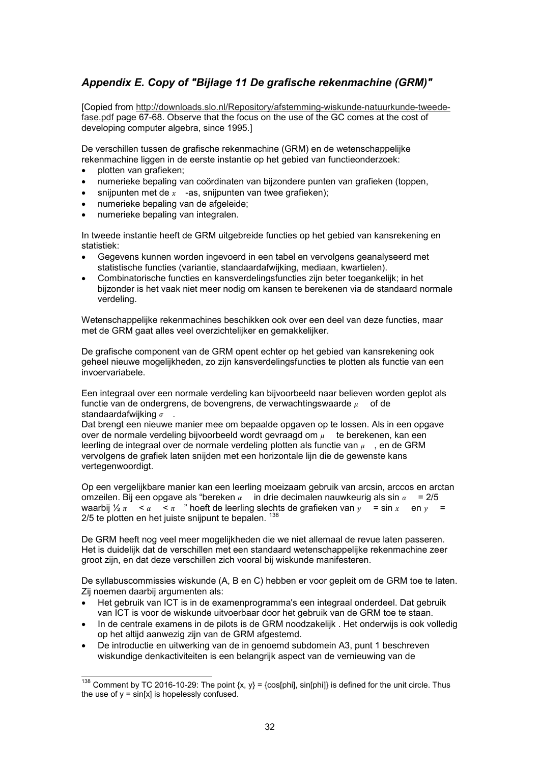## *Appendix E. Copy of "Bijlage 11 De grafische rekenmachine (GRM)"*

[Copied from http://downloads.slo.nl/Repository/afstemming-wiskunde-natuurkunde-tweede-fase.pdf page 67-68. Observe that the focus on the use of the GC comes at the cost of developing computer algebra, since 1995.]

De verschillen tussen de grafische rekenmachine (GRM) en de wetenschappelijke rekenmachine liggen in de eerste instantie op het gebied van functieonderzoek:

- plotten van grafieken;
- numerieke bepaling van coördinaten van bijzondere punten van grafieken (toppen,
- snijpunten met de $x$ -as, snijpunten van twee grafieken);
- numerieke bepaling van de afgeleide;
- numerieke bepaling van integralen.

In tweede instantie heeft de GRM uitgebreide functies op het gebied van kansrekening en statistiek:

- Gegevens kunnen worden ingevoerd in een tabel en vervolgens geanalyseerd met statistische functies (variantie, standaardafwijking, mediaan, kwartielen).
- Combinatorische functies en kansverdelingsfuncties zijn beter toegankelijk; in het bijzonder is het vaak niet meer nodig om kansen te berekenen via de standaard normale verdeling.

Wetenschappelijke rekenmachines beschikken ook over een deel van deze functies, maar met de GRM gaat alles veel overzichtelijker en gemakkelijker.

De grafische component van de GRM opent echter op het gebied van kansrekening ook geheel nieuwe mogelijkheden, zo zijn kansverdelingsfuncties te plotten als functie van een invoervariabele.

Een integraal over een normale verdeling kan bijvoorbeeld naar believen worden geplot als functie van de ondergrens, de bovengrens, de verwachtingswaarde $\mu$ of de standaardafwijking $\sigma$ .
Dat brengt een nieuwe manier mee om bepaalde opgaven op te lossen. Als in een opgave over de normale verdeling bijvoorbeeld wordt gevraagd om $\mu$ te berekenen, kan een leerling de integraal over de normale verdeling plotten als functie van $\mu$ , en de GRM vervolgens de grafiek laten snijden met een horizontale lijn die de gewenste kans vertegenwoordigt.

Op een vergelijkbare manier kan een leerling moeizaam gebruik van arcsin, arccos en arctan omzeilen. Bij een opgave als "bereken $\alpha$ in drie decimalen nauwkeurig als sin $\alpha$ = 2/5 waarbij ½ $\pi$ < $\alpha$ < $\pi$ " hoeft de leerling slechts de grafieken van $y$ = sin $x$ en $y$ = 2/5 te plotten en het juiste snijpunt te bepalen. [138]

De GRM heeft nog veel meer mogelijkheden die we niet allemaal de revue laten passeren. Het is duidelijk dat de verschillen met een standaard wetenschappelijke rekenmachine zeer groot zijn, en dat deze verschillen zich vooral bij wiskunde manifesteren.

De syllabuscommissies wiskunde (A, B en C) hebben er voor gepleit om de GRM toe te laten. Zij noemen daarbij argumenten als:

- Het gebruik van ICT is in de examenprogramma's een integraal onderdeel. Dat gebruik van ICT is voor de wiskunde uitvoerbaar door het gebruik van de GRM toe te staan.
- In de centrale examens in de pilots is de GRM noodzakelijk . Het onderwijs is ook volledig op het altijd aanwezig zijn van de GRM afgestemd.
- De introductie en uitwerking van de in genoemd subdomein A3, punt 1 beschreven wiskundige denkactiviteiten is een belangrijk aspect van de vernieuwing van de

---

[138] Comment by TC 2016-10-29: The point {x, y} = {cos[phi], sin[phi]} is defined for the unit circle. Thus the use of y = sin[x] is hopelessly confused.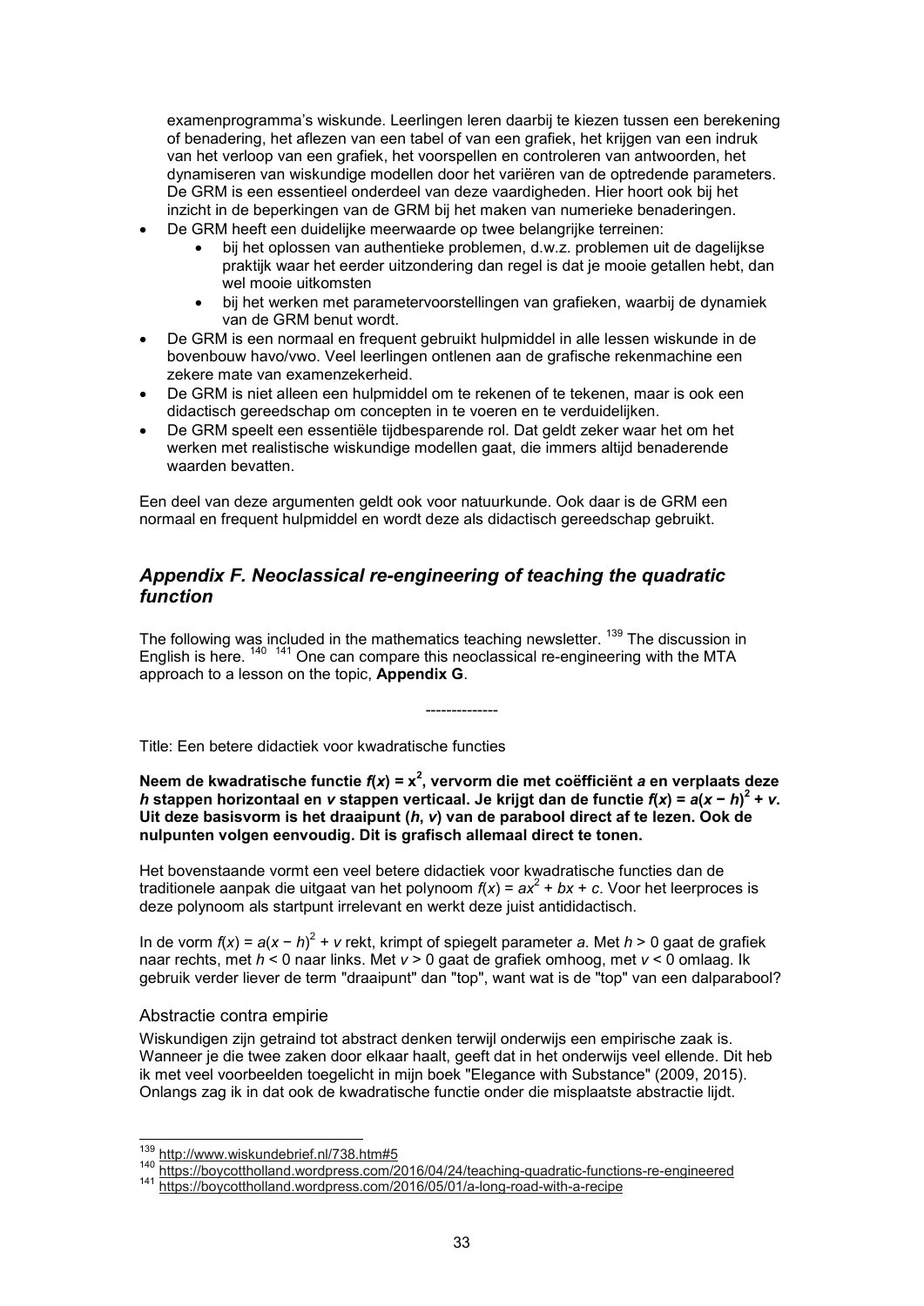examenprogramma's wiskunde. Leerlingen leren daarbij te kiezen tussen een berekening of benadering, het aflezen van een tabel of van een grafiek, het krijgen van een indruk van het verloop van een grafiek, het voorspellen en controleren van antwoorden, het dynamiseren van wiskundige modellen door het variëren van de optredende parameters. De GRM is een essentieel onderdeel van deze vaardigheden. Hier hoort ook bij het inzicht in de beperkingen van de GRM bij het maken van numerieke benaderingen.

- De GRM heeft een duidelijke meerwaarde op twee belangrijke terreinen:
    - bij het oplossen van authentieke problemen, d.w.z. problemen uit de dagelijkse praktijk waar het eerder uitzondering dan regel is dat je mooie getallen hebt, dan wel mooie uitkomsten
    - bij het werken met parametervoorstellingen van grafieken, waarbij de dynamiek van de GRM benut wordt.
- De GRM is een normaal en frequent gebruikt hulpmiddel in alle lessen wiskunde in de bovenbouw havo/vwo. Veel leerlingen ontlenen aan de grafische rekenmachine een zekere mate van examenzekerheid.
- De GRM is niet alleen een hulpmiddel om te rekenen of te tekenen, maar is ook een didactisch gereedschap om concepten in te voeren en te verduidelijken.
- De GRM speelt een essentiële tijdbesparende rol. Dat geldt zeker waar het om het werken met realistische wiskundige modellen gaat, die immers altijd benaderende waarden bevatten.

Een deel van deze argumenten geldt ook voor natuurkunde. Ook daar is de GRM een normaal en frequent hulpmiddel en wordt deze als didactisch gereedschap gebruikt.

## *Appendix F. Neoclassical re-engineering of teaching the quadratic function*

The following was included in the mathematics teaching newsletter. [139] The discussion in English is here. [140] [141] One can compare this neoclassical re-engineering with the MTA approach to a lesson on the topic, **Appendix G**.

--------------

Title: Een betere didactiek voor kwadratische functies

**Neem de kwadratische functie $f(x) = x^2$, vervorm die met coëfficiënt $a$ en verplaats deze $h$ stappen horizontaal en $v$ stappen verticaal. Je krijgt dan de functie $f(x) = a(x - h)^2 + v$. Uit deze basisvorm is het draaipunt ($h$, $v$) van de parabool direct af te lezen. Ook de nulpunten volgen eenvoudig. Dit is grafisch allemaal direct te tonen.**

Het bovenstaande vormt een veel betere didactiek voor kwadratische functies dan de traditionele aanpak die uitgaat van het polynoom $f(x) = ax^2 + bx + c$. Voor het leerproces is deze polynoom als startpunt irrelevant en werkt deze juist antididactisch.

In de vorm $f(x) = a(x - h)^2 + v$ rekt, krimpt of spiegelt parameter $a$. Met $h > 0$ gaat de grafiek naar rechts, met $h < 0$ naar links. Met $v > 0$ gaat de grafiek omhoog, met $v < 0$ omlaag. Ik gebruik verder liever de term "draaipunt" dan "top", want wat is de "top" van een dalparabool?

### Abstractie contra empirie

Wiskundigen zijn getraind tot abstract denken terwijl onderwijs een empirische zaak is. Wanneer je die twee zaken door elkaar haalt, geeft dat in het onderwijs veel ellende. Dit heb ik met veel voorbeelden toegelicht in mijn boek "Elegance with Substance" (2009, 2015). Onlangs zag ik in dat ook de kwadratische functie onder die misplaatste abstractie lijdt.

---

[139] http://www.wiskundebrief.nl/738.htm#5
[140] https://boycottholland.wordpress.com/2016/04/24/teaching-quadratic-functions-re-engineered
[141] https://boycottholland.wordpress.com/2016/05/01/a-long-road-with-a-recipe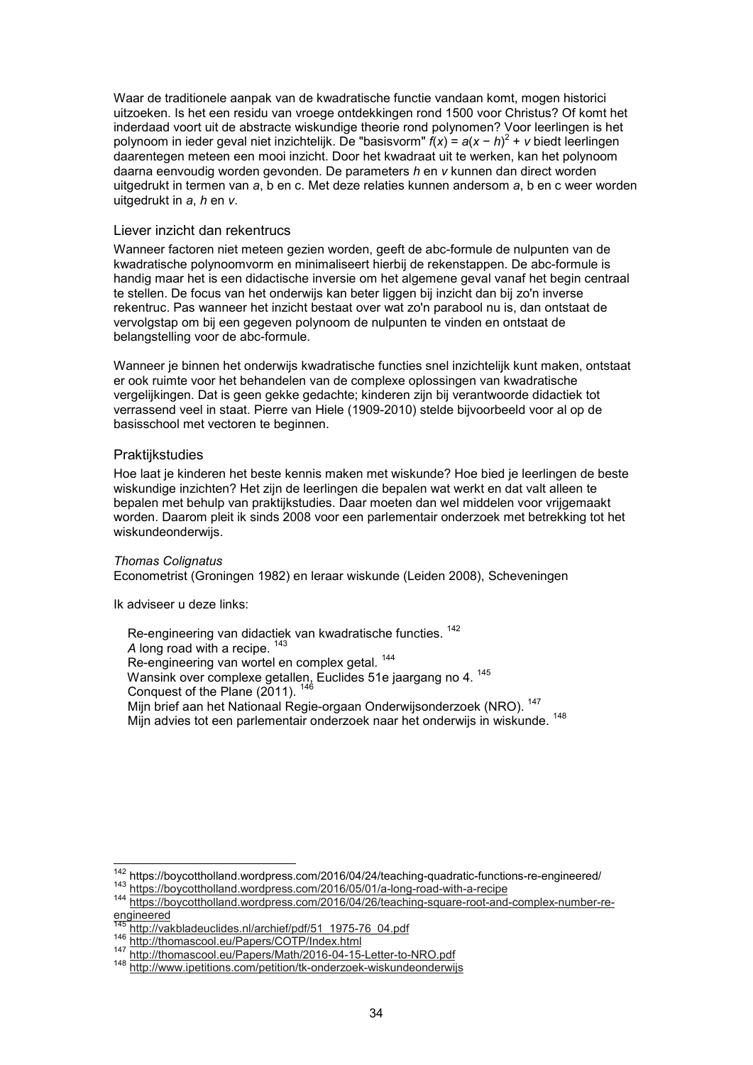Waar de traditionele aanpak van de kwadratische functie vandaan komt, mogen historici uitzoeken. Is het een residu van vroege ontdekkingen rond 1500 voor Christus? Of komt het inderdaad voort uit de abstracte wiskundige theorie rond polynomen? Voor leerlingen is het polynoom in ieder geval niet inzichtelijk. De "basisvorm" $f(x) = a(x - h)^2 + v$ biedt leerlingen daarentegen meteen een mooi inzicht. Door het kwadraat uit te werken, kan het polynoom daarna eenvoudig worden gevonden. De parameters $h$ en $v$ kunnen dan direct worden uitgedrukt in termen van $a$, b en c. Met deze relaties kunnen andersom $a$, b en c weer worden uitgedrukt in $a$, $h$ en $v$.

## Liever inzicht dan rekentrucs

Wanneer factoren niet meteen gezien worden, geeft de abc-formule de nulpunten van de kwadratische polynoomvorm en minimaliseert hierbij de rekenstappen. De abc-formule is handig maar het is een didactische inversie om het algemene geval vanaf het begin centraal te stellen. De focus van het onderwijs kan beter liggen bij inzicht dan bij zo'n inverse rekentruc. Pas wanneer het inzicht bestaat over wat zo'n parabool nu is, dan ontstaat de vervolgstap om bij een gegeven polynoom de nulpunten te vinden en ontstaat de belangstelling voor de abc-formule.

Wanneer je binnen het onderwijs kwadratische functies snel inzichtelijk kunt maken, ontstaat er ook ruimte voor het behandelen van de complexe oplossingen van kwadratische vergelijkingen. Dat is geen gekke gedachte; kinderen zijn bij verantwoorde didactiek tot verrassend veel in staat. Pierre van Hiele (1909-2010) stelde bijvoorbeeld voor al op de basisschool met vectoren te beginnen.

## Praktijkstudies

Hoe laat je kinderen het beste kennis maken met wiskunde? Hoe bied je leerlingen de beste wiskundige inzichten? Het zijn de leerlingen die bepalen wat werkt en dat valt alleen te bepalen met behulp van praktijkstudies. Daar moeten dan wel middelen voor vrijgemaakt worden. Daarom pleit ik sinds 2008 voor een parlementair onderzoek met betrekking tot het wiskundeonderwijs.

*Thomas Colignatus*
Econometrist (Groningen 1982) en leraar wiskunde (Leiden 2008), Scheveningen

Ik adviseer u deze links:

- Re-engineering van didactiek van kwadratische functies. [142]
- *A* long road with a recipe. [143]
- Re-engineering van wortel en complex getal. [144]
- Wansink over complexe getallen, Euclides 51e jaargang no 4. [145]
- Conquest of the Plane (2011). [146]
- Mijn brief aan het Nationaal Regie-orgaan Onderwijsonderzoek (NRO). [147]
- Mijn advies tot een parlementair onderzoek naar het onderwijs in wiskunde. [148]

---

[142] https://boycottholland.wordpress.com/2016/04/24/teaching-quadratic-functions-re-engineered/
[143] https://boycottholland.wordpress.com/2016/05/01/a-long-road-with-a-recipe
[144] https://boycottholland.wordpress.com/2016/04/26/teaching-square-root-and-complex-number-re-engineered
[145] http://vakbladeuclides.nl/archief/pdf/51_1975-76_04.pdf
[146] http://thomascool.eu/Papers/COTP/Index.html
[147] http://thomascool.eu/Papers/Math/2016-04-15-Letter-to-NRO.pdf
[148] http://www.ipetitions.com/petition/tk-onderzoek-wiskundeonderwijs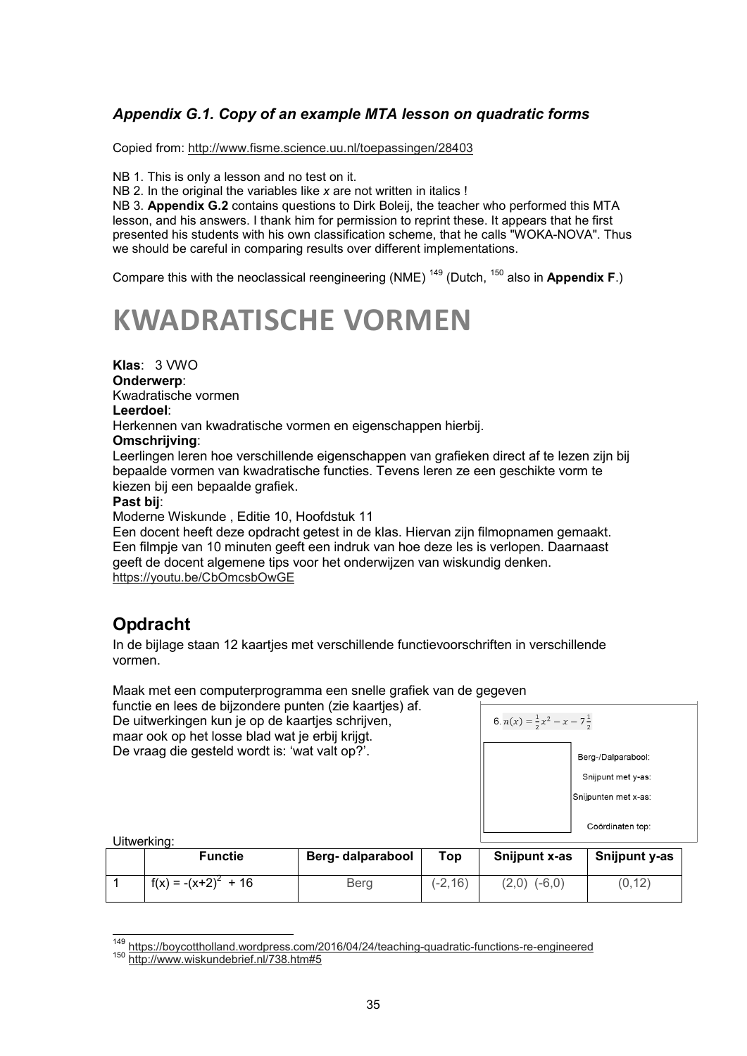### *Appendix G.1. Copy of an example MTA lesson on quadratic forms*

Copied from: http://www.fisme.science.uu.nl/toepassingen/28403

NB 1. This is only a lesson and no test on it.
NB 2. In the original the variables like *x* are not written in italics !
NB 3. **Appendix G.2** contains questions to Dirk Boleij, the teacher who performed this MTA lesson, and his answers. I thank him for permission to reprint these. It appears that he first presented his students with his own classification scheme, that he calls "WOKA-NOVA". Thus we should be careful in comparing results over different implementations.

Compare this with the neoclassical reengineering (NME) [149] (Dutch, [150] also in **Appendix F**.)

# KWADRATISCHE VORMEN

**Klas**: 3 VWO
**Onderwerp**:
Kwadratische vormen
**Leerdoel**:
Herkennen van kwadratische vormen en eigenschappen hierbij.
**Omschrijving**:
Leerlingen leren hoe verschillende eigenschappen van grafieken direct af te lezen zijn bij bepaalde vormen van kwadratische functies. Tevens leren ze een geschikte vorm te kiezen bij een bepaalde grafiek.
**Past bij**:
Moderne Wiskunde , Editie 10, Hoofdstuk 11
Een docent heeft deze opdracht getest in de klas. Hiervan zijn filmopnamen gemaakt. Een filmpje van 10 minuten geeft een indruk van hoe deze les is verlopen. Daarnaast geeft de docent algemene tips voor het onderwijzen van wiskundig denken.
https://youtu.be/CbOmcsbOwGE

## Opdracht

In de bijlage staan 12 kaartjes met verschillende functievoorschriften in verschillende vormen.

Maak met een computerprogramma een snelle grafiek van de gegeven functie en lees de bijzondere punten (zie kaartjes) af.
De uitwerkingen kun je op de kaartjes schrijven, maar ook op het losse blad wat je erbij krijgt.
De vraag die gesteld wordt is: 'wat valt op?'.

6. $n(x) = \frac{1}{2}x^2 - x - 7\frac{1}{2}$

Berg-/Dalparabool:
Snijpunt met y-as:
Snijpunten met x-as:
Coördinaten top:

Uitwerking:

| | Functie | Berg- dalparabool | Top | Snijpunt x-as | Snijpunt y-as |
|---|---|---|---|---|---|
| 1 | $f(x) = -(x+2)^2 + 16$ | Berg | (-2,16) | (2,0) (-6,0) | (0,12) |

[149] https://boycottholland.wordpress.com/2016/04/24/teaching-quadratic-functions-re-engineered
[150] http://www.wiskundebrief.nl/738.htm#5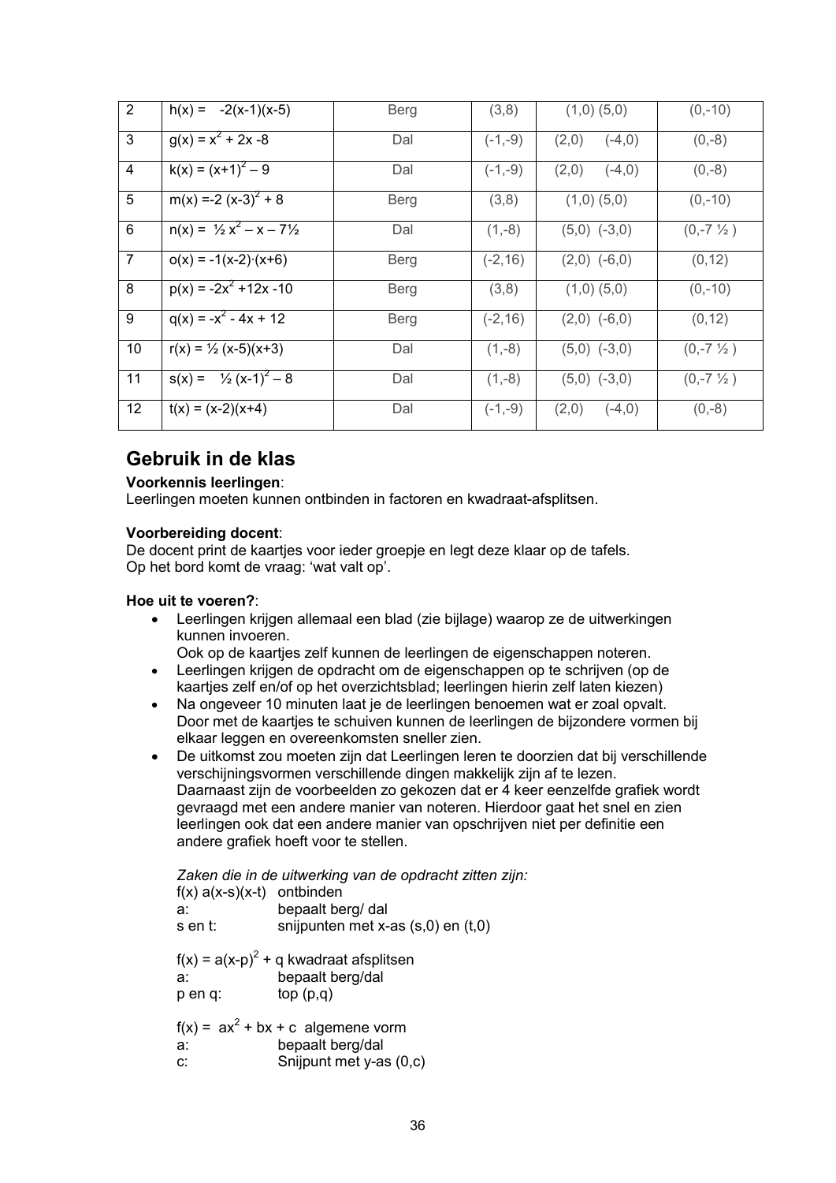| 2 | $h(x) = -2(x-1)(x-5)$ | Berg | (3,8) | (1,0) (5,0) | (0,-10) |
|---|---|---|---|---|---|
| 3 | $g(x) = x^2 + 2x - 8$ | Dal | (-1,-9) | (2,0) (-4,0) | (0,-8) |
| 4 | $k(x) = (x+1)^2 - 9$ | Dal | (-1,-9) | (2,0) (-4,0) | (0,-8) |
| 5 | $m(x) = -2(x-3)^2 + 8$ | Berg | (3,8) | (1,0) (5,0) | (0,-10) |
| 6 | $n(x) = ½ x^2 - x - 7½$ | Dal | (1,-8) | (5,0) (-3,0) | (0,-7 ½ ) |
| 7 | $o(x) = -1(x-2)\cdot(x+6)$ | Berg | (-2,16) | (2,0) (-6,0) | (0,12) |
| 8 | $p(x) = -2x^2 + 12x - 10$ | Berg | (3,8) | (1,0) (5,0) | (0,-10) |
| 9 | $q(x) = -x^2 - 4x + 12$ | Berg | (-2,16) | (2,0) (-6,0) | (0,12) |
| 10 | $r(x) = ½ (x-5)(x+3)$ | Dal | (1,-8) | (5,0) (-3,0) | (0,-7 ½ ) |
| 11 | $s(x) = ½ (x-1)^2 - 8$ | Dal | (1,-8) | (5,0) (-3,0) | (0,-7 ½ ) |
| 12 | $t(x) = (x-2)(x+4)$ | Dal | (-1,-9) | (2,0) (-4,0) | (0,-8) |

## Gebruik in de klas

**Voorkennis leerlingen**:
Leerlingen moeten kunnen ontbinden in factoren en kwadraat-afsplitsen.

**Voorbereiding docent**:
De docent print de kaartjes voor ieder groepje en legt deze klaar op de tafels.
Op het bord komt de vraag: 'wat valt op'.

**Hoe uit te voeren?**:

- Leerlingen krijgen allemaal een blad (zie bijlage) waarop ze de uitwerkingen kunnen invoeren.
  Ook op de kaartjes zelf kunnen de leerlingen de eigenschappen noteren.
- Leerlingen krijgen de opdracht om de eigenschappen op te schrijven (op de kaartjes zelf en/of op het overzichtsblad; leerlingen hierin zelf laten kiezen)
- Na ongeveer 10 minuten laat je de leerlingen benoemen wat er zoal opvalt.
  Door met de kaartjes te schuiven kunnen de leerlingen de bijzondere vormen bij elkaar leggen en overeenkomsten sneller zien.
- De uitkomst zou moeten zijn dat Leerlingen leren te doorzien dat bij verschillende verschijningsvormen verschillende dingen makkelijk zijn af te lezen.
  Daarnaast zijn de voorbeelden zo gekozen dat er 4 keer eenzelfde grafiek wordt gevraagd met een andere manier van noteren. Hierdoor gaat het snel en zien leerlingen ook dat een andere manier van opschrijven niet per definitie een andere grafiek hoeft voor te stellen.

  *Zaken die in de uitwerking van de opdracht zitten zijn:*

  $f(x)\ a(x-s)(x-t)$ ontbinden
  a: bepaalt berg/ dal
  s en t: snijpunten met x-as (s,0) en (t,0)

  $f(x) = a(x-p)^2 + q$ kwadraat afsplitsen
  a: bepaalt berg/dal
  p en q: top (p,q)

  $f(x) = ax^2 + bx + c$ algemene vorm
  a: bepaalt berg/dal
  c: Snijpunt met y-as (0,c)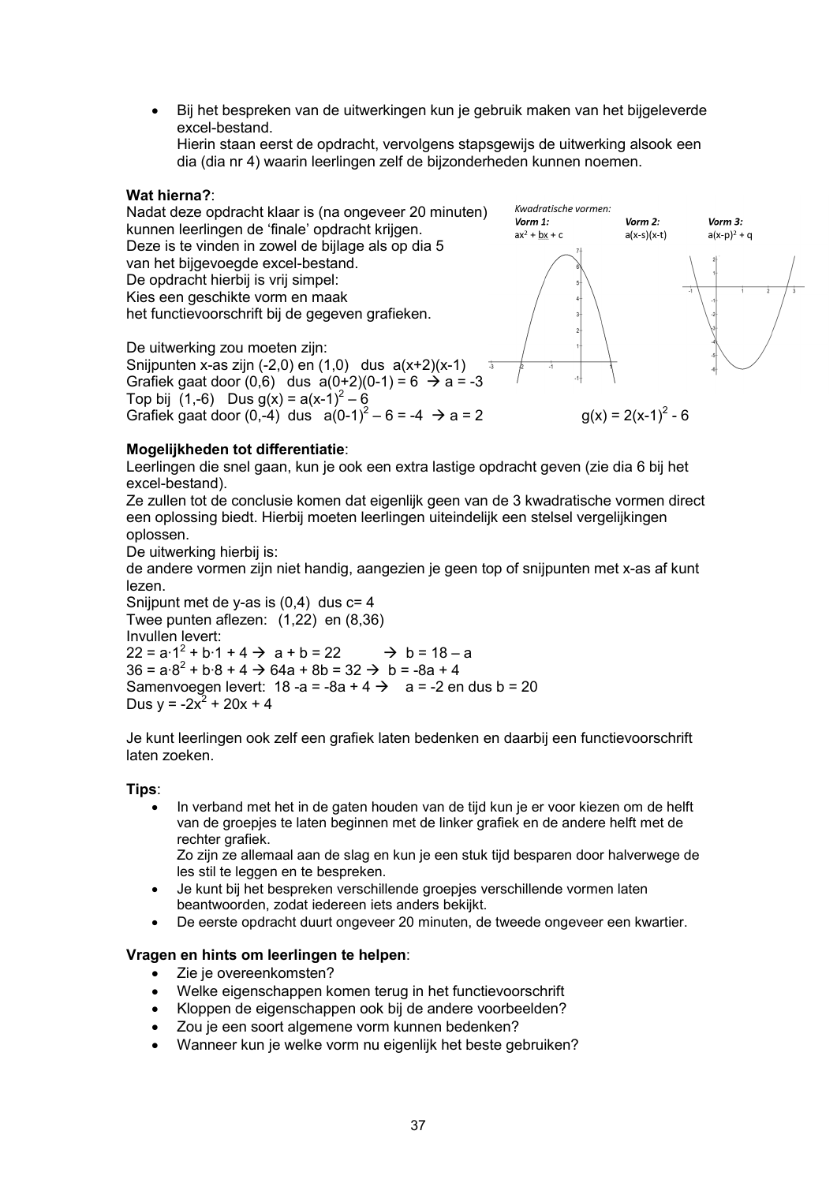- Bij het bespreken van de uitwerkingen kun je gebruik maken van het bijgeleverde excel-bestand.
  Hierin staan eerst de opdracht, vervolgens stapsgewijs de uitwerking alsook een dia (dia nr 4) waarin leerlingen zelf de bijzonderheden kunnen noemen.

**Wat hierna?**:
Nadat deze opdracht klaar is (na ongeveer 20 minuten) kunnen leerlingen de 'finale' opdracht krijgen.
Deze is te vinden in zowel de bijlage als op dia 5 van het bijgevoegde excel-bestand.
De opdracht hierbij is vrij simpel:
Kies een geschikte vorm en maak het functievoorschrift bij de gegeven grafieken.

*Kwadratische vormen:*

| *Vorm 1:* | *Vorm 2:* | *Vorm 3:* |
|---|---|---|
| $ax^2 + bx + c$ | $a(x-s)(x-t)$ | $a(x-p)^2 + q$ |

De uitwerking zou moeten zijn:
Snijpunten x-as zijn (-2,0) en (1,0) dus $a(x+2)(x-1)$
Grafiek gaat door (0,6) dus $a(0+2)(0-1) = 6 \rightarrow a = -3$
Top bij (1,-6) Dus $g(x) = a(x-1)^2 - 6$
Grafiek gaat door (0,-4) dus $a(0-1)^2 - 6 = -4 \rightarrow a = 2$ $g(x) = 2(x-1)^2 - 6$

**Mogelijkheden tot differentiatie**:
Leerlingen die snel gaan, kun je ook een extra lastige opdracht geven (zie dia 6 bij het excel-bestand).
Ze zullen tot de conclusie komen dat eigenlijk geen van de 3 kwadratische vormen direct een oplossing biedt. Hierbij moeten leerlingen uiteindelijk een stelsel vergelijkingen oplossen.
De uitwerking hierbij is:
de andere vormen zijn niet handig, aangezien je geen top of snijpunten met x-as af kunt lezen.
Snijpunt met de y-as is (0,4) dus c= 4
Twee punten aflezen: (1,22) en (8,36)
Invullen levert:
$22 = a \cdot 1^2 + b \cdot 1 + 4 \rightarrow a + b = 22 \rightarrow b = 18 - a$
$36 = a \cdot 8^2 + b \cdot 8 + 4 \rightarrow 64a + 8b = 32 \rightarrow b = -8a + 4$
Samenvoegen levert: $18 - a = -8a + 4 \rightarrow a = -2$ en dus $b = 20$
Dus $y = -2x^2 + 20x + 4$

Je kunt leerlingen ook zelf een grafiek laten bedenken en daarbij een functievoorschrift laten zoeken.

**Tips**:

- In verband met het in de gaten houden van de tijd kun je er voor kiezen om de helft van de groepjes te laten beginnen met de linker grafiek en de andere helft met de rechter grafiek.
  Zo zijn ze allemaal aan de slag en kun je een stuk tijd besparen door halverwege de les stil te leggen en te bespreken.
- Je kunt bij het bespreken verschillende groepjes verschillende vormen laten beantwoorden, zodat iedereen iets anders bekijkt.
- De eerste opdracht duurt ongeveer 20 minuten, de tweede ongeveer een kwartier.

**Vragen en hints om leerlingen te helpen**:

- Zie je overeenkomsten?
- Welke eigenschappen komen terug in het functievoorschrift
- Kloppen de eigenschappen ook bij de andere voorbeelden?
- Zou je een soort algemene vorm kunnen bedenken?
- Wanneer kun je welke vorm nu eigenlijk het beste gebruiken?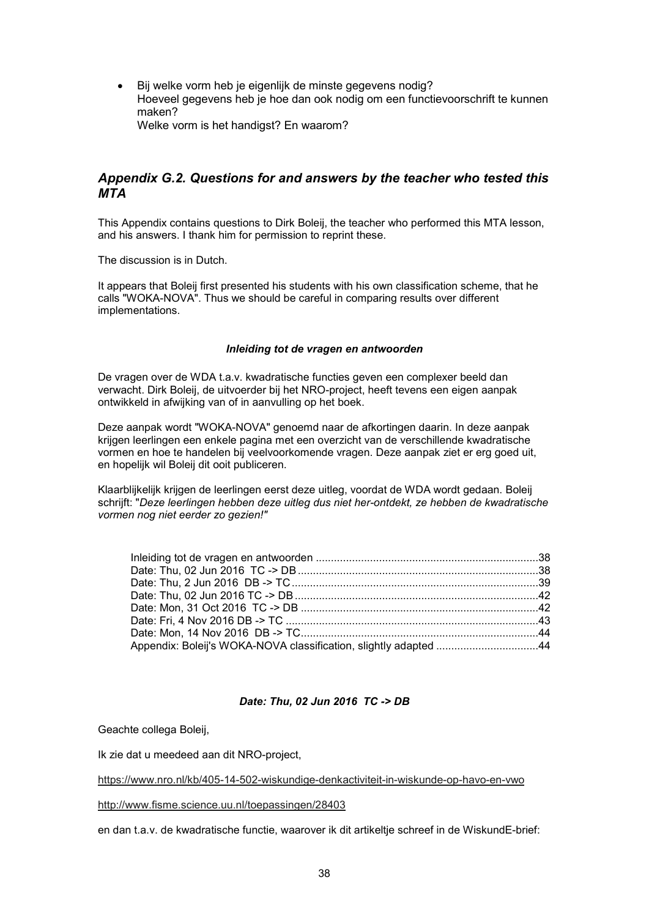- Bij welke vorm heb je eigenlijk de minste gegevens nodig?
  Hoeveel gegevens heb je hoe dan ook nodig om een functievoorschrift te kunnen maken?
  Welke vorm is het handigst? En waarom?

## *Appendix G.2. Questions for and answers by the teacher who tested this MTA*

This Appendix contains questions to Dirk Boleij, the teacher who performed this MTA lesson, and his answers. I thank him for permission to reprint these.

The discussion is in Dutch.

It appears that Boleij first presented his students with his own classification scheme, that he calls "WOKA-NOVA". Thus we should be careful in comparing results over different implementations.

#### *Inleiding tot de vragen en antwoorden*

De vragen over de WDA t.a.v. kwadratische functies geven een complexer beeld dan verwacht. Dirk Boleij, de uitvoerder bij het NRO-project, heeft tevens een eigen aanpak ontwikkeld in afwijking van of in aanvulling op het boek.

Deze aanpak wordt "WOKA-NOVA" genoemd naar de afkortingen daarin. In deze aanpak krijgen leerlingen een enkele pagina met een overzicht van de verschillende kwadratische vormen en hoe te handelen bij veelvoorkomende vragen. Deze aanpak ziet er erg goed uit, en hopelijk wil Boleij dit ooit publiceren.

Klaarblijkelijk krijgen de leerlingen eerst deze uitleg, voordat de WDA wordt gedaan. Boleij schrijft: "*Deze leerlingen hebben deze uitleg dus niet her-ontdekt, ze hebben de kwadratische vormen nog niet eerder zo gezien!"*

Inleiding tot de vragen en antwoorden ........................................................................38
Date: Thu, 02 Jun 2016 TC -> DB ................................................................................38
Date: Thu, 2 Jun 2016 DB -> TC ..................................................................................39
Date: Thu, 02 Jun 2016 TC -> DB ................................................................................42
Date: Mon, 31 Oct 2016 TC -> DB ...............................................................................42
Date: Fri, 4 Nov 2016 DB -> TC ....................................................................................43
Date: Mon, 14 Nov 2016 DB -> TC ................................................................................44
Appendix: Boleij's WOKA-NOVA classification, slightly adapted ..................................44

#### *Date: Thu, 02 Jun 2016 TC -> DB*

Geachte collega Boleij,

Ik zie dat u meedeed aan dit NRO-project,

https://www.nro.nl/kb/405-14-502-wiskundige-denkactiviteit-in-wiskunde-op-havo-en-vwo

http://www.fisme.science.uu.nl/toepassingen/28403

en dan t.a.v. de kwadratische functie, waarover ik dit artikeltje schreef in de WiskundE-brief: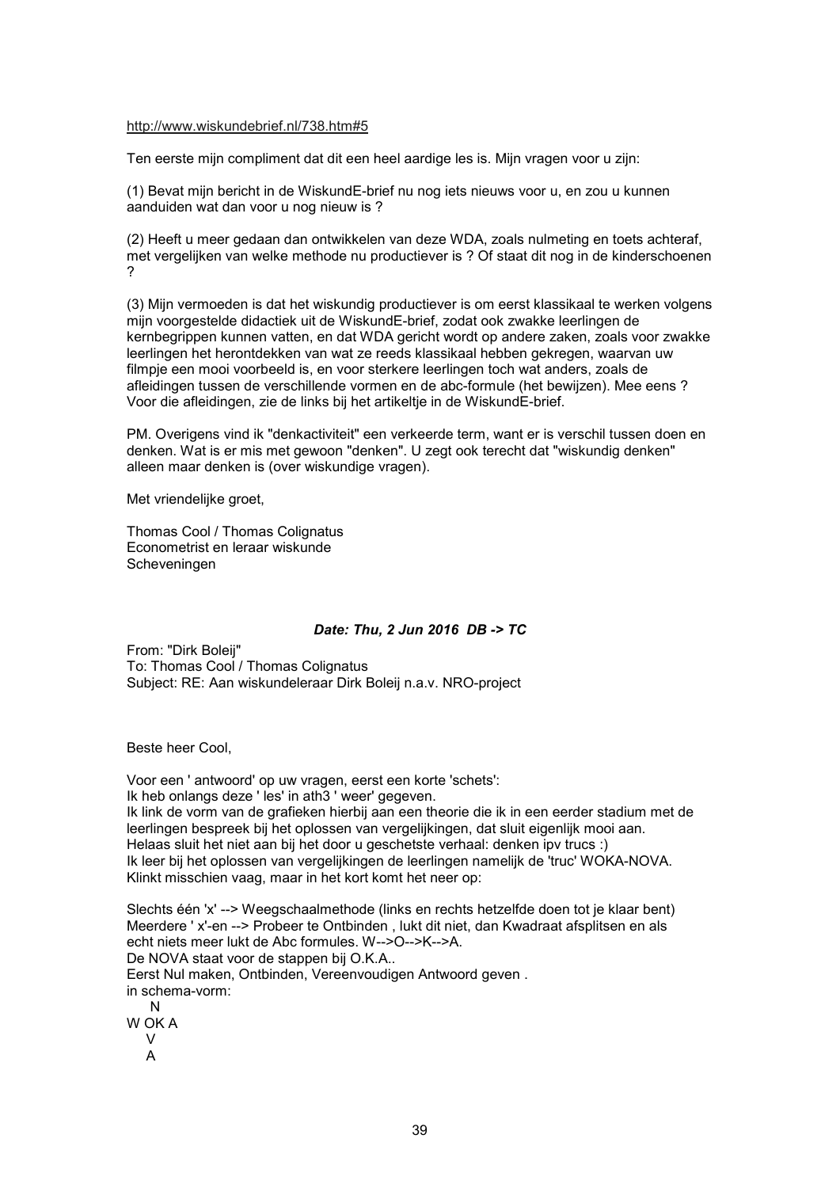http://www.wiskundebrief.nl/738.htm#5

Ten eerste mijn compliment dat dit een heel aardige les is. Mijn vragen voor u zijn:

(1) Bevat mijn bericht in de WiskundE-brief nu nog iets nieuws voor u, en zou u kunnen aanduiden wat dan voor u nog nieuw is ?

(2) Heeft u meer gedaan dan ontwikkelen van deze WDA, zoals nulmeting en toets achteraf, met vergelijken van welke methode nu productiever is ? Of staat dit nog in de kinderschoenen ?

(3) Mijn vermoeden is dat het wiskundig productiever is om eerst klassikaal te werken volgens mijn voorgestelde didactiek uit de WiskundE-brief, zodat ook zwakke leerlingen de kernbegrippen kunnen vatten, en dat WDA gericht wordt op andere zaken, zoals voor zwakke leerlingen het herontdekken van wat ze reeds klassikaal hebben gekregen, waarvan uw filmpje een mooi voorbeeld is, en voor sterkere leerlingen toch wat anders, zoals de afleidingen tussen de verschillende vormen en de abc-formule (het bewijzen). Mee eens ? Voor die afleidingen, zie de links bij het artikeltje in de WiskundE-brief.

PM. Overigens vind ik "denkactiviteit" een verkeerde term, want er is verschil tussen doen en denken. Wat is er mis met gewoon "denken". U zegt ook terecht dat "wiskundig denken" alleen maar denken is (over wiskundige vragen).

Met vriendelijke groet,

Thomas Cool / Thomas Colignatus  
Econometrist en leraar wiskunde  
Scheveningen

***Date: Thu, 2 Jun 2016 DB -> TC***

From: "Dirk Boleij"  
To: Thomas Cool / Thomas Colignatus  
Subject: RE: Aan wiskundeleraar Dirk Boleij n.a.v. NRO-project

Beste heer Cool,

Voor een ' antwoord' op uw vragen, eerst een korte 'schets':  
Ik heb onlangs deze ' les' in ath3 ' weer' gegeven.  
Ik link de vorm van de grafieken hierbij aan een theorie die ik in een eerder stadium met de leerlingen bespreek bij het oplossen van vergelijkingen, dat sluit eigenlijk mooi aan.  
Helaas sluit het niet aan bij het door u geschetste verhaal: denken ipv trucs :)  
Ik leer bij het oplossen van vergelijkingen de leerlingen namelijk de 'truc' WOKA-NOVA.  
Klinkt misschien vaag, maar in het kort komt het neer op:

Slechts één 'x' --> Weegschaalmethode (links en rechts hetzelfde doen tot je klaar bent)  
Meerdere ' x'-en --> Probeer te Ontbinden , lukt dit niet, dan Kwadraat afsplitsen en als echt niets meer lukt de Abc formules. W-->O-->K-->A.  
De NOVA staat voor de stappen bij O.K.A..  
Eerst Nul maken, Ontbinden, Vereenvoudigen Antwoord geven .  
in schema-vorm:

```
  N
W OK A
  V
  A
```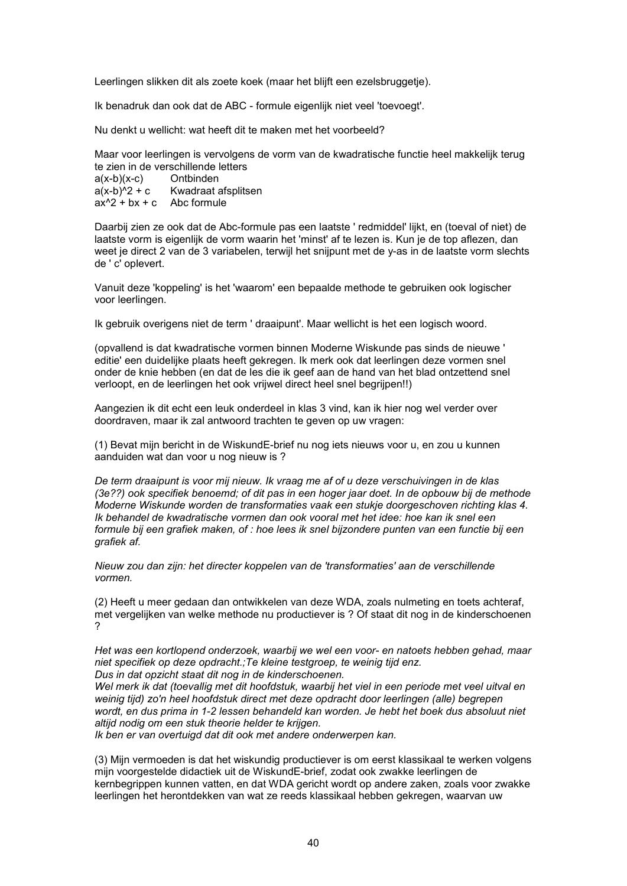Leerlingen slikken dit als zoete koek (maar het blijft een ezelsbruggetje).

Ik benadruk dan ook dat de ABC - formule eigenlijk niet veel 'toevoegt'.

Nu denkt u wellicht: wat heeft dit te maken met het voorbeeld?

Maar voor leerlingen is vervolgens de vorm van de kwadratische functie heel makkelijk terug te zien in de verschillende letters

| | |
|---|---|
| $a(x-b)(x-c)$ | Ontbinden |
| $a(x-b)^2 + c$ | Kwadraat afsplitsen |
| $ax^2 + bx + c$ | Abc formule |

Daarbij zien ze ook dat de Abc-formule pas een laatste ' redmiddel' lijkt, en (toeval of niet) de laatste vorm is eigenlijk de vorm waarin het 'minst' af te lezen is. Kun je de top aflezen, dan weet je direct 2 van de 3 variabelen, terwijl het snijpunt met de y-as in de laatste vorm slechts de ' c' oplevert.

Vanuit deze 'koppeling' is het 'waarom' een bepaalde methode te gebruiken ook logischer voor leerlingen.

Ik gebruik overigens niet de term ' draaipunt'. Maar wellicht is het een logisch woord.

(opvallend is dat kwadratische vormen binnen Moderne Wiskunde pas sinds de nieuwe ' editie' een duidelijke plaats heeft gekregen. Ik merk ook dat leerlingen deze vormen snel onder de knie hebben (en dat de les die ik geef aan de hand van het blad ontzettend snel verloopt, en de leerlingen het ook vrijwel direct heel snel begrijpen!!)

Aangezien ik dit echt een leuk onderdeel in klas 3 vind, kan ik hier nog wel verder over doordraven, maar ik zal antwoord trachten te geven op uw vragen:

(1) Bevat mijn bericht in de WiskundE-brief nu nog iets nieuws voor u, en zou u kunnen aanduiden wat dan voor u nog nieuw is ?

*De term draaipunt is voor mij nieuw. Ik vraag me af of u deze verschuivingen in de klas (3e??) ook specifiek benoemd; of dit pas in een hoger jaar doet. In de opbouw bij de methode Moderne Wiskunde worden de transformaties vaak een stukje doorgeschoven richting klas 4. Ik behandel de kwadratische vormen dan ook vooral met het idee: hoe kan ik snel een formule bij een grafiek maken, of : hoe lees ik snel bijzondere punten van een functie bij een grafiek af.*

*Nieuw zou dan zijn: het directer koppelen van de 'transformaties' aan de verschillende vormen.*

(2) Heeft u meer gedaan dan ontwikkelen van deze WDA, zoals nulmeting en toets achteraf, met vergelijken van welke methode nu productiever is ? Of staat dit nog in de kinderschoenen ?

*Het was een kortlopend onderzoek, waarbij we wel een voor- en natoets hebben gehad, maar niet specifiek op deze opdracht.;Te kleine testgroep, te weinig tijd enz.*
*Dus in dat opzicht staat dit nog in de kinderschoenen.*
*Wel merk ik dat (toevallig met dit hoofdstuk, waarbij het viel in een periode met veel uitval en weinig tijd) zo'n heel hoofdstuk direct met deze opdracht door leerlingen (alle) begrepen wordt, en dus prima in 1-2 lessen behandeld kan worden. Je hebt het boek dus absoluut niet altijd nodig om een stuk theorie helder te krijgen.*
*Ik ben er van overtuigd dat dit ook met andere onderwerpen kan.*

(3) Mijn vermoeden is dat het wiskundig productiever is om eerst klassikaal te werken volgens mijn voorgestelde didactiek uit de WiskundE-brief, zodat ook zwakke leerlingen de kernbegrippen kunnen vatten, en dat WDA gericht wordt op andere zaken, zoals voor zwakke leerlingen het herontdekken van wat ze reeds klassikaal hebben gekregen, waarvan uw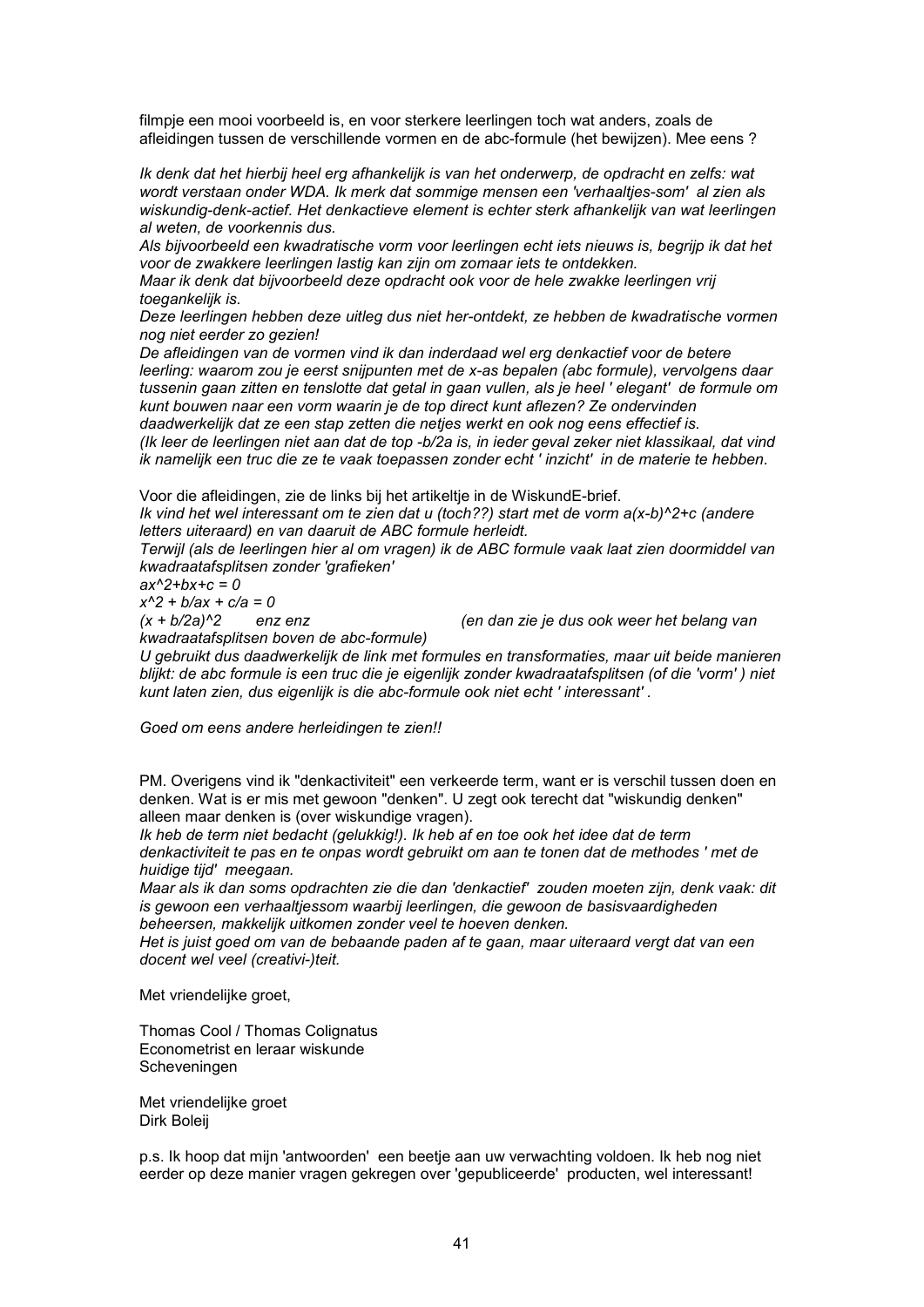filmpje een mooi voorbeeld is, en voor sterkere leerlingen toch wat anders, zoals de afleidingen tussen de verschillende vormen en de abc-formule (het bewijzen). Mee eens ?

*Ik denk dat het hierbij heel erg afhankelijk is van het onderwerp, de opdracht en zelfs: wat wordt verstaan onder WDA. Ik merk dat sommige mensen een 'verhaaltjes-som' al zien als wiskundig-denk-actief. Het denkactieve element is echter sterk afhankelijk van wat leerlingen al weten, de voorkennis dus.*
*Als bijvoorbeeld een kwadratische vorm voor leerlingen echt iets nieuws is, begrijp ik dat het voor de zwakkere leerlingen lastig kan zijn om zomaar iets te ontdekken.*
*Maar ik denk dat bijvoorbeeld deze opdracht ook voor de hele zwakke leerlingen vrij toegankelijk is.*
*Deze leerlingen hebben deze uitleg dus niet her-ontdekt, ze hebben de kwadratische vormen nog niet eerder zo gezien!*
*De afleidingen van de vormen vind ik dan inderdaad wel erg denkactief voor de betere leerling: waarom zou je eerst snijpunten met de x-as bepalen (abc formule), vervolgens daar tussenin gaan zitten en tenslotte dat getal in gaan vullen, als je heel ' elegant' de formule om kunt bouwen naar een vorm waarin je de top direct kunt aflezen? Ze ondervinden daadwerkelijk dat ze een stap zetten die netjes werkt en ook nog eens effectief is.*
*(Ik leer de leerlingen niet aan dat de top -b/2a is, in ieder geval zeker niet klassikaal, dat vind ik namelijk een truc die ze te vaak toepassen zonder echt ' inzicht' in de materie te hebben.*

Voor die afleidingen, zie de links bij het artikeltje in de WiskundE-brief.
*Ik vind het wel interessant om te zien dat u (toch??) start met de vorm a(x-b)^2+c (andere letters uiteraard) en van daaruit de ABC formule herleidt.*
*Terwijl (als de leerlingen hier al om vragen) ik de ABC formule vaak laat zien doormiddel van kwadraatafsplitsen zonder 'grafieken'*
*ax^2+bx+c = 0*
*x^2 + b/ax + c/a = 0*
*(x + b/2a)^2 enz enz (en dan zie je dus ook weer het belang van kwadraatafsplitsen boven de abc-formule)*
*U gebruikt dus daadwerkelijk de link met formules en transformaties, maar uit beide manieren blijkt: de abc formule is een truc die je eigenlijk zonder kwadraatafsplitsen (of die 'vorm' ) niet kunt laten zien, dus eigenlijk is die abc-formule ook niet echt ' interessant' .*

*Goed om eens andere herleidingen te zien!!*

PM. Overigens vind ik "denkactiviteit" een verkeerde term, want er is verschil tussen doen en denken. Wat is er mis met gewoon "denken". U zegt ook terecht dat "wiskundig denken" alleen maar denken is (over wiskundige vragen).
*Ik heb de term niet bedacht (gelukkig!). Ik heb af en toe ook het idee dat de term denkactiviteit te pas en te onpas wordt gebruikt om aan te tonen dat de methodes ' met de huidige tijd' meegaan.*
*Maar als ik dan soms opdrachten zie die dan 'denkactief' zouden moeten zijn, denk vaak: dit is gewoon een verhaaltjessom waarbij leerlingen, die gewoon de basisvaardigheden beheersen, makkelijk uitkomen zonder veel te hoeven denken.*
*Het is juist goed om van de bebaande paden af te gaan, maar uiteraard vergt dat van een docent wel veel (creativi-)teit.*

Met vriendelijke groet,

Thomas Cool / Thomas Colignatus
Econometrist en leraar wiskunde
Scheveningen

Met vriendelijke groet
Dirk Boleij

p.s. Ik hoop dat mijn 'antwoorden' een beetje aan uw verwachting voldoen. Ik heb nog niet eerder op deze manier vragen gekregen over 'gepubliceerde' producten, wel interessant!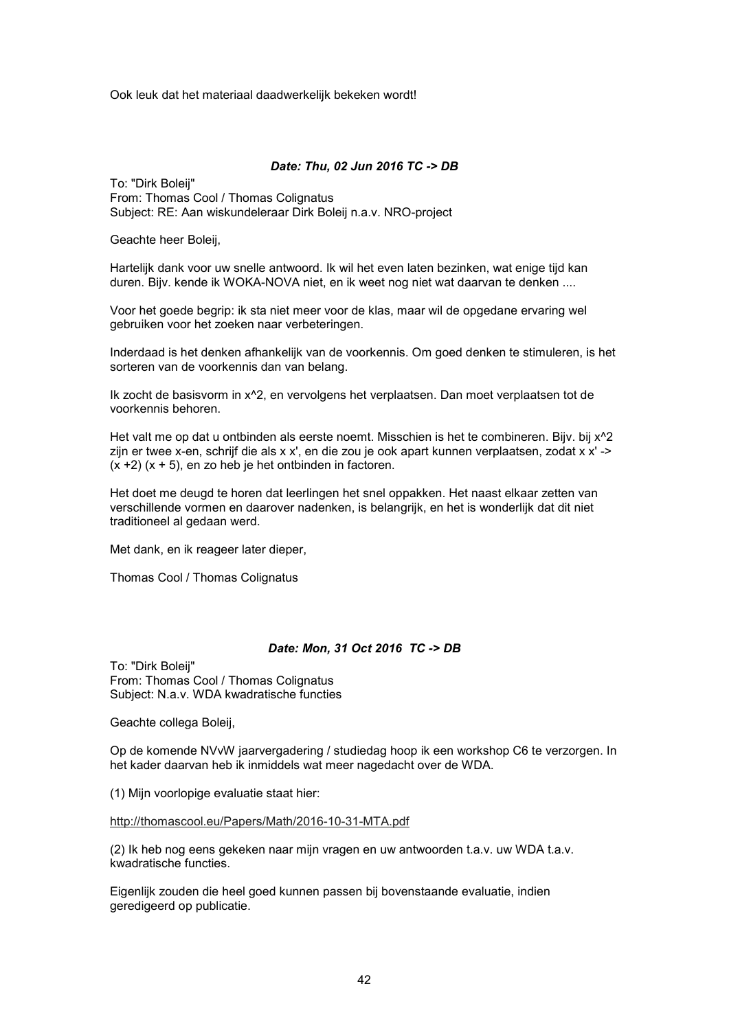Ook leuk dat het materiaal daadwerkelijk bekeken wordt!

***Date: Thu, 02 Jun 2016 TC -> DB***

To: "Dirk Boleij"
From: Thomas Cool / Thomas Colignatus
Subject: RE: Aan wiskundeleraar Dirk Boleij n.a.v. NRO-project

Geachte heer Boleij,

Hartelijk dank voor uw snelle antwoord. Ik wil het even laten bezinken, wat enige tijd kan duren. Bijv. kende ik WOKA-NOVA niet, en ik weet nog niet wat daarvan te denken ....

Voor het goede begrip: ik sta niet meer voor de klas, maar wil de opgedane ervaring wel gebruiken voor het zoeken naar verbeteringen.

Inderdaad is het denken afhankelijk van de voorkennis. Om goed denken te stimuleren, is het sorteren van de voorkennis dan van belang.

Ik zocht de basisvorm in $x^2$, en vervolgens het verplaatsen. Dan moet verplaatsen tot de voorkennis behoren.

Het valt me op dat u ontbinden als eerste noemt. Misschien is het te combineren. Bijv. bij $x^2$ zijn er twee x-en, schrijf die als $x\ x'$, en die zou je ook apart kunnen verplaatsen, zodat $x\ x' \rightarrow (x+2)(x+5)$, en zo heb je het ontbinden in factoren.

Het doet me deugd te horen dat leerlingen het snel oppakken. Het naast elkaar zetten van verschillende vormen en daarover nadenken, is belangrijk, en het is wonderlijk dat dit niet traditioneel al gedaan werd.

Met dank, en ik reageer later dieper,

Thomas Cool / Thomas Colignatus

***Date: Mon, 31 Oct 2016 TC -> DB***

To: "Dirk Boleij"
From: Thomas Cool / Thomas Colignatus
Subject: N.a.v. WDA kwadratische functies

Geachte collega Boleij,

Op de komende NVvW jaarvergadering / studiedag hoop ik een workshop C6 te verzorgen. In het kader daarvan heb ik inmiddels wat meer nagedacht over de WDA.

(1) Mijn voorlopige evaluatie staat hier:

http://thomascool.eu/Papers/Math/2016-10-31-MTA.pdf

(2) Ik heb nog eens gekeken naar mijn vragen en uw antwoorden t.a.v. uw WDA t.a.v. kwadratische functies.

Eigenlijk zouden die heel goed kunnen passen bij bovenstaande evaluatie, indien geredigeerd op publicatie.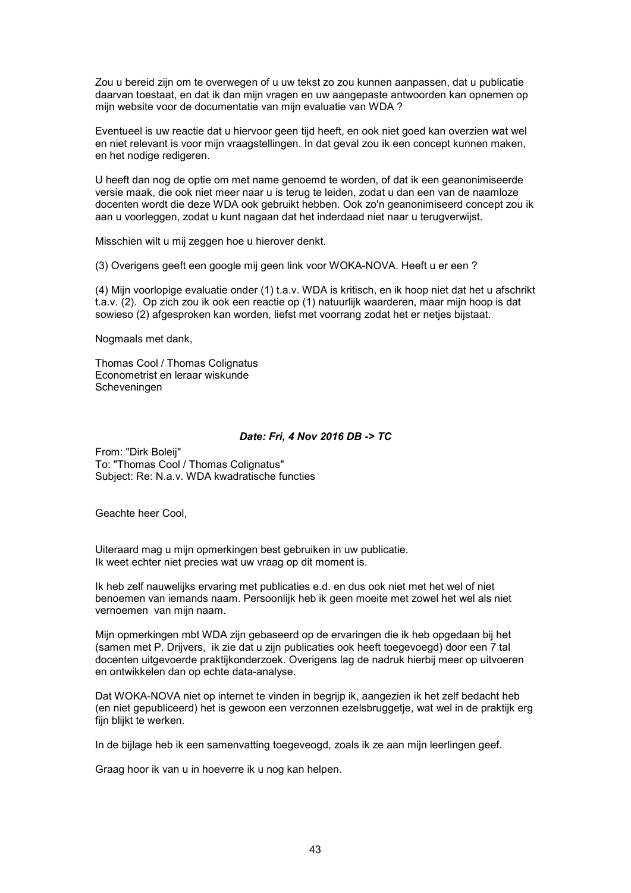Zou u bereid zijn om te overwegen of u uw tekst zo zou kunnen aanpassen, dat u publicatie daarvan toestaat, en dat ik dan mijn vragen en uw aangepaste antwoorden kan opnemen op mijn website voor de documentatie van mijn evaluatie van WDA ?

Eventueel is uw reactie dat u hiervoor geen tijd heeft, en ook niet goed kan overzien wat wel en niet relevant is voor mijn vraagstellingen. In dat geval zou ik een concept kunnen maken, en het nodige redigeren.

U heeft dan nog de optie om met name genoemd te worden, of dat ik een geanonimiseerde versie maak, die ook niet meer naar u is terug te leiden, zodat u dan een van de naamloze docenten wordt die deze WDA ook gebruikt hebben. Ook zo'n geanonimiseerd concept zou ik aan u voorleggen, zodat u kunt nagaan dat het inderdaad niet naar u terugverwijst.

Misschien wilt u mij zeggen hoe u hierover denkt.

(3) Overigens geeft een google mij geen link voor WOKA-NOVA. Heeft u er een ?

(4) Mijn voorlopige evaluatie onder (1) t.a.v. WDA is kritisch, en ik hoop niet dat het u afschrikt t.a.v. (2). Op zich zou ik ook een reactie op (1) natuurlijk waarderen, maar mijn hoop is dat sowieso (2) afgesproken kan worden, liefst met voorrang zodat het er netjes bijstaat.

Nogmaals met dank,

Thomas Cool / Thomas Colignatus
Econometrist en leraar wiskunde
Scheveningen

***Date: Fri, 4 Nov 2016 DB -> TC***

From: "Dirk Boleij"
To: "Thomas Cool / Thomas Colignatus"
Subject: Re: N.a.v. WDA kwadratische functies

Geachte heer Cool,

Uiteraard mag u mijn opmerkingen best gebruiken in uw publicatie.
Ik weet echter niet precies wat uw vraag op dit moment is.

Ik heb zelf nauwelijks ervaring met publicaties e.d. en dus ook niet met het wel of niet benoemen van iemands naam. Persoonlijk heb ik geen moeite met zowel het wel als niet vernoemen van mijn naam.

Mijn opmerkingen mbt WDA zijn gebaseerd op de ervaringen die ik heb opgedaan bij het (samen met P. Drijvers, ik zie dat u zijn publicaties ook heeft toegevoegd) door een 7 tal docenten uitgevoerde praktijkonderzoek. Overigens lag de nadruk hierbij meer op uitvoeren en ontwikkelen dan op echte data-analyse.

Dat WOKA-NOVA niet op internet te vinden in begrijp ik, aangezien ik het zelf bedacht heb (en niet gepubliceerd) het is gewoon een verzonnen ezelsbruggetje, wat wel in de praktijk erg fijn blijkt te werken.

In de bijlage heb ik een samenvatting toegeveogd, zoals ik ze aan mijn leerlingen geef.

Graag hoor ik van u in hoeverre ik u nog kan helpen.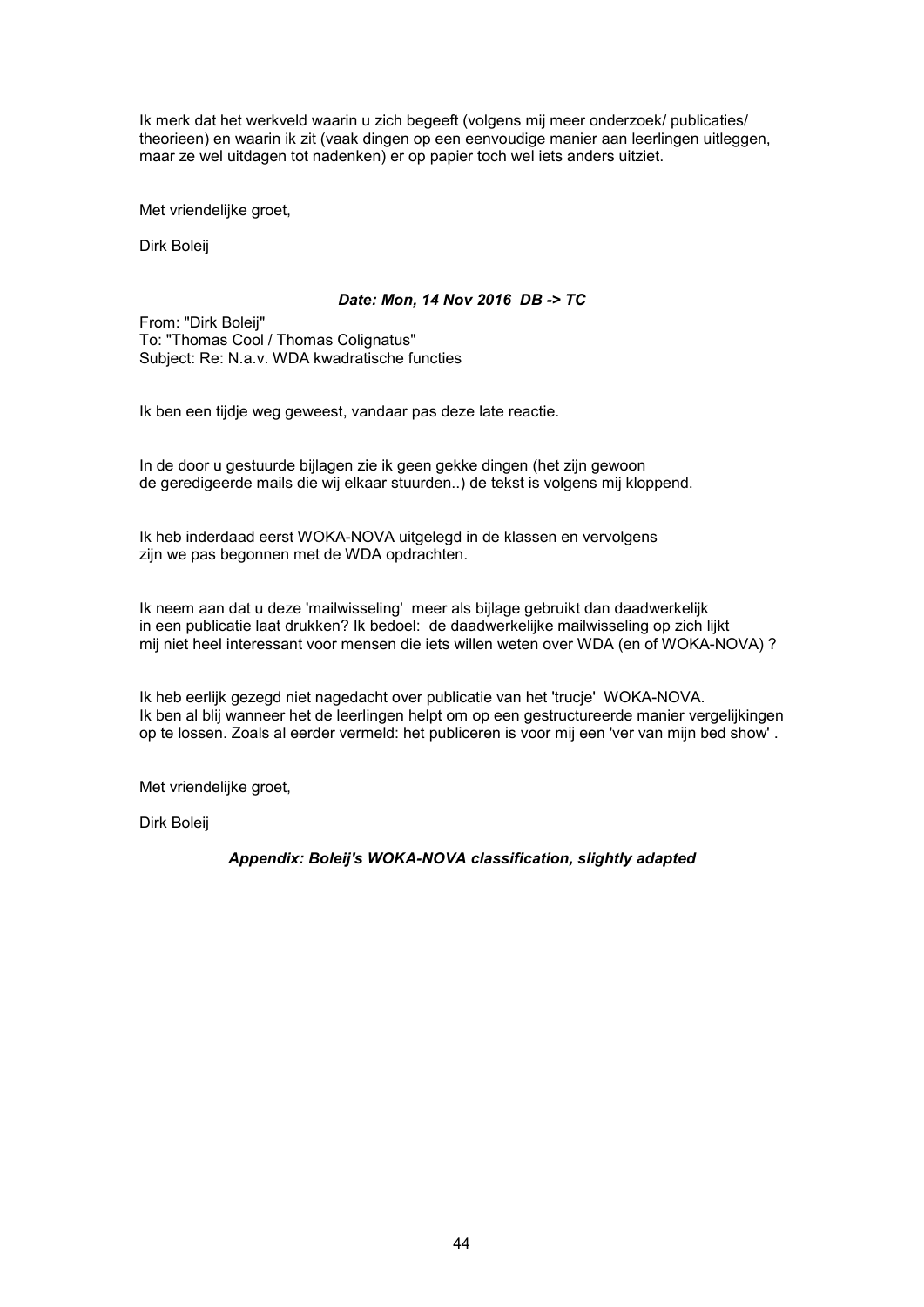Ik merk dat het werkveld waarin u zich begeeft (volgens mij meer onderzoek/ publicaties/ theorieen) en waarin ik zit (vaak dingen op een eenvoudige manier aan leerlingen uitleggen, maar ze wel uitdagen tot nadenken) er op papier toch wel iets anders uitziet.

Met vriendelijke groet,

Dirk Boleij

### *Date: Mon, 14 Nov 2016  DB -> TC*

From: "Dirk Boleij"
To: "Thomas Cool / Thomas Colignatus"
Subject: Re: N.a.v. WDA kwadratische functies

Ik ben een tijdje weg geweest, vandaar pas deze late reactie.

In de door u gestuurde bijlagen zie ik geen gekke dingen (het zijn gewoon de geredigeerde mails die wij elkaar stuurden..) de tekst is volgens mij kloppend.

Ik heb inderdaad eerst WOKA-NOVA uitgelegd in de klassen en vervolgens zijn we pas begonnen met de WDA opdrachten.

Ik neem aan dat u deze 'mailwisseling'  meer als bijlage gebruikt dan daadwerkelijk in een publicatie laat drukken? Ik bedoel:  de daadwerkelijke mailwisseling op zich lijkt mij niet heel interessant voor mensen die iets willen weten over WDA (en of WOKA-NOVA) ?

Ik heb eerlijk gezegd niet nagedacht over publicatie van het 'trucje'  WOKA-NOVA. Ik ben al blij wanneer het de leerlingen helpt om op een gestructureerde manier vergelijkingen op te lossen. Zoals al eerder vermeld: het publiceren is voor mij een 'ver van mijn bed show' .

Met vriendelijke groet,

Dirk Boleij

### *Appendix: Boleij's WOKA-NOVA classification, slightly adapted*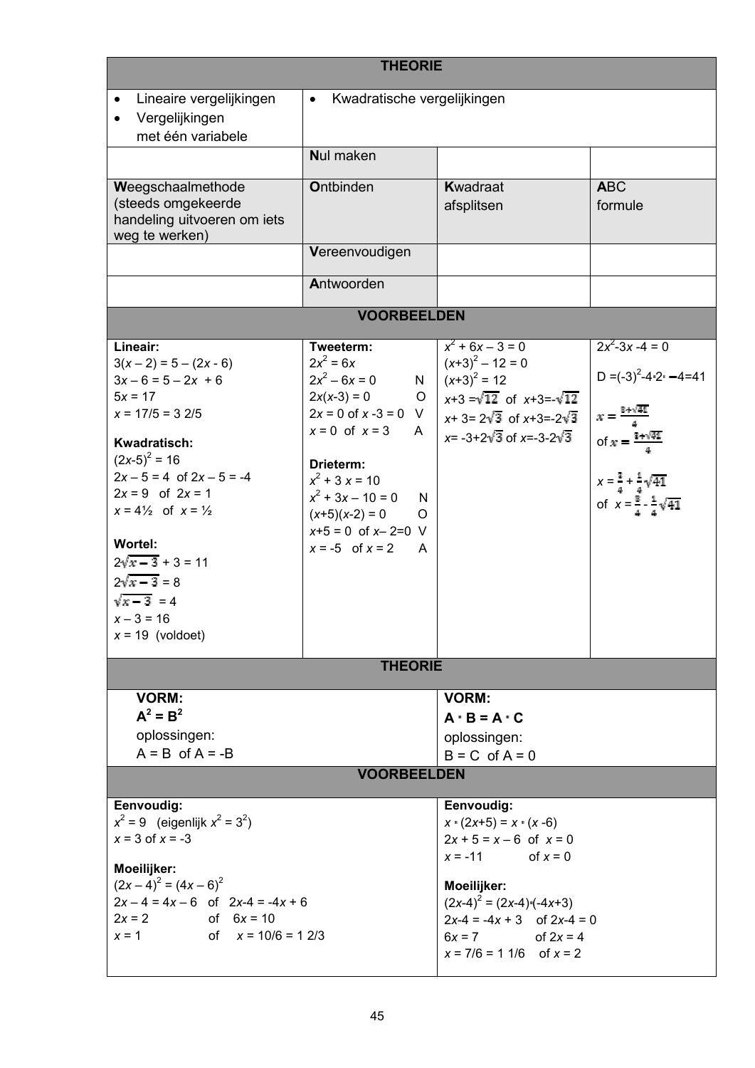| THEORIE | | | |
|---|---|---|---|
| • Lineaire vergelijkingen<br>• Vergelijkingen met één variabele | • Kwadratische vergelijkingen | | |
| | **N**ul maken | | |
| **W**eegschaalmethode (steeds omgekeerde handeling uitvoeren om iets weg te werken) | **O**ntbinden | **K**wadraat afsplitsen | **A**BC formule |
| | **V**ereenvoudigen | | |
| | **A**ntwoorden | | |

| VOORBEELDEN | | | |
|---|---|---|---|
| **Lineair:**<br>$3(x-2) = 5 - (2x - 6)$<br>$3x - 6 = 5 - 2x + 6$<br>$5x = 17$<br>$x = 17/5 = 3\ 2/5$<br><br>**Kwadratisch:**<br>$(2x-5)^2 = 16$<br>$2x - 5 = 4$ of $2x - 5 = -4$<br>$2x = 9$ of $2x = 1$<br>$x = 4\frac{1}{2}$ of $x = \frac{1}{2}$<br><br>**Wortel:**<br>$2\sqrt{x-3} + 3 = 11$<br>$2\sqrt{x-3} = 8$<br>$\sqrt{x-3} = 4$<br>$x - 3 = 16$<br>$x = 19$ (voldoet) | **Tweeterm:**<br>$2x^2 = 6x$<br>$2x^2 - 6x = 0$ N<br>$2x(x-3) = 0$ O<br>$2x = 0$ of $x - 3 = 0$ V<br>$x = 0$ of $x = 3$ A<br><br>**Drieterm:**<br>$x^2 + 3x = 10$<br>$x^2 + 3x - 10 = 0$ N<br>$(x+5)(x-2) = 0$ O<br>$x+5 = 0$ of $x - 2 = 0$ V<br>$x = -5$ of $x = 2$ A | $x^2 + 6x - 3 = 0$<br>$(x+3)^2 - 12 = 0$<br>$(x+3)^2 = 12$<br>$x+3 = \sqrt{12}$ of $x+3 = -\sqrt{12}$<br>$x+3 = 2\sqrt{3}$ of $x+3 = -2\sqrt{3}$<br>$x = -3+2\sqrt{3}$ of $x = -3-2\sqrt{3}$ | $2x^2 - 3x - 4 = 0$<br><br>$D = (-3)^2 - 4 \cdot 2 \cdot -4 = 41$<br><br>$x = \frac{3+\sqrt{41}}{4}$<br>of $x = \frac{3-\sqrt{41}}{4}$<br><br>$x = \frac{3}{4} + \frac{1}{4}\sqrt{41}$<br>of $x = \frac{3}{4} - \frac{1}{4}\sqrt{41}$ |

| THEORIE | |
|---|---|
| **VORM:**<br>$A^2 = B^2$<br>oplossingen:<br>$A = B$ of $A = -B$ | **VORM:**<br>$A \cdot B = A \cdot C$<br>oplossingen:<br>$B = C$ of $A = 0$ |

| VOORBEELDEN | |
|---|---|
| **Eenvoudig:**<br>$x^2 = 9$ (eigenlijk $x^2 = 3^2$)<br>$x = 3$ of $x = -3$<br><br>**Moeilijker:**<br>$(2x-4)^2 = (4x-6)^2$<br>$2x - 4 = 4x - 6$ of $2x - 4 = -4x + 6$<br>$2x = 2$ of $6x = 10$<br>$x = 1$ of $x = 10/6 = 1\ 2/3$ | **Eenvoudig:**<br>$x \cdot (2x+5) = x \cdot (x-6)$<br>$2x + 5 = x - 6$ of $x = 0$<br>$x = -11$ of $x = 0$<br><br>**Moeilijker:**<br>$(2x-4)^2 = (2x-4)\cdot(-4x+3)$<br>$2x - 4 = -4x + 3$ of $2x - 4 = 0$<br>$6x = 7$ of $2x = 4$<br>$x = 7/6 = 1\ 1/6$ of $x = 2$ |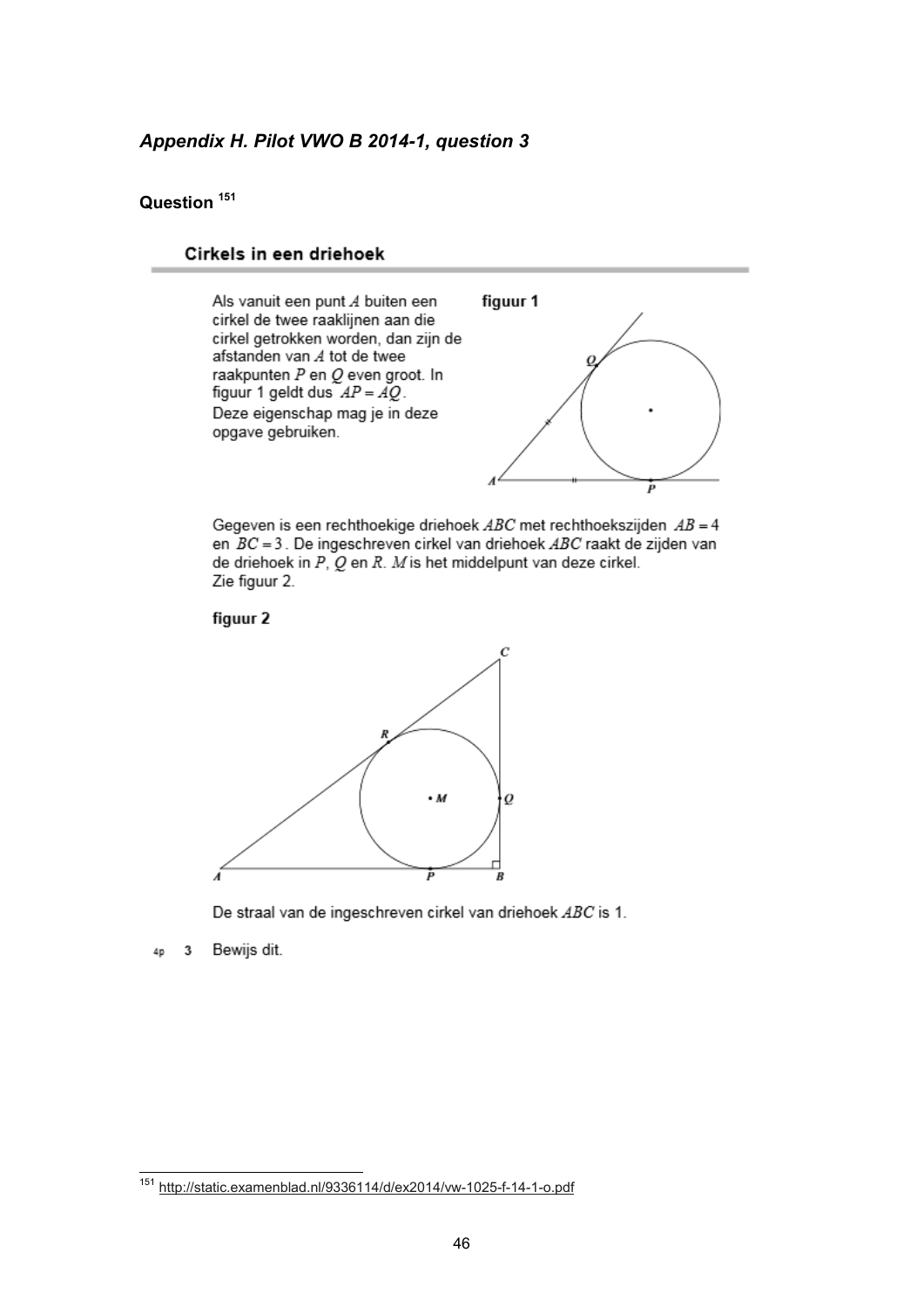### *Appendix H. Pilot VWO B 2014-1, question 3*

**Question** [151]

## Cirkels in een driehoek

Als vanuit een punt $A$ buiten een cirkel de twee raaklijnen aan die cirkel getrokken worden, dan zijn de afstanden van $A$ tot de twee raakpunten $P$ en $Q$ even groot. In figuur 1 geldt dus $AP = AQ$.
Deze eigenschap mag je in deze opgave gebruiken.

**figuur 1**

Gegeven is een rechthoekige driehoek $ABC$ met rechthoekszijden $AB = 4$ en $BC = 3$. De ingeschreven cirkel van driehoek $ABC$ raakt de zijden van de driehoek in $P$, $Q$ en $R$. $M$ is het middelpunt van deze cirkel.
Zie figuur 2.

**figuur 2**

De straal van de ingeschreven cirkel van driehoek $ABC$ is 1.

4p 3 Bewijs dit.

[151] http://static.examenblad.nl/9336114/d/ex2014/vw-1025-f-14-1-o.pdf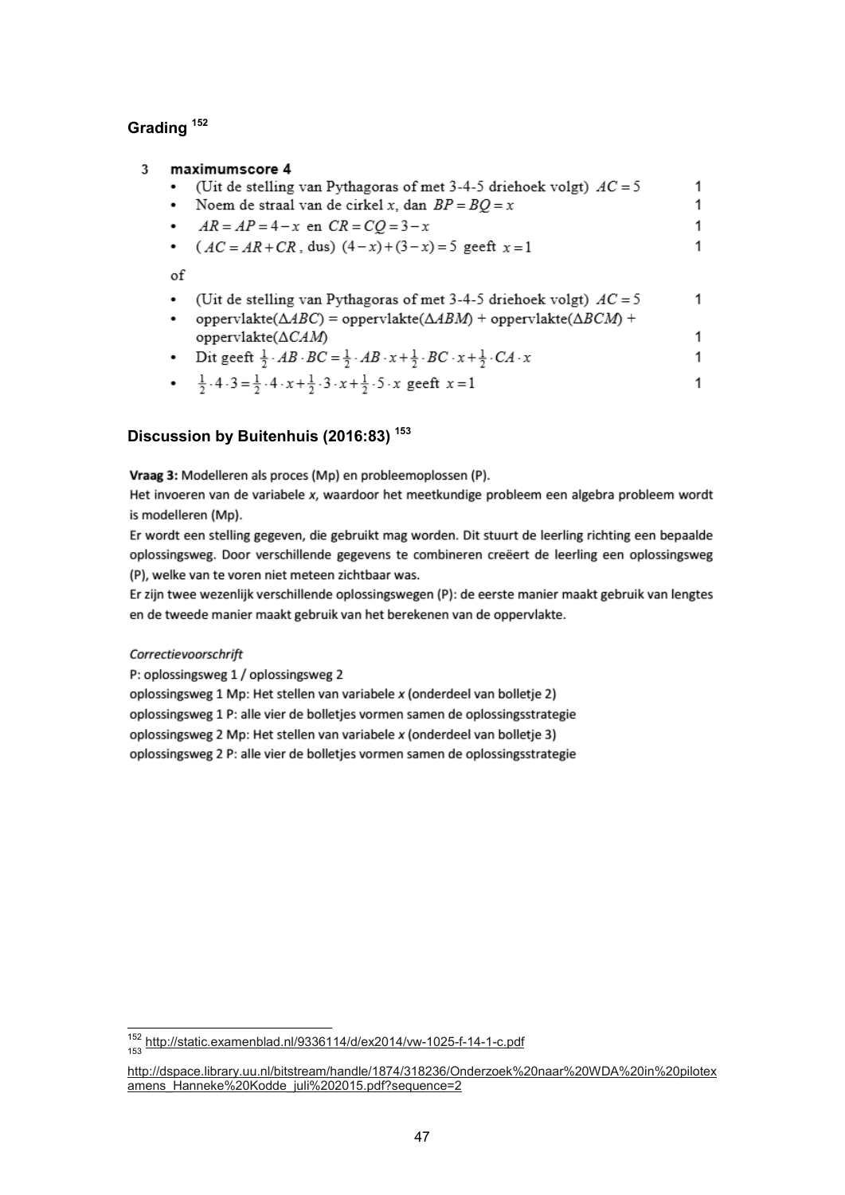### Grading [152]

**3 maximumscore 4**

- (Uit de stelling van Pythagoras of met 3-4-5 driehoek volgt) $AC = 5$ — 1
- Noem de straal van de cirkel $x$, dan $BP = BQ = x$ — 1
- $AR = AP = 4 - x$ en $CR = CQ = 3 - x$ — 1
- ($AC = AR + CR$, dus) $(4 - x) + (3 - x) = 5$ geeft $x = 1$ — 1

of

- (Uit de stelling van Pythagoras of met 3-4-5 driehoek volgt) $AC = 5$ — 1
- oppervlakte($\Delta ABC$) = oppervlakte($\Delta ABM$) + oppervlakte($\Delta BCM$) + oppervlakte($\Delta CAM$) — 1
- Dit geeft $\frac{1}{2} \cdot AB \cdot BC = \frac{1}{2} \cdot AB \cdot x + \frac{1}{2} \cdot BC \cdot x + \frac{1}{2} \cdot CA \cdot x$ — 1
- $\frac{1}{2} \cdot 4 \cdot 3 = \frac{1}{2} \cdot 4 \cdot x + \frac{1}{2} \cdot 3 \cdot x + \frac{1}{2} \cdot 5 \cdot x$ geeft $x = 1$ — 1

### Discussion by Buitenhuis (2016:83) [153]

**Vraag 3:** Modelleren als proces (Mp) en probleemoplossen (P).

Het invoeren van de variabele *x*, waardoor het meetkundige probleem een algebra probleem wordt is modelleren (Mp).

Er wordt een stelling gegeven, die gebruikt mag worden. Dit stuurt de leerling richting een bepaalde oplossingsweg. Door verschillende gegevens te combineren creëert de leerling een oplossingsweg (P), welke van te voren niet meteen zichtbaar was.

Er zijn twee wezenlijk verschillende oplossingswegen (P): de eerste manier maakt gebruik van lengtes en de tweede manier maakt gebruik van het berekenen van de oppervlakte.

*Correctievoorschrift*

P: oplossingsweg 1 / oplossingsweg 2
oplossingsweg 1 Mp: Het stellen van variabele *x* (onderdeel van bolletje 2)
oplossingsweg 1 P: alle vier de bolletjes vormen samen de oplossingsstrategie
oplossingsweg 2 Mp: Het stellen van variabele *x* (onderdeel van bolletje 3)
oplossingsweg 2 P: alle vier de bolletjes vormen samen de oplossingsstrategie

---

[152] http://static.examenblad.nl/9336114/d/ex2014/vw-1025-f-14-1-c.pdf

[153] http://dspace.library.uu.nl/bitstream/handle/1874/318236/Onderzoek%20naar%20WDA%20in%20pilotexamens_Hanneke%20Kodde_juli%202015.pdf?sequence=2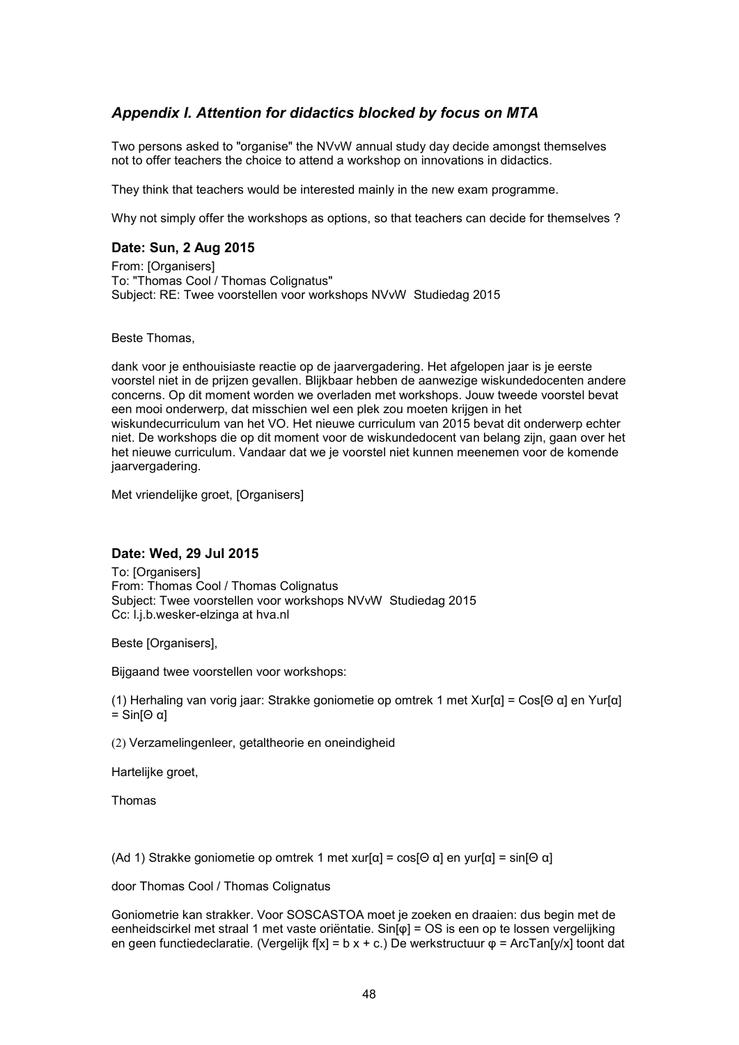## *Appendix I. Attention for didactics blocked by focus on MTA*

Two persons asked to "organise" the NVvW annual study day decide amongst themselves not to offer teachers the choice to attend a workshop on innovations in didactics.

They think that teachers would be interested mainly in the new exam programme.

Why not simply offer the workshops as options, so that teachers can decide for themselves ?

### Date: Sun, 2 Aug 2015

From: [Organisers]
To: "Thomas Cool / Thomas Colignatus"
Subject: RE: Twee voorstellen voor workshops NVvW Studiedag 2015

Beste Thomas,

dank voor je enthouisiaste reactie op de jaarvergadering. Het afgelopen jaar is je eerste voorstel niet in de prijzen gevallen. Blijkbaar hebben de aanwezige wiskundedocenten andere concerns. Op dit moment worden we overladen met workshops. Jouw tweede voorstel bevat een mooi onderwerp, dat misschien wel een plek zou moeten krijgen in het wiskundecurriculum van het VO. Het nieuwe curriculum van 2015 bevat dit onderwerp echter niet. De workshops die op dit moment voor de wiskundedocent van belang zijn, gaan over het het nieuwe curriculum. Vandaar dat we je voorstel niet kunnen meenemen voor de komende jaarvergadering.

Met vriendelijke groet, [Organisers]

### Date: Wed, 29 Jul 2015

To: [Organisers]
From: Thomas Cool / Thomas Colignatus
Subject: Twee voorstellen voor workshops NVvW Studiedag 2015
Cc: l.j.b.wesker-elzinga at hva.nl

Beste [Organisers],

Bijgaand twee voorstellen voor workshops:

(1) Herhaling van vorig jaar: Strakke goniometie op omtrek 1 met Xur[α] = Cos[Θ α] en Yur[α] = Sin[Θ α]

(2) Verzamelingenleer, getaltheorie en oneindigheid

Hartelijke groet,

Thomas

(Ad 1) Strakke goniometie op omtrek 1 met xur[α] = cos[Θ α] en yur[α] = sin[Θ α]

door Thomas Cool / Thomas Colignatus

Goniometrie kan strakker. Voor SOSCASTOA moet je zoeken en draaien: dus begin met de eenheidscirkel met straal 1 met vaste oriëntatie. Sin[φ] = OS is een op te lossen vergelijking en geen functiedeclaratie. (Vergelijk f[x] = b x + c.) De werkstructuur φ = ArcTan[y/x] toont dat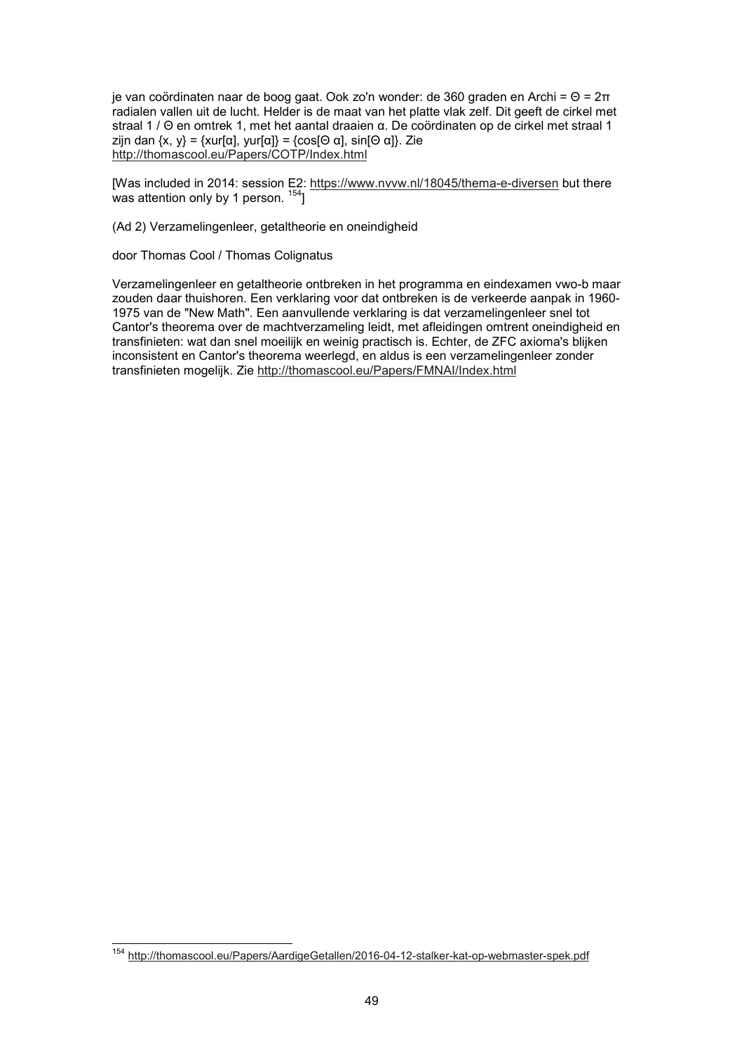je van coördinaten naar de boog gaat. Ook zo'n wonder: de 360 graden en Archi = $\Theta = 2\pi$ radialen vallen uit de lucht. Helder is de maat van het platte vlak zelf. Dit geeft de cirkel met straal $1 / \Theta$ en omtrek 1, met het aantal draaien $\alpha$. De coördinaten op de cirkel met straal 1 zijn dan $\{x, y\} = \{xur[\alpha], yur[\alpha]\} = \{\cos[\Theta\ \alpha], \sin[\Theta\ \alpha]\}$. Zie http://thomascool.eu/Papers/COTP/Index.html

[Was included in 2014: session E2: https://www.nvvw.nl/18045/thema-e-diversen but there was attention only by 1 person. [154]]

(Ad 2) Verzamelingenleer, getaltheorie en oneindigheid

door Thomas Cool / Thomas Colignatus

Verzamelingenleer en getaltheorie ontbreken in het programma en eindexamen vwo-b maar zouden daar thuishoren. Een verklaring voor dat ontbreken is de verkeerde aanpak in 1960-1975 van de "New Math". Een aanvullende verklaring is dat verzamelingenleer snel tot Cantor's theorema over de machtverzameling leidt, met afleidingen omtrent oneindigheid en transfinieten: wat dan snel moeilijk en weinig practisch is. Echter, de ZFC axioma's blijken inconsistent en Cantor's theorema weerlegd, en aldus is een verzamelingenleer zonder transfinieten mogelijk. Zie http://thomascool.eu/Papers/FMNAI/Index.html

---

[154] http://thomascool.eu/Papers/AardigeGetallen/2016-04-12-stalker-kat-op-webmaster-spek.pdf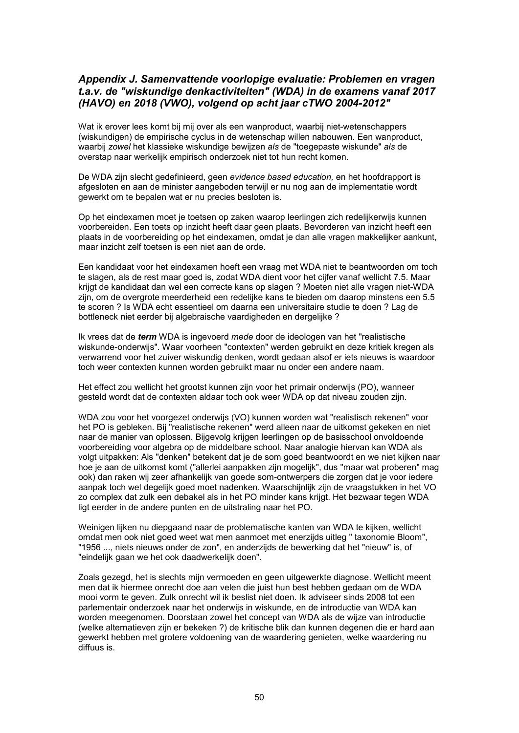### *Appendix J. Samenvattende voorlopige evaluatie: Problemen en vragen t.a.v. de "wiskundige denkactiviteiten" (WDA) in de examens vanaf 2017 (HAVO) en 2018 (VWO), volgend op acht jaar cTWO 2004-2012"*

Wat ik erover lees komt bij mij over als een wanproduct, waarbij niet-wetenschappers (wiskundigen) de empirische cyclus in de wetenschap willen nabouwen. Een wanproduct, waarbij *zowel* het klassieke wiskundige bewijzen *als* de "toegepaste wiskunde" *als* de overstap naar werkelijk empirisch onderzoek niet tot hun recht komen.

De WDA zijn slecht gedefinieerd, geen *evidence based education,* en het hoofdrapport is afgesloten en aan de minister aangeboden terwijl er nu nog aan de implementatie wordt gewerkt om te bepalen wat er nu precies besloten is.

Op het eindexamen moet je toetsen op zaken waarop leerlingen zich redelijkerwijs kunnen voorbereiden. Een toets op inzicht heeft daar geen plaats. Bevorderen van inzicht heeft een plaats in de voorbereiding op het eindexamen, omdat je dan alle vragen makkelijker aankunt, maar inzicht zelf toetsen is een niet aan de orde.

Een kandidaat voor het eindexamen hoeft een vraag met WDA niet te beantwoorden om toch te slagen, als de rest maar goed is, zodat WDA dient voor het cijfer vanaf wellicht 7.5. Maar krijgt de kandidaat dan wel een correcte kans op slagen ? Moeten niet alle vragen niet-WDA zijn, om de overgrote meerderheid een redelijke kans te bieden om daarop minstens een 5.5 te scoren ? Is WDA echt essentieel om daarna een universitaire studie te doen ? Lag de bottleneck niet eerder bij algebraische vaardigheden en dergelijke ?

Ik vrees dat de ***term*** WDA is ingevoerd *mede* door de ideologen van het "realistische wiskunde-onderwijs". Waar voorheen "contexten" werden gebruikt en deze kritiek kregen als verwarrend voor het zuiver wiskundig denken, wordt gedaan alsof er iets nieuws is waardoor toch weer contexten kunnen worden gebruikt maar nu onder een andere naam.

Het effect zou wellicht het grootst kunnen zijn voor het primair onderwijs (PO), wanneer gesteld wordt dat de contexten aldaar toch ook weer WDA op dat niveau zouden zijn.

WDA zou voor het voorgezet onderwijs (VO) kunnen worden wat "realistisch rekenen" voor het PO is gebleken. Bij "realistische rekenen" werd alleen naar de uitkomst gekeken en niet naar de manier van oplossen. Bijgevolg krijgen leerlingen op de basisschool onvoldoende voorbereiding voor algebra op de middelbare school. Naar analogie hiervan kan WDA als volgt uitpakken: Als "denken" betekent dat je de som goed beantwoordt en we niet kijken naar hoe je aan de uitkomst komt ("allerlei aanpakken zijn mogelijk", dus "maar wat proberen" mag ook) dan raken wij zeer afhankelijk van goede som-ontwerpers die zorgen dat je voor iedere aanpak toch wel degelijk goed moet nadenken. Waarschijnlijk zijn de vraagstukken in het VO zo complex dat zulk een debakel als in het PO minder kans krijgt. Het bezwaar tegen WDA ligt eerder in de andere punten en de uitstraling naar het PO.

Weinigen lijken nu diepgaand naar de problematische kanten van WDA te kijken, wellicht omdat men ook niet goed weet wat men aanmoet met enerzijds uitleg " taxonomie Bloom", "1956 ..., niets nieuws onder de zon", en anderzijds de bewerking dat het "nieuw" is, of "eindelijk gaan we het ook daadwerkelijk doen".

Zoals gezegd, het is slechts mijn vermoeden en geen uitgewerkte diagnose. Wellicht meent men dat ik hiermee onrecht doe aan velen die juist hun best hebben gedaan om de WDA mooi vorm te geven. Zulk onrecht wil ik beslist niet doen. Ik adviseer sinds 2008 tot een parlementair onderzoek naar het onderwijs in wiskunde, en de introductie van WDA kan worden meegenomen. Doorstaan zowel het concept van WDA als de wijze van introductie (welke alternatieven zijn er bekeken ?) de kritische blik dan kunnen degenen die er hard aan gewerkt hebben met grotere voldoening van de waardering genieten, welke waardering nu diffuus is.